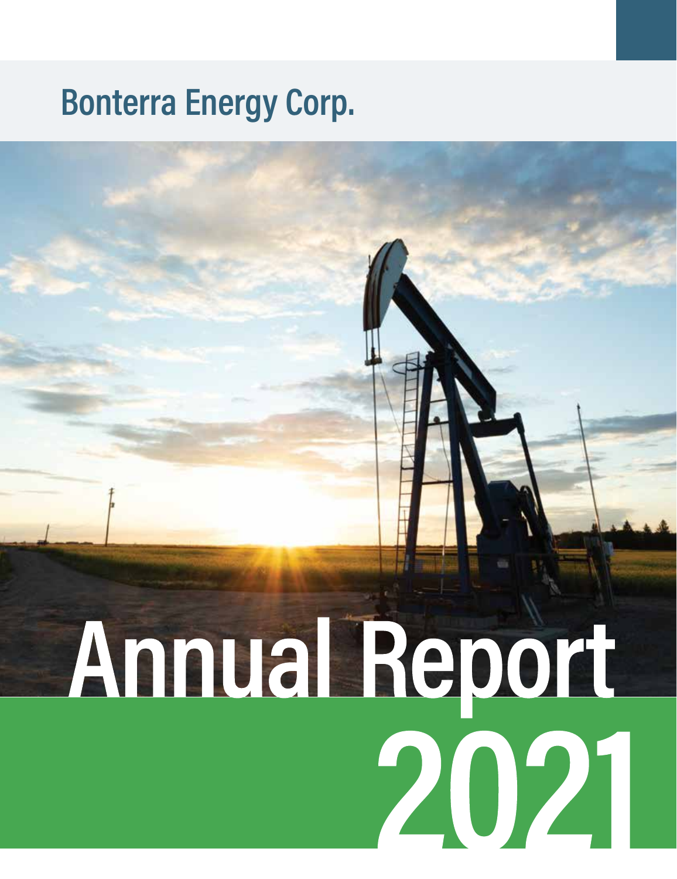# Bonterra Energy Corp.

# Annual Report 2021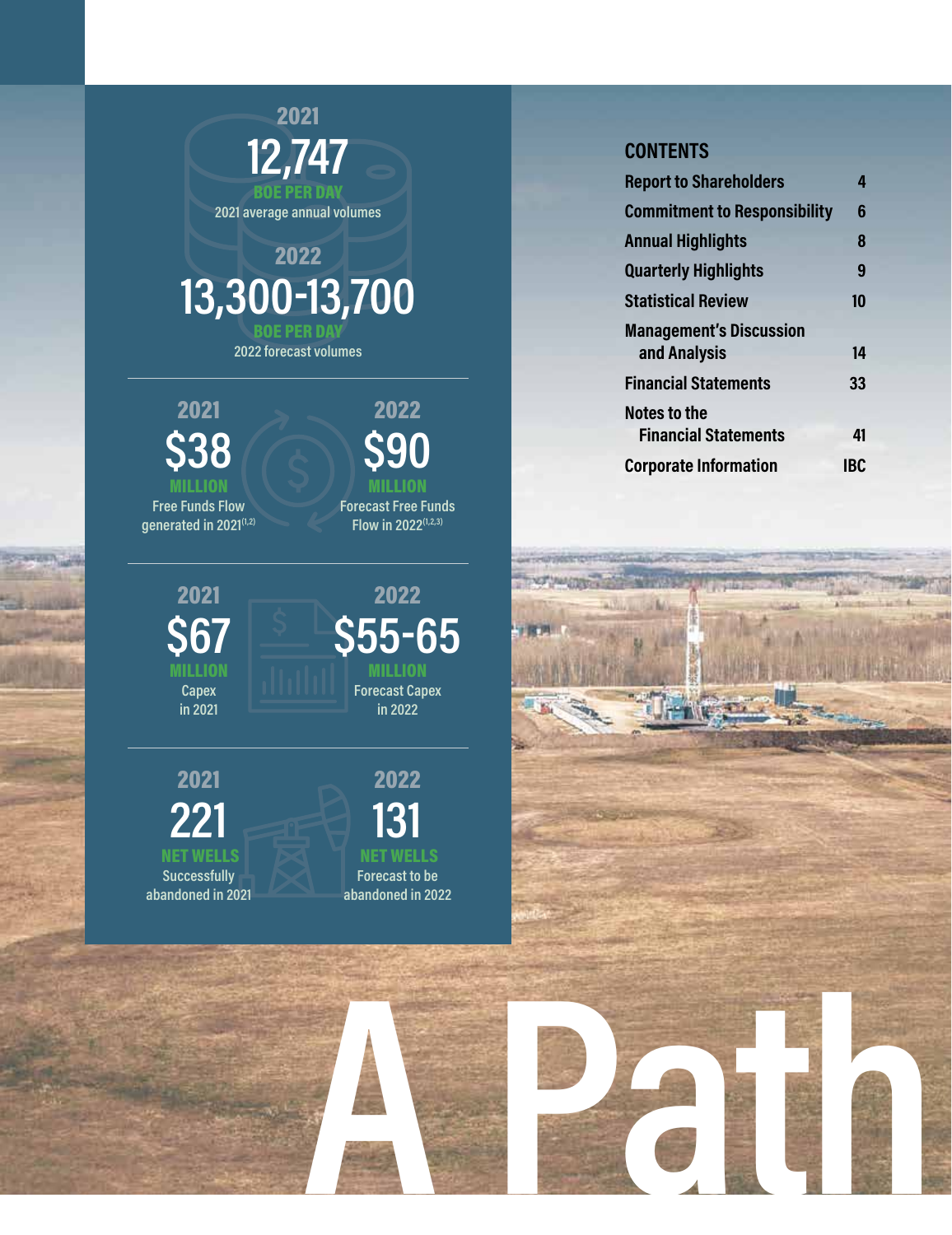**2021**
# 12,747
**BOE PER DAY**
2021 average annual volumes

**2022**
# 13,300-13,700
**BOE PER DAY**
2022 forecast volumes

---

**2021**
## $38
**MILLION**
Free Funds Flow generated in 2021[1,2]

**2022**
## $90
**MILLION**
Forecast Free Funds Flow in 2022[1,2,3]

---

**2021**
## $67
**MILLION**
Capex in 2021

**2022**
## $55-65
**MILLION**
Forecast Capex in 2022

---

**2021**
## 221
**NET WELLS**
Successfully abandoned in 2021

**2022**
## 131
**NET WELLS**
Forecast to be abandoned in 2022

## CONTENTS

| | |
|---|---|
| Report to Shareholders | 4 |
| Commitment to Responsibility | 6 |
| Annual Highlights | 8 |
| Quarterly Highlights | 9 |
| Statistical Review | 10 |
| Management's Discussion and Analysis | 14 |
| Financial Statements | 33 |
| Notes to the Financial Statements | 41 |
| Corporate Information | IBC |

# A Path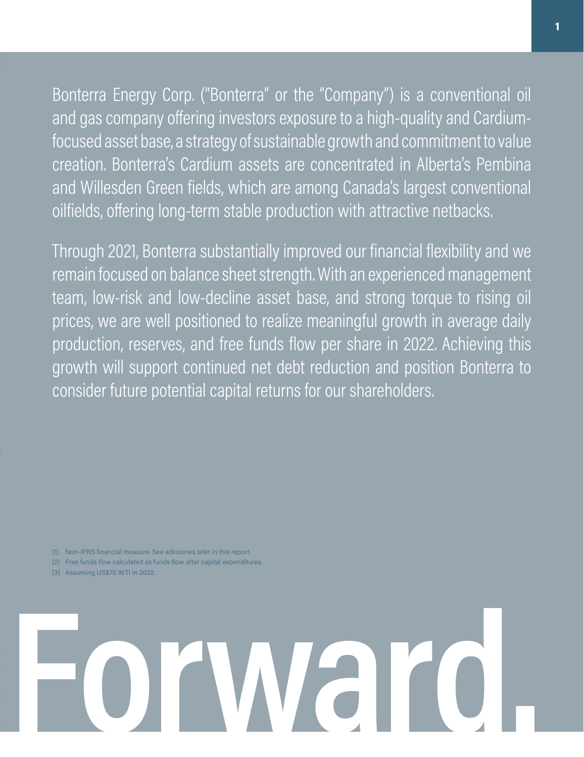Bonterra Energy Corp. ("Bonterra" or the "Company") is a conventional oil and gas company offering investors exposure to a high-quality and Cardium-focused asset base, a strategy of sustainable growth and commitment to value creation. Bonterra's Cardium assets are concentrated in Alberta's Pembina and Willesden Green fields, which are among Canada's largest conventional oilfields, offering long-term stable production with attractive netbacks.

Through 2021, Bonterra substantially improved our financial flexibility and we remain focused on balance sheet strength. With an experienced management team, low-risk and low-decline asset base, and strong torque to rising oil prices, we are well positioned to realize meaningful growth in average daily production, reserves, and free funds flow per share in 2022. Achieving this growth will support continued net debt reduction and position Bonterra to consider future potential capital returns for our shareholders.

(1) Non-IFRS financial measure. See advisories later in this report.

(2) Free funds flow calculated as funds flow after capital expenditures.

(3) Assuming US$70 WTI in 2022.

# Forward.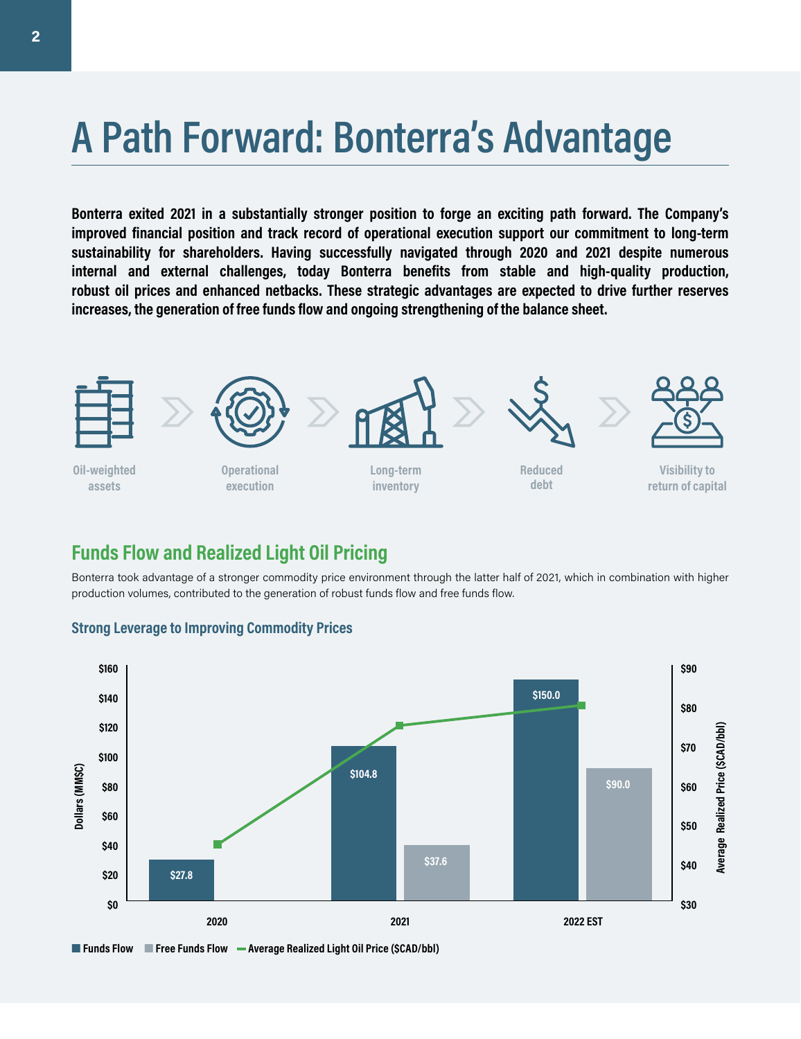# A Path Forward: Bonterra's Advantage

**Bonterra exited 2021 in a substantially stronger position to forge an exciting path forward. The Company's improved financial position and track record of operational execution support our commitment to long-term sustainability for shareholders. Having successfully navigated through 2020 and 2021 despite numerous internal and external challenges, today Bonterra benefits from stable and high-quality production, robust oil prices and enhanced netbacks. These strategic advantages are expected to drive further reserves increases, the generation of free funds flow and ongoing strengthening of the balance sheet.**

Oil-weighted assets › Operational execution › Long-term inventory › Reduced debt › Visibility to return of capital

## Funds Flow and Realized Light Oil Pricing

Bonterra took advantage of a stronger commodity price environment through the latter half of 2021, which in combination with higher production volumes, contributed to the generation of robust funds flow and free funds flow.

### Strong Leverage to Improving Commodity Prices

| | 2020 | 2021 | 2022 EST |
|---|---|---|---|
| Funds Flow (MM$C) | $27.8 | $104.8 | $150.0 |
| Free Funds Flow (MM$C) | | $37.6 | $90.0 |

Funds Flow ■ Free Funds Flow ■ Average Realized Light Oil Price ($CAD/bbl)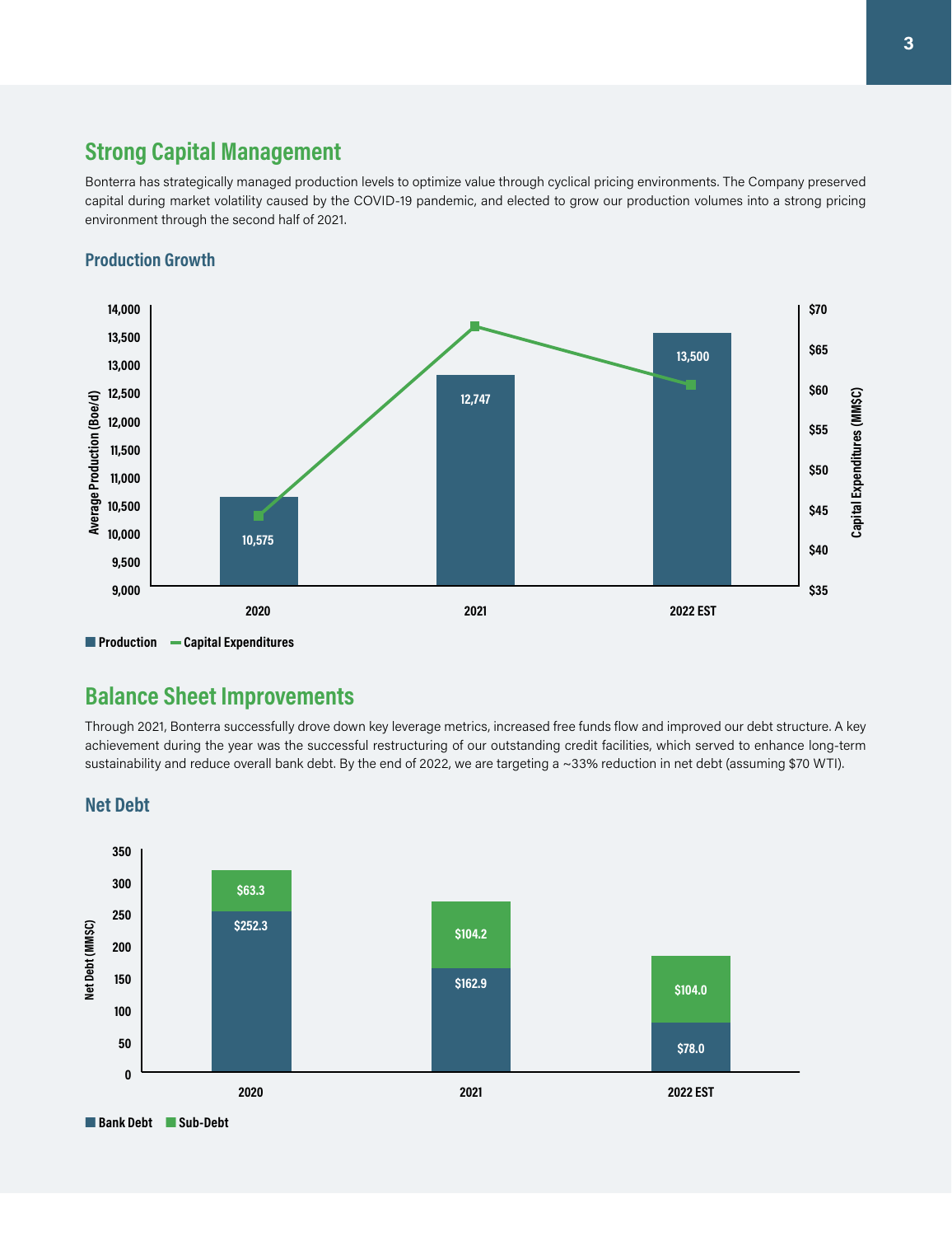## Strong Capital Management

Bonterra has strategically managed production levels to optimize value through cyclical pricing environments. The Company preserved capital during market volatility caused by the COVID-19 pandemic, and elected to grow our production volumes into a strong pricing environment through the second half of 2021.

### Production Growth

| | 2020 | 2021 | 2022 EST |
|---|---|---|---|
| Average Production (Boe/d) | 10,575 | 12,747 | 13,500 |

Production — Capital Expenditures

## Balance Sheet Improvements

Through 2021, Bonterra successfully drove down key leverage metrics, increased free funds flow and improved our debt structure. A key achievement during the year was the successful restructuring of our outstanding credit facilities, which served to enhance long-term sustainability and reduce overall bank debt. By the end of 2022, we are targeting a ~33% reduction in net debt (assuming $70 WTI).

### Net Debt

| Net Debt (MM$C) | 2020 | 2021 | 2022 EST |
|---|---|---|---|
| Bank Debt | $252.3 | $162.9 | $78.0 |
| Sub-Debt | $63.3 | $104.2 | $104.0 |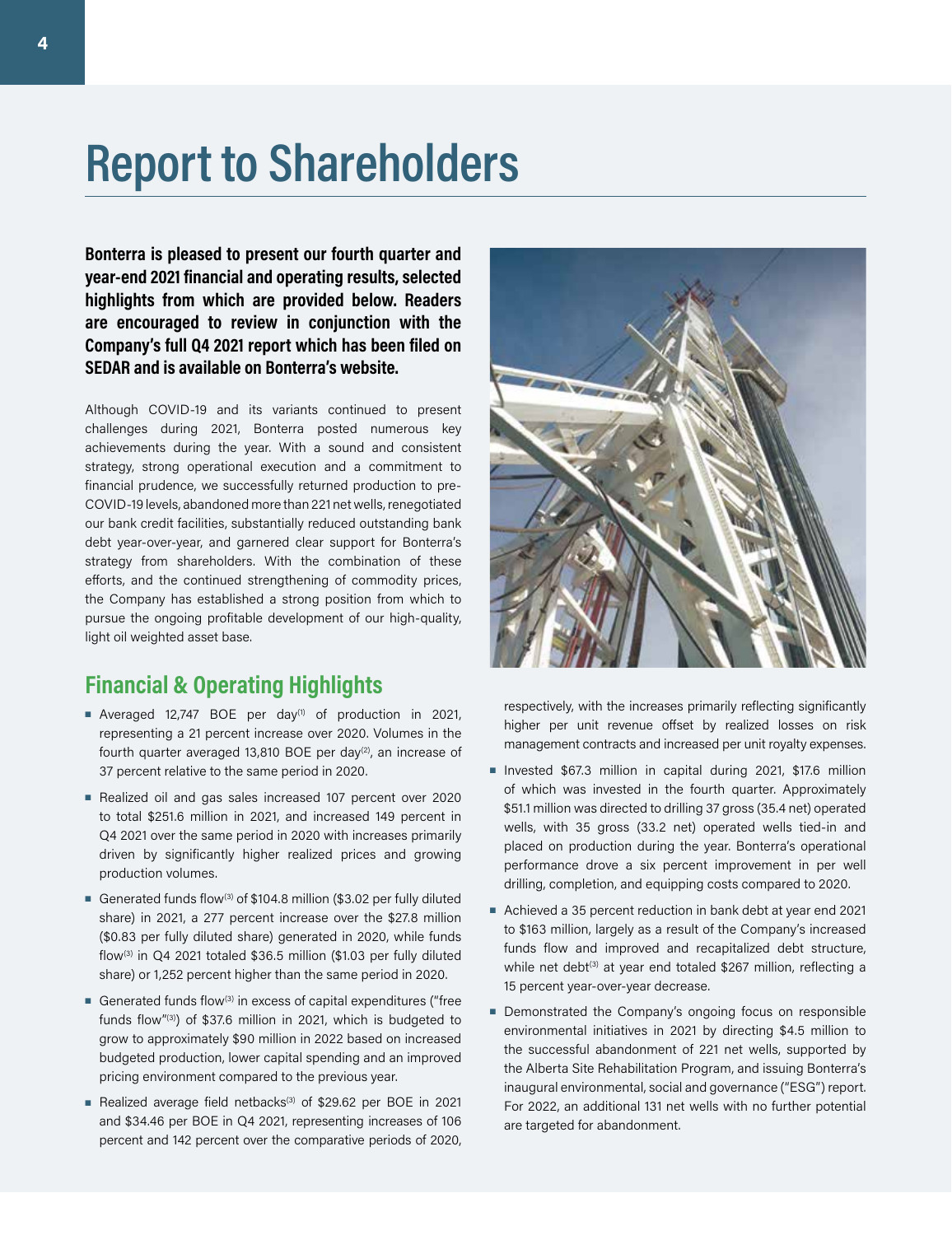# Report to Shareholders

**Bonterra is pleased to present our fourth quarter and year-end 2021 financial and operating results, selected highlights from which are provided below. Readers are encouraged to review in conjunction with the Company's full Q4 2021 report which has been filed on SEDAR and is available on Bonterra's website.**

Although COVID-19 and its variants continued to present challenges during 2021, Bonterra posted numerous key achievements during the year. With a sound and consistent strategy, strong operational execution and a commitment to financial prudence, we successfully returned production to pre-COVID-19 levels, abandoned more than 221 net wells, renegotiated our bank credit facilities, substantially reduced outstanding bank debt year-over-year, and garnered clear support for Bonterra's strategy from shareholders. With the combination of these efforts, and the continued strengthening of commodity prices, the Company has established a strong position from which to pursue the ongoing profitable development of our high-quality, light oil weighted asset base.

## Financial & Operating Highlights

- Averaged 12,747 BOE per day[1] of production in 2021, representing a 21 percent increase over 2020. Volumes in the fourth quarter averaged 13,810 BOE per day[2], an increase of 37 percent relative to the same period in 2020.
- Realized oil and gas sales increased 107 percent over 2020 to total $251.6 million in 2021, and increased 149 percent in Q4 2021 over the same period in 2020 with increases primarily driven by significantly higher realized prices and growing production volumes.
- Generated funds flow[3] of $104.8 million ($3.02 per fully diluted share) in 2021, a 277 percent increase over the $27.8 million ($0.83 per fully diluted share) generated in 2020, while funds flow[3] in Q4 2021 totaled $36.5 million ($1.03 per fully diluted share) or 1,252 percent higher than the same period in 2020.
- Generated funds flow[3] in excess of capital expenditures ("free funds flow"[3]) of $37.6 million in 2021, which is budgeted to grow to approximately $90 million in 2022 based on increased budgeted production, lower capital spending and an improved pricing environment compared to the previous year.
- Realized average field netbacks[3] of $29.62 per BOE in 2021 and $34.46 per BOE in Q4 2021, representing increases of 106 percent and 142 percent over the comparative periods of 2020, respectively, with the increases primarily reflecting significantly higher per unit revenue offset by realized losses on risk management contracts and increased per unit royalty expenses.
- Invested $67.3 million in capital during 2021, $17.6 million of which was invested in the fourth quarter. Approximately $51.1 million was directed to drilling 37 gross (35.4 net) operated wells, with 35 gross (33.2 net) operated wells tied-in and placed on production during the year. Bonterra's operational performance drove a six percent improvement in per well drilling, completion, and equipping costs compared to 2020.
- Achieved a 35 percent reduction in bank debt at year end 2021 to $163 million, largely as a result of the Company's increased funds flow and improved and recapitalized debt structure, while net debt[3] at year end totaled $267 million, reflecting a 15 percent year-over-year decrease.
- Demonstrated the Company's ongoing focus on responsible environmental initiatives in 2021 by directing $4.5 million to the successful abandonment of 221 net wells, supported by the Alberta Site Rehabilitation Program, and issuing Bonterra's inaugural environmental, social and governance ("ESG") report. For 2022, an additional 131 net wells with no further potential are targeted for abandonment.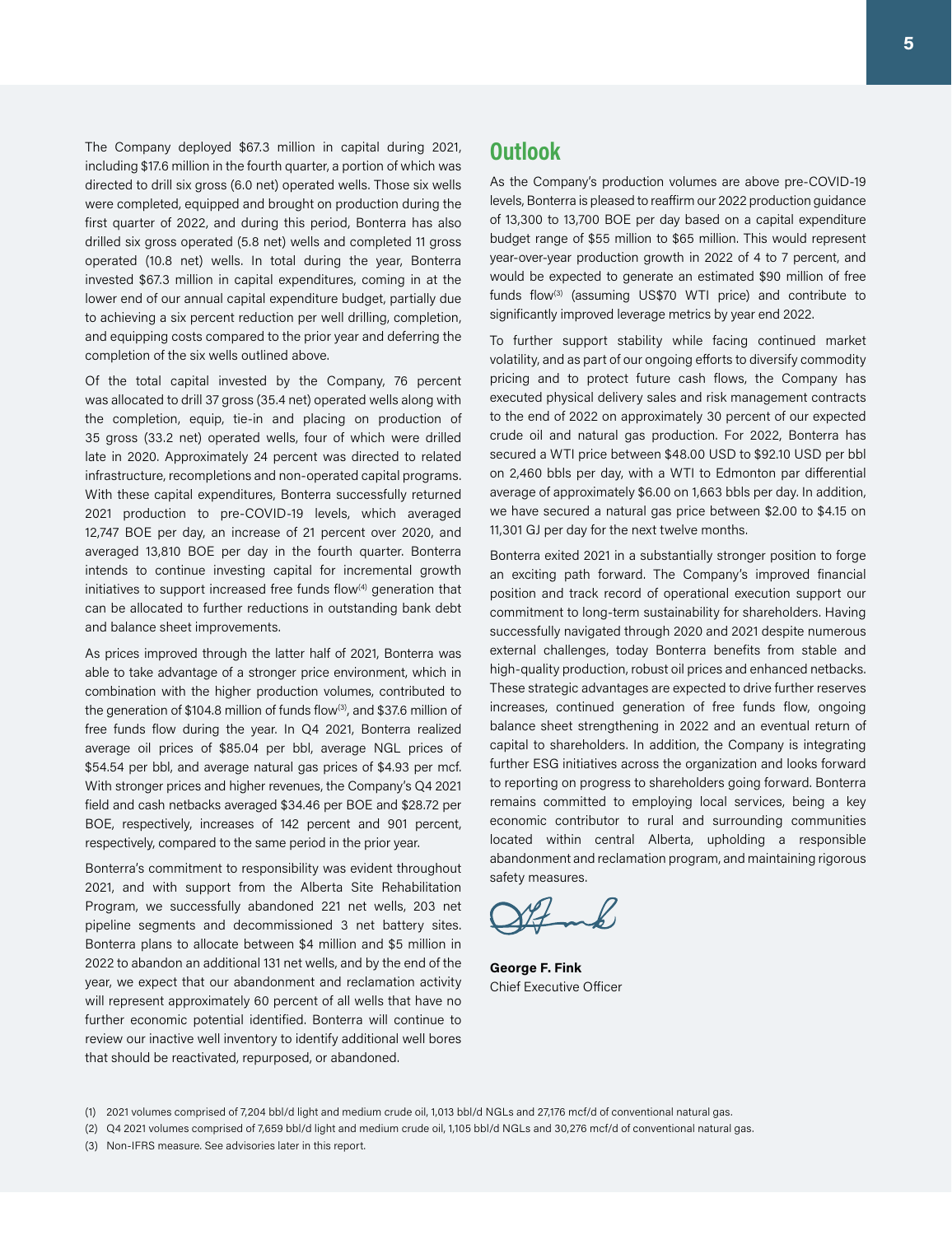The Company deployed $67.3 million in capital during 2021, including $17.6 million in the fourth quarter, a portion of which was directed to drill six gross (6.0 net) operated wells. Those six wells were completed, equipped and brought on production during the first quarter of 2022, and during this period, Bonterra has also drilled six gross operated (5.8 net) wells and completed 11 gross operated (10.8 net) wells. In total during the year, Bonterra invested $67.3 million in capital expenditures, coming in at the lower end of our annual capital expenditure budget, partially due to achieving a six percent reduction per well drilling, completion, and equipping costs compared to the prior year and deferring the completion of the six wells outlined above.

Of the total capital invested by the Company, 76 percent was allocated to drill 37 gross (35.4 net) operated wells along with the completion, equip, tie-in and placing on production of 35 gross (33.2 net) operated wells, four of which were drilled late in 2020. Approximately 24 percent was directed to related infrastructure, recompletions and non-operated capital programs. With these capital expenditures, Bonterra successfully returned 2021 production to pre-COVID-19 levels, which averaged 12,747 BOE per day, an increase of 21 percent over 2020, and averaged 13,810 BOE per day in the fourth quarter. Bonterra intends to continue investing capital for incremental growth initiatives to support increased free funds flow[4] generation that can be allocated to further reductions in outstanding bank debt and balance sheet improvements.

As prices improved through the latter half of 2021, Bonterra was able to take advantage of a stronger price environment, which in combination with the higher production volumes, contributed to the generation of $104.8 million of funds flow[3], and $37.6 million of free funds flow during the year. In Q4 2021, Bonterra realized average oil prices of $85.04 per bbl, average NGL prices of $54.54 per bbl, and average natural gas prices of $4.93 per mcf. With stronger prices and higher revenues, the Company's Q4 2021 field and cash netbacks averaged $34.46 per BOE and $28.72 per BOE, respectively, increases of 142 percent and 901 percent, respectively, compared to the same period in the prior year.

Bonterra's commitment to responsibility was evident throughout 2021, and with support from the Alberta Site Rehabilitation Program, we successfully abandoned 221 net wells, 203 net pipeline segments and decommissioned 3 net battery sites. Bonterra plans to allocate between $4 million and $5 million in 2022 to abandon an additional 131 net wells, and by the end of the year, we expect that our abandonment and reclamation activity will represent approximately 60 percent of all wells that have no further economic potential identified. Bonterra will continue to review our inactive well inventory to identify additional well bores that should be reactivated, repurposed, or abandoned.

## Outlook

As the Company's production volumes are above pre-COVID-19 levels, Bonterra is pleased to reaffirm our 2022 production guidance of 13,300 to 13,700 BOE per day based on a capital expenditure budget range of $55 million to $65 million. This would represent year-over-year production growth in 2022 of 4 to 7 percent, and would be expected to generate an estimated $90 million of free funds flow[3] (assuming US$70 WTI price) and contribute to significantly improved leverage metrics by year end 2022.

To further support stability while facing continued market volatility, and as part of our ongoing efforts to diversify commodity pricing and to protect future cash flows, the Company has executed physical delivery sales and risk management contracts to the end of 2022 on approximately 30 percent of our expected crude oil and natural gas production. For 2022, Bonterra has secured a WTI price between $48.00 USD to $92.10 USD per bbl on 2,460 bbls per day, with a WTI to Edmonton par differential average of approximately $6.00 on 1,663 bbls per day. In addition, we have secured a natural gas price between $2.00 to $4.15 on 11,301 GJ per day for the next twelve months.

Bonterra exited 2021 in a substantially stronger position to forge an exciting path forward. The Company's improved financial position and track record of operational execution support our commitment to long-term sustainability for shareholders. Having successfully navigated through 2020 and 2021 despite numerous external challenges, today Bonterra benefits from stable and high-quality production, robust oil prices and enhanced netbacks. These strategic advantages are expected to drive further reserves increases, continued generation of free funds flow, ongoing balance sheet strengthening in 2022 and an eventual return of capital to shareholders. In addition, the Company is integrating further ESG initiatives across the organization and looks forward to reporting on progress to shareholders going forward. Bonterra remains committed to employing local services, being a key economic contributor to rural and surrounding communities located within central Alberta, upholding a responsible abandonment and reclamation program, and maintaining rigorous safety measures.

**George F. Fink**
Chief Executive Officer

(1) 2021 volumes comprised of 7,204 bbl/d light and medium crude oil, 1,013 bbl/d NGLs and 27,176 mcf/d of conventional natural gas.

(2) Q4 2021 volumes comprised of 7,659 bbl/d light and medium crude oil, 1,105 bbl/d NGLs and 30,276 mcf/d of conventional natural gas.

(3) Non-IFRS measure. See advisories later in this report.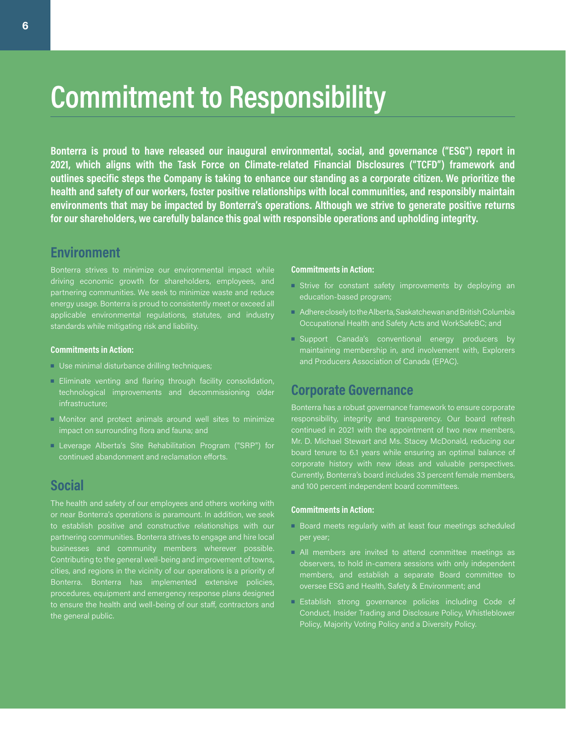# Commitment to Responsibility

**Bonterra is proud to have released our inaugural environmental, social, and governance ("ESG") report in 2021, which aligns with the Task Force on Climate-related Financial Disclosures ("TCFD") framework and outlines specific steps the Company is taking to enhance our standing as a corporate citizen. We prioritize the health and safety of our workers, foster positive relationships with local communities, and responsibly maintain environments that may be impacted by Bonterra's operations. Although we strive to generate positive returns for our shareholders, we carefully balance this goal with responsible operations and upholding integrity.**

## Environment

Bonterra strives to minimize our environmental impact while driving economic growth for shareholders, employees, and partnering communities. We seek to minimize waste and reduce energy usage. Bonterra is proud to consistently meet or exceed all applicable environmental regulations, statutes, and industry standards while mitigating risk and liability.

#### Commitments in Action:

- Use minimal disturbance drilling techniques;
- Eliminate venting and flaring through facility consolidation, technological improvements and decommissioning older infrastructure;
- Monitor and protect animals around well sites to minimize impact on surrounding flora and fauna; and
- Leverage Alberta's Site Rehabilitation Program ("SRP") for continued abandonment and reclamation efforts.

## Social

The health and safety of our employees and others working with or near Bonterra's operations is paramount. In addition, we seek to establish positive and constructive relationships with our partnering communities. Bonterra strives to engage and hire local businesses and community members wherever possible. Contributing to the general well-being and improvement of towns, cities, and regions in the vicinity of our operations is a priority of Bonterra. Bonterra has implemented extensive policies, procedures, equipment and emergency response plans designed to ensure the health and well-being of our staff, contractors and the general public.

#### Commitments in Action:

- Strive for constant safety improvements by deploying an education-based program;
- Adhere closely to the Alberta, Saskatchewan and British Columbia Occupational Health and Safety Acts and WorkSafeBC; and
- Support Canada's conventional energy producers by maintaining membership in, and involvement with, Explorers and Producers Association of Canada (EPAC).

## Corporate Governance

Bonterra has a robust governance framework to ensure corporate responsibility, integrity and transparency. Our board refresh continued in 2021 with the appointment of two new members, Mr. D. Michael Stewart and Ms. Stacey McDonald, reducing our board tenure to 6.1 years while ensuring an optimal balance of corporate history with new ideas and valuable perspectives. Currently, Bonterra's board includes 33 percent female members, and 100 percent independent board committees.

#### Commitments in Action:

- Board meets regularly with at least four meetings scheduled per year;
- All members are invited to attend committee meetings as observers, to hold in-camera sessions with only independent members, and establish a separate Board committee to oversee ESG and Health, Safety & Environment; and
- Establish strong governance policies including Code of Conduct, Insider Trading and Disclosure Policy, Whistleblower Policy, Majority Voting Policy and a Diversity Policy.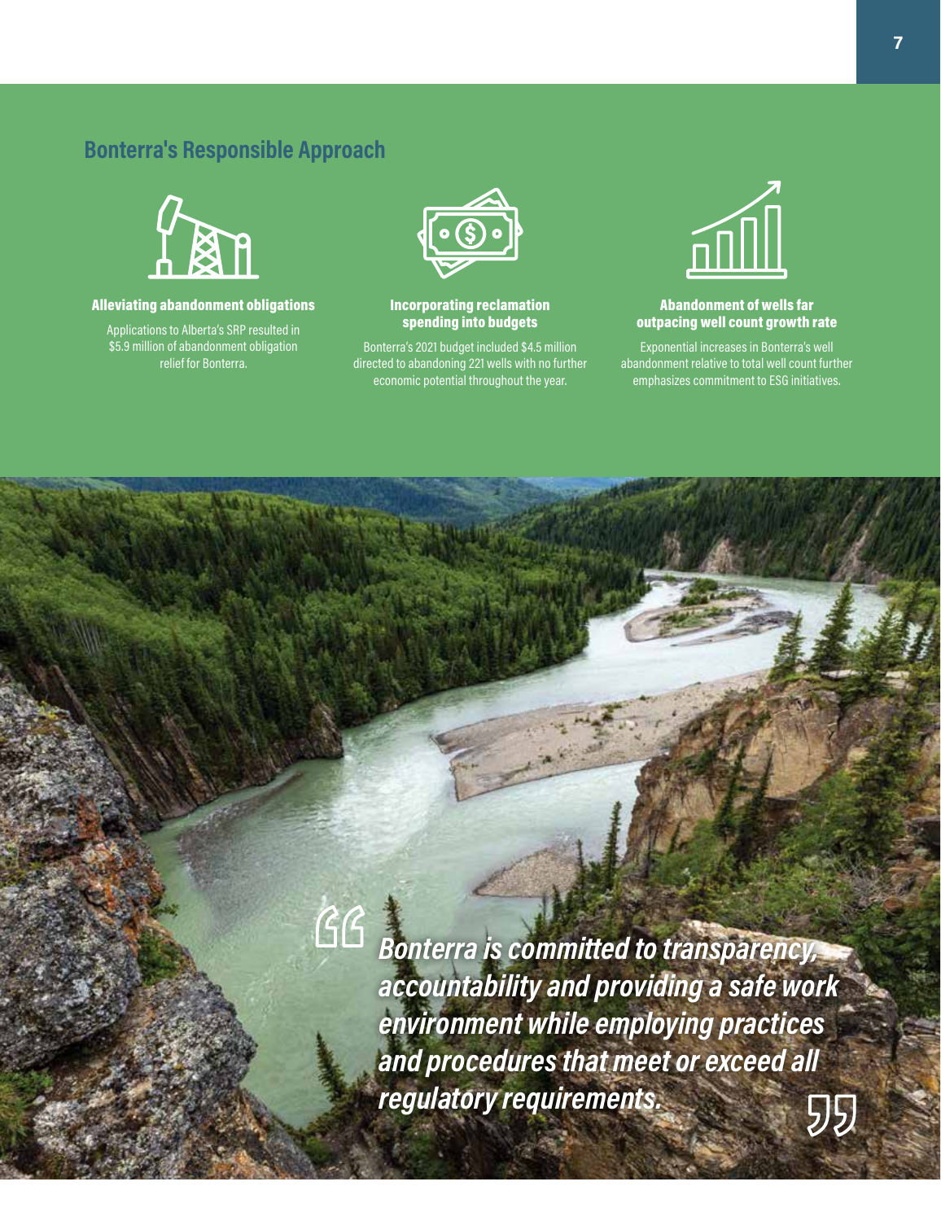## Bonterra's Responsible Approach

**Alleviating abandonment obligations**

Applications to Alberta's SRP resulted in $5.9 million of abandonment obligation relief for Bonterra.

**Incorporating reclamation spending into budgets**

Bonterra's 2021 budget included $4.5 million directed to abandoning 221 wells with no further economic potential throughout the year.

**Abandonment of wells far outpacing well count growth rate**

Exponential increases in Bonterra's well abandonment relative to total well count further emphasizes commitment to ESG initiatives.

> ***Bonterra is committed to transparency, accountability and providing a safe work environment while employing practices and procedures that meet or exceed all regulatory requirements.***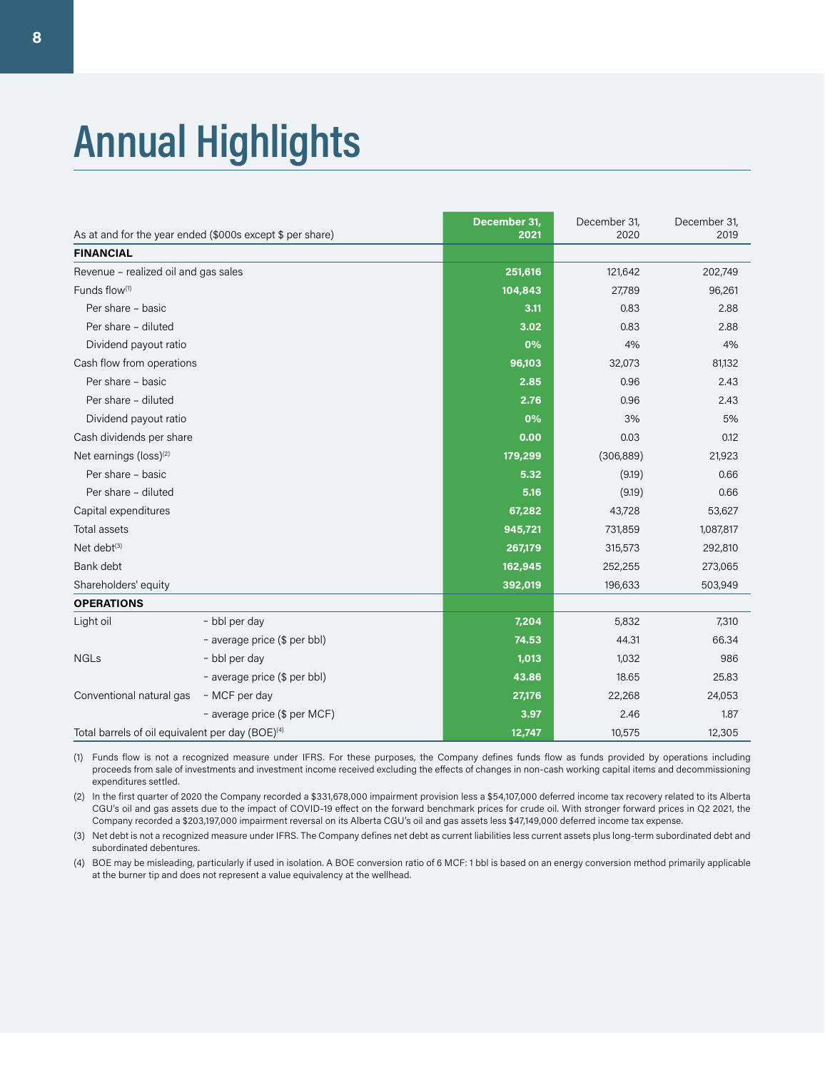# Annual Highlights

| As at and for the year ended ($000s except $ per share) | | December 31, 2021 | December 31, 2020 | December 31, 2019 |
|---|---|---|---|---|
| **FINANCIAL** | | | | |
| Revenue – realized oil and gas sales | | **251,616** | 121,642 | 202,749 |
| Funds flow[1] | | **104,843** | 27,789 | 96,261 |
| Per share – basic | | **3.11** | 0.83 | 2.88 |
| Per share – diluted | | **3.02** | 0.83 | 2.88 |
| Dividend payout ratio | | **0%** | 4% | 4% |
| Cash flow from operations | | **96,103** | 32,073 | 81,132 |
| Per share – basic | | **2.85** | 0.96 | 2.43 |
| Per share – diluted | | **2.76** | 0.96 | 2.43 |
| Dividend payout ratio | | **0%** | 3% | 5% |
| Cash dividends per share | | **0.00** | 0.03 | 0.12 |
| Net earnings (loss)[2] | | **179,299** | (306,889) | 21,923 |
| Per share – basic | | **5.32** | (9.19) | 0.66 |
| Per share – diluted | | **5.16** | (9.19) | 0.66 |
| Capital expenditures | | **67,282** | 43,728 | 53,627 |
| Total assets | | **945,721** | 731,859 | 1,087,817 |
| Net debt[3] | | **267,179** | 315,573 | 292,810 |
| Bank debt | | **162,945** | 252,255 | 273,065 |
| Shareholders' equity | | **392,019** | 196,633 | 503,949 |
| **OPERATIONS** | | | | |
| Light oil | – bbl per day | **7,204** | 5,832 | 7,310 |
| | – average price ($ per bbl) | **74.53** | 44.31 | 66.34 |
| NGLs | – bbl per day | **1,013** | 1,032 | 986 |
| | – average price ($ per bbl) | **43.86** | 18.65 | 25.83 |
| Conventional natural gas | – MCF per day | **27,176** | 22,268 | 24,053 |
| | – average price ($ per MCF) | **3.97** | 2.46 | 1.87 |
| Total barrels of oil equivalent per day (BOE)[4] | | **12,747** | 10,575 | 12,305 |

(1) Funds flow is not a recognized measure under IFRS. For these purposes, the Company defines funds flow as funds provided by operations including proceeds from sale of investments and investment income received excluding the effects of changes in non-cash working capital items and decommissioning expenditures settled.

(2) In the first quarter of 2020 the Company recorded a $331,678,000 impairment provision less a $54,107,000 deferred income tax recovery related to its Alberta CGU's oil and gas assets due to the impact of COVID-19 effect on the forward benchmark prices for crude oil. With stronger forward prices in Q2 2021, the Company recorded a $203,197,000 impairment reversal on its Alberta CGU's oil and gas assets less $47,149,000 deferred income tax expense.

(3) Net debt is not a recognized measure under IFRS. The Company defines net debt as current liabilities less current assets plus long-term subordinated debt and subordinated debentures.

(4) BOE may be misleading, particularly if used in isolation. A BOE conversion ratio of 6 MCF: 1 bbl is based on an energy conversion method primarily applicable at the burner tip and does not represent a value equivalency at the wellhead.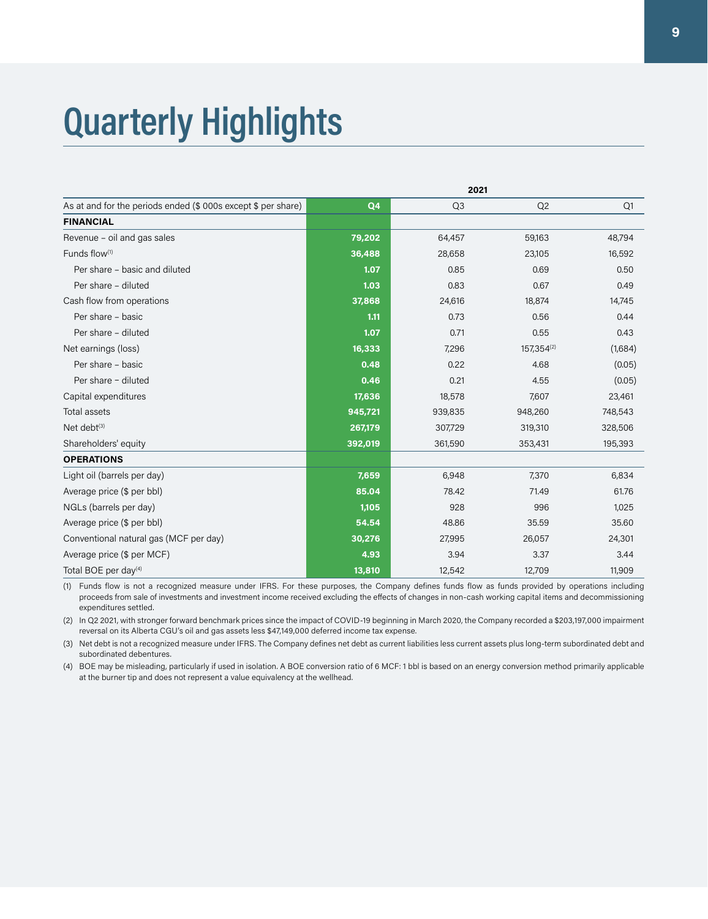# Quarterly Highlights

| | 2021 | | | |
|---|---|---|---|---|
| As at and for the periods ended ($ 000s except $ per share) | Q4 | Q3 | Q2 | Q1 |
| **FINANCIAL** | | | | |
| Revenue – oil and gas sales | **79,202** | 64,457 | 59,163 | 48,794 |
| Funds flow[1] | **36,488** | 28,658 | 23,105 | 16,592 |
| Per share – basic and diluted | **1.07** | 0.85 | 0.69 | 0.50 |
| Per share – diluted | **1.03** | 0.83 | 0.67 | 0.49 |
| Cash flow from operations | **37,868** | 24,616 | 18,874 | 14,745 |
| Per share – basic | **1.11** | 0.73 | 0.56 | 0.44 |
| Per share – diluted | **1.07** | 0.71 | 0.55 | 0.43 |
| Net earnings (loss) | **16,333** | 7,296 | 157,354[2] | (1,684) |
| Per share – basic | **0.48** | 0.22 | 4.68 | (0.05) |
| Per share – diluted | **0.46** | 0.21 | 4.55 | (0.05) |
| Capital expenditures | **17,636** | 18,578 | 7,607 | 23,461 |
| Total assets | **945,721** | 939,835 | 948,260 | 748,543 |
| Net debt[3] | **267,179** | 307,729 | 319,310 | 328,506 |
| Shareholders' equity | **392,019** | 361,590 | 353,431 | 195,393 |
| **OPERATIONS** | | | | |
| Light oil (barrels per day) | **7,659** | 6,948 | 7,370 | 6,834 |
| Average price ($ per bbl) | **85.04** | 78.42 | 71.49 | 61.76 |
| NGLs (barrels per day) | **1,105** | 928 | 996 | 1,025 |
| Average price ($ per bbl) | **54.54** | 48.86 | 35.59 | 35.60 |
| Conventional natural gas (MCF per day) | **30,276** | 27,995 | 26,057 | 24,301 |
| Average price ($ per MCF) | **4.93** | 3.94 | 3.37 | 3.44 |
| Total BOE per day[4] | **13,810** | 12,542 | 12,709 | 11,909 |

(1) Funds flow is not a recognized measure under IFRS. For these purposes, the Company defines funds flow as funds provided by operations including proceeds from sale of investments and investment income received excluding the effects of changes in non-cash working capital items and decommissioning expenditures settled.

(2) In Q2 2021, with stronger forward benchmark prices since the impact of COVID-19 beginning in March 2020, the Company recorded a $203,197,000 impairment reversal on its Alberta CGU's oil and gas assets less $47,149,000 deferred income tax expense.

(3) Net debt is not a recognized measure under IFRS. The Company defines net debt as current liabilities less current assets plus long-term subordinated debt and subordinated debentures.

(4) BOE may be misleading, particularly if used in isolation. A BOE conversion ratio of 6 MCF: 1 bbl is based on an energy conversion method primarily applicable at the burner tip and does not represent a value equivalency at the wellhead.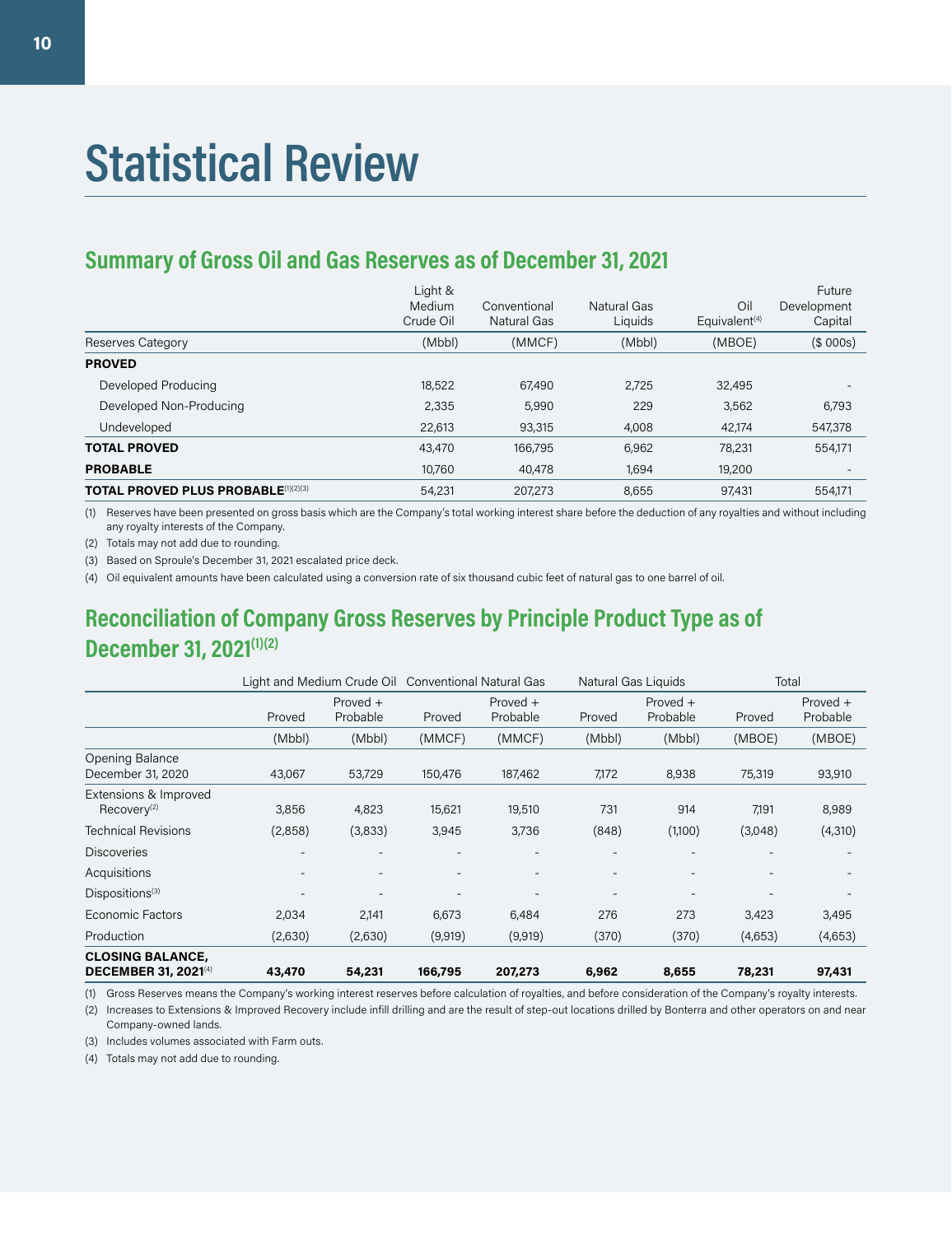# Statistical Review

## Summary of Gross Oil and Gas Reserves as of December 31, 2021

| Reserves Category | Light & Medium Crude Oil (Mbbl) | Conventional Natural Gas (MMCF) | Natural Gas Liquids (Mbbl) | Oil Equivalent[4] (MBOE) | Future Development Capital ($ 000s) |
|---|---|---|---|---|---|
| **PROVED** | | | | | |
| Developed Producing | 18,522 | 67,490 | 2,725 | 32,495 | - |
| Developed Non-Producing | 2,335 | 5,990 | 229 | 3,562 | 6,793 |
| Undeveloped | 22,613 | 93,315 | 4,008 | 42,174 | 547,378 |
| **TOTAL PROVED** | 43,470 | 166,795 | 6,962 | 78,231 | 554,171 |
| **PROBABLE** | 10,760 | 40,478 | 1,694 | 19,200 | - |
| **TOTAL PROVED PLUS PROBABLE**[1][2][3] | 54,231 | 207,273 | 8,655 | 97,431 | 554,171 |

(1) Reserves have been presented on gross basis which are the Company's total working interest share before the deduction of any royalties and without including any royalty interests of the Company.

(2) Totals may not add due to rounding.

(3) Based on Sproule's December 31, 2021 escalated price deck.

(4) Oil equivalent amounts have been calculated using a conversion rate of six thousand cubic feet of natural gas to one barrel of oil.

## Reconciliation of Company Gross Reserves by Principle Product Type as of December 31, 2021[1][2]

| | Light and Medium Crude Oil | | Conventional Natural Gas | | Natural Gas Liquids | | Total | |
|---|---|---|---|---|---|---|---|---|
| | Proved | Proved + Probable | Proved | Proved + Probable | Proved | Proved + Probable | Proved | Proved + Probable |
| | (Mbbl) | (Mbbl) | (MMCF) | (MMCF) | (Mbbl) | (Mbbl) | (MBOE) | (MBOE) |
| Opening Balance December 31, 2020 | 43,067 | 53,729 | 150,476 | 187,462 | 7,172 | 8,938 | 75,319 | 93,910 |
| Extensions & Improved Recovery[2] | 3,856 | 4,823 | 15,621 | 19,510 | 731 | 914 | 7,191 | 8,989 |
| Technical Revisions | (2,858) | (3,833) | 3,945 | 3,736 | (848) | (1,100) | (3,048) | (4,310) |
| Discoveries | - | - | - | - | - | - | - | - |
| Acquisitions | - | - | - | - | - | - | - | - |
| Dispositions[3] | - | - | - | - | - | - | - | - |
| Economic Factors | 2,034 | 2,141 | 6,673 | 6,484 | 276 | 273 | 3,423 | 3,495 |
| Production | (2,630) | (2,630) | (9,919) | (9,919) | (370) | (370) | (4,653) | (4,653) |
| **CLOSING BALANCE, DECEMBER 31, 2021**[4] | **43,470** | **54,231** | **166,795** | **207,273** | **6,962** | **8,655** | **78,231** | **97,431** |

(1) Gross Reserves means the Company's working interest reserves before calculation of royalties, and before consideration of the Company's royalty interests.

(2) Increases to Extensions & Improved Recovery include infill drilling and are the result of step-out locations drilled by Bonterra and other operators on and near Company-owned lands.

(3) Includes volumes associated with Farm outs.

(4) Totals may not add due to rounding.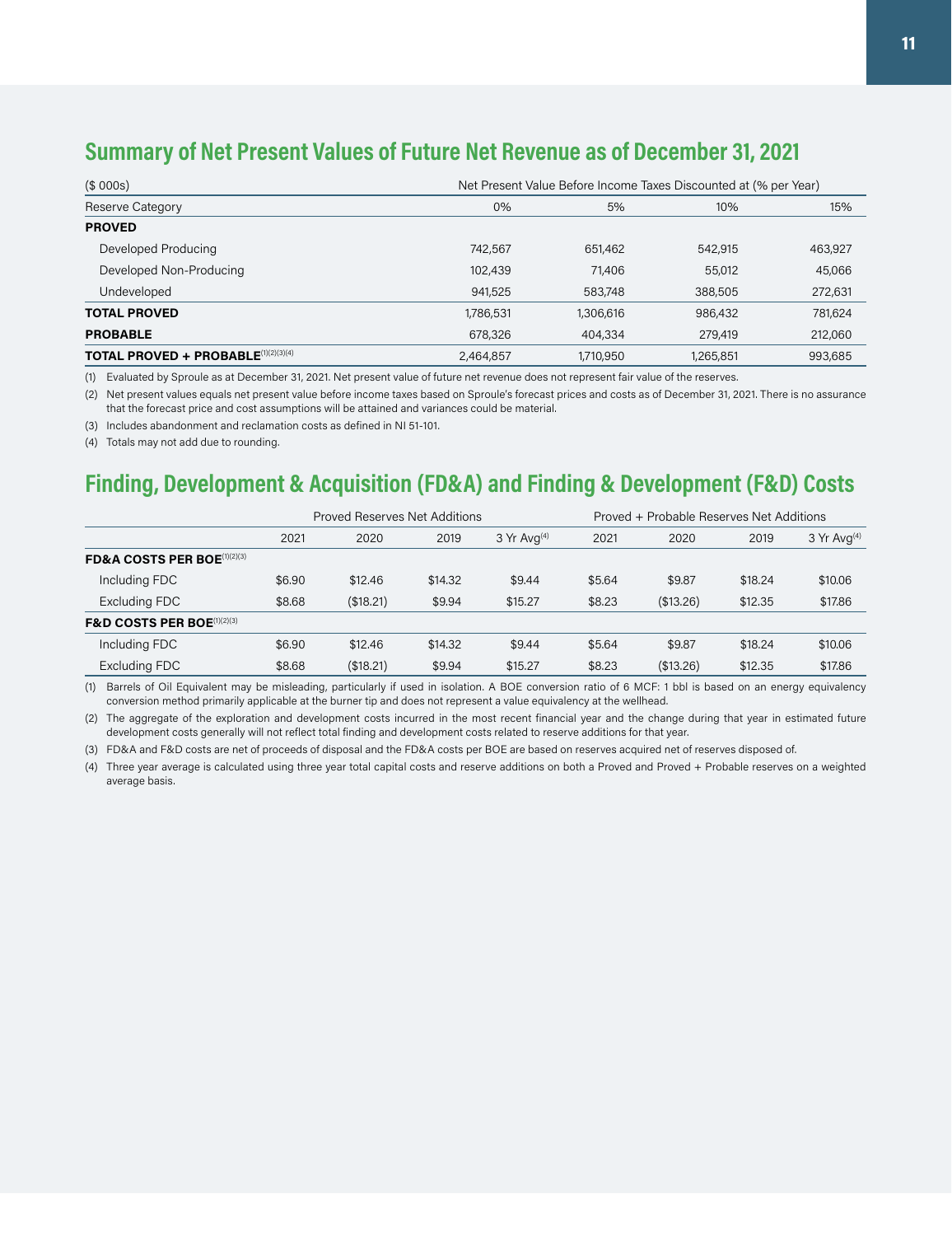## Summary of Net Present Values of Future Net Revenue as of December 31, 2021

| ($ 000s) | Net Present Value Before Income Taxes Discounted at (% per Year) | | | |
|---|---|---|---|---|
| Reserve Category | 0% | 5% | 10% | 15% |
| **PROVED** | | | | |
| Developed Producing | 742,567 | 651,462 | 542,915 | 463,927 |
| Developed Non-Producing | 102,439 | 71,406 | 55,012 | 45,066 |
| Undeveloped | 941,525 | 583,748 | 388,505 | 272,631 |
| **TOTAL PROVED** | 1,786,531 | 1,306,616 | 986,432 | 781,624 |
| **PROBABLE** | 678,326 | 404,334 | 279,419 | 212,060 |
| **TOTAL PROVED + PROBABLE**[(1)(2)(3)(4)] | 2,464,857 | 1,710,950 | 1,265,851 | 993,685 |

(1) Evaluated by Sproule as at December 31, 2021. Net present value of future net revenue does not represent fair value of the reserves.

(2) Net present values equals net present value before income taxes based on Sproule's forecast prices and costs as of December 31, 2021. There is no assurance that the forecast price and cost assumptions will be attained and variances could be material.

(3) Includes abandonment and reclamation costs as defined in NI 51-101.

(4) Totals may not add due to rounding.

## Finding, Development & Acquisition (FD&A) and Finding & Development (F&D) Costs

| | Proved Reserves Net Additions | | | | Proved + Probable Reserves Net Additions | | | |
|---|---|---|---|---|---|---|---|---|
| | 2021 | 2020 | 2019 | 3 Yr Avg[(4)] | 2021 | 2020 | 2019 | 3 Yr Avg[(4)] |
| **FD&A COSTS PER BOE**[(1)(2)(3)] | | | | | | | | |
| Including FDC | $6.90 | $12.46 | $14.32 | $9.44 | $5.64 | $9.87 | $18.24 | $10.06 |
| Excluding FDC | $8.68 | ($18.21) | $9.94 | $15.27 | $8.23 | ($13.26) | $12.35 | $17.86 |
| **F&D COSTS PER BOE**[(1)(2)(3)] | | | | | | | | |
| Including FDC | $6.90 | $12.46 | $14.32 | $9.44 | $5.64 | $9.87 | $18.24 | $10.06 |
| Excluding FDC | $8.68 | ($18.21) | $9.94 | $15.27 | $8.23 | ($13.26) | $12.35 | $17.86 |

(1) Barrels of Oil Equivalent may be misleading, particularly if used in isolation. A BOE conversion ratio of 6 MCF: 1 bbl is based on an energy equivalency conversion method primarily applicable at the burner tip and does not represent a value equivalency at the wellhead.

(2) The aggregate of the exploration and development costs incurred in the most recent financial year and the change during that year in estimated future development costs generally will not reflect total finding and development costs related to reserve additions for that year.

(3) FD&A and F&D costs are net of proceeds of disposal and the FD&A costs per BOE are based on reserves acquired net of reserves disposed of.

(4) Three year average is calculated using three year total capital costs and reserve additions on both a Proved and Proved + Probable reserves on a weighted average basis.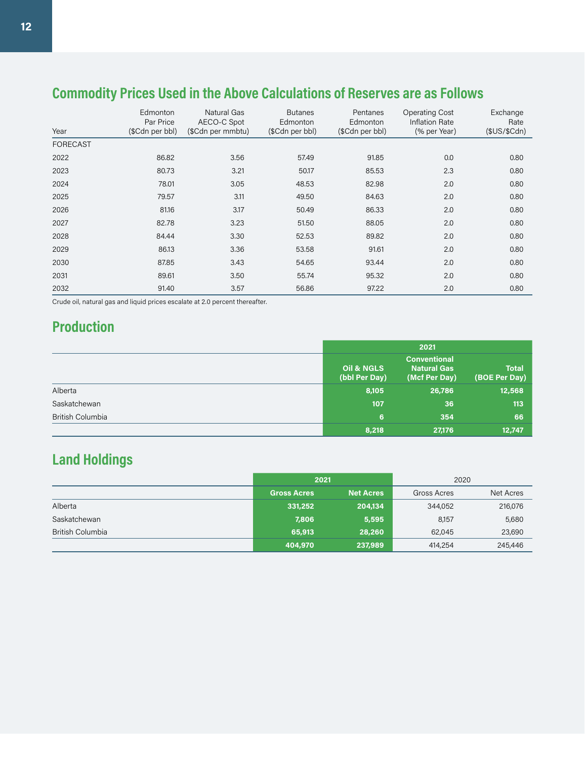## Commodity Prices Used in the Above Calculations of Reserves are as Follows

| Year | Edmonton Par Price ($Cdn per bbl) | Natural Gas AECO-C Spot ($Cdn per mmbtu) | Butanes Edmonton ($Cdn per bbl) | Pentanes Edmonton ($Cdn per bbl) | Operating Cost Inflation Rate (% per Year) | Exchange Rate ($US/$Cdn) |
|---|---|---|---|---|---|---|
| FORECAST | | | | | | |
| 2022 | 86.82 | 3.56 | 57.49 | 91.85 | 0.0 | 0.80 |
| 2023 | 80.73 | 3.21 | 50.17 | 85.53 | 2.3 | 0.80 |
| 2024 | 78.01 | 3.05 | 48.53 | 82.98 | 2.0 | 0.80 |
| 2025 | 79.57 | 3.11 | 49.50 | 84.63 | 2.0 | 0.80 |
| 2026 | 81.16 | 3.17 | 50.49 | 86.33 | 2.0 | 0.80 |
| 2027 | 82.78 | 3.23 | 51.50 | 88.05 | 2.0 | 0.80 |
| 2028 | 84.44 | 3.30 | 52.53 | 89.82 | 2.0 | 0.80 |
| 2029 | 86.13 | 3.36 | 53.58 | 91.61 | 2.0 | 0.80 |
| 2030 | 87.85 | 3.43 | 54.65 | 93.44 | 2.0 | 0.80 |
| 2031 | 89.61 | 3.50 | 55.74 | 95.32 | 2.0 | 0.80 |
| 2032 | 91.40 | 3.57 | 56.86 | 97.22 | 2.0 | 0.80 |

Crude oil, natural gas and liquid prices escalate at 2.0 percent thereafter.

## Production

| | 2021 | | |
|---|---|---|---|
| | **Oil & NGLS (bbl Per Day)** | **Conventional Natural Gas (Mcf Per Day)** | **Total (BOE Per Day)** |
| Alberta | **8,105** | **26,786** | **12,568** |
| Saskatchewan | **107** | **36** | **113** |
| British Columbia | **6** | **354** | **66** |
| | **8,218** | **27,176** | **12,747** |

## Land Holdings

| | 2021 | | 2020 | |
|---|---|---|---|---|
| | **Gross Acres** | **Net Acres** | Gross Acres | Net Acres |
| Alberta | **331,252** | **204,134** | 344,052 | 216,076 |
| Saskatchewan | **7,806** | **5,595** | 8,157 | 5,680 |
| British Columbia | **65,913** | **28,260** | 62,045 | 23,690 |
| | **404,970** | **237,989** | 414,254 | 245,446 |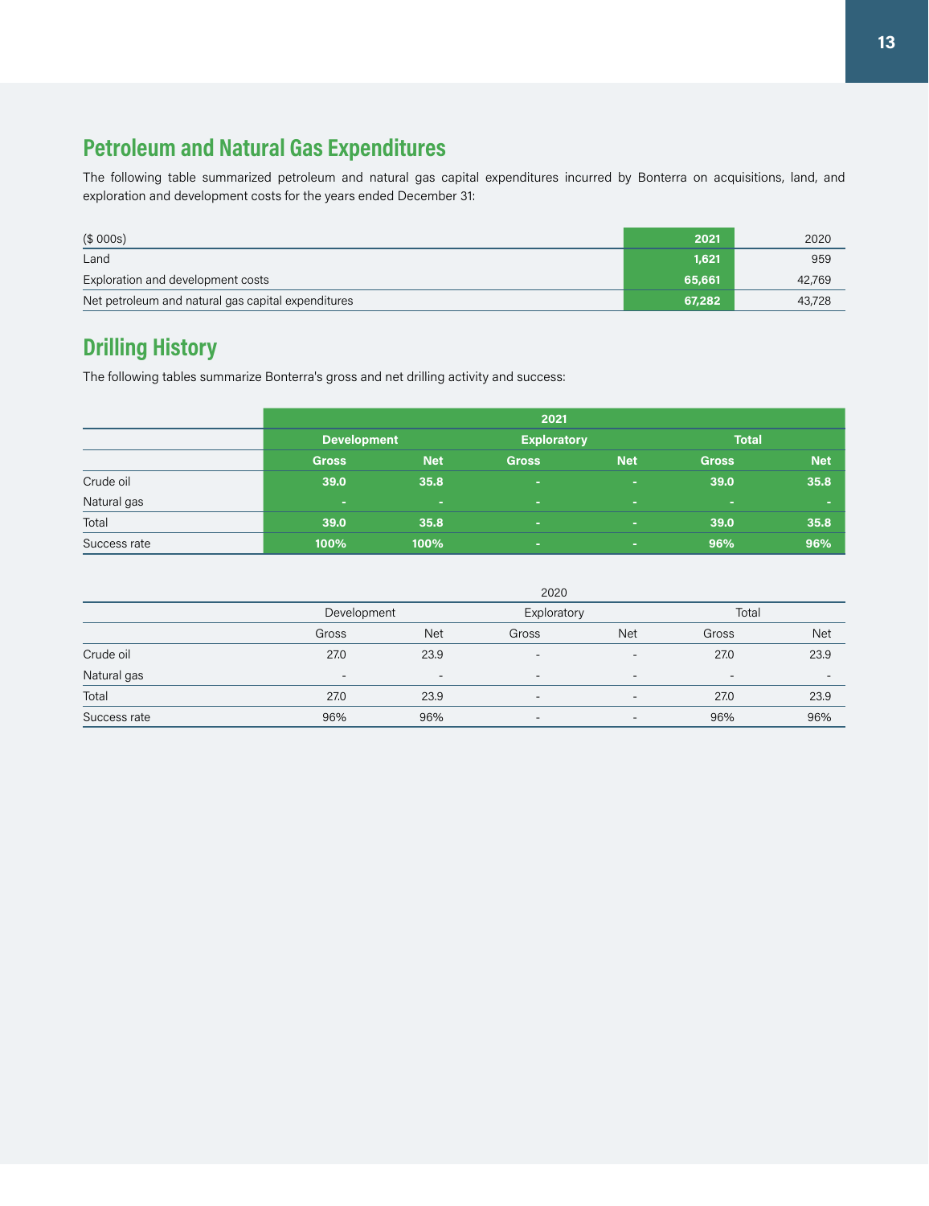## Petroleum and Natural Gas Expenditures

The following table summarized petroleum and natural gas capital expenditures incurred by Bonterra on acquisitions, land, and exploration and development costs for the years ended December 31:

| ($ 000s) | 2021 | 2020 |
|---|---|---|
| Land | 1,621 | 959 |
| Exploration and development costs | 65,661 | 42,769 |
| Net petroleum and natural gas capital expenditures | 67,282 | 43,728 |

## Drilling History

The following tables summarize Bonterra's gross and net drilling activity and success:

| | 2021 | | | | | |
|---|---|---|---|---|---|---|
| | Development | | Exploratory | | Total | |
| | Gross | Net | Gross | Net | Gross | Net |
| Crude oil | 39.0 | 35.8 | - | - | 39.0 | 35.8 |
| Natural gas | - | - | - | - | - | - |
| Total | 39.0 | 35.8 | - | - | 39.0 | 35.8 |
| Success rate | 100% | 100% | - | - | 96% | 96% |

| | 2020 | | | | | |
|---|---|---|---|---|---|---|
| | Development | | Exploratory | | Total | |
| | Gross | Net | Gross | Net | Gross | Net |
| Crude oil | 27.0 | 23.9 | - | - | 27.0 | 23.9 |
| Natural gas | - | - | - | - | - | - |
| Total | 27.0 | 23.9 | - | - | 27.0 | 23.9 |
| Success rate | 96% | 96% | - | - | 96% | 96% |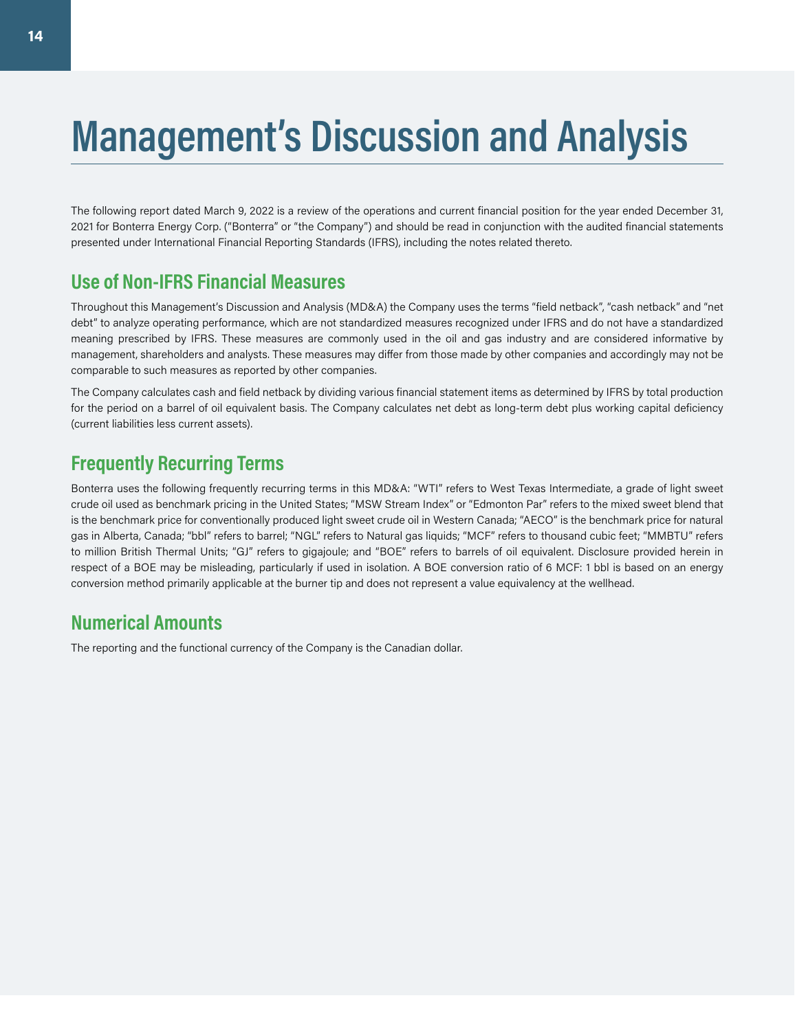# Management's Discussion and Analysis

The following report dated March 9, 2022 is a review of the operations and current financial position for the year ended December 31, 2021 for Bonterra Energy Corp. ("Bonterra" or "the Company") and should be read in conjunction with the audited financial statements presented under International Financial Reporting Standards (IFRS), including the notes related thereto.

## Use of Non-IFRS Financial Measures

Throughout this Management's Discussion and Analysis (MD&A) the Company uses the terms "field netback", "cash netback" and "net debt" to analyze operating performance, which are not standardized measures recognized under IFRS and do not have a standardized meaning prescribed by IFRS. These measures are commonly used in the oil and gas industry and are considered informative by management, shareholders and analysts. These measures may differ from those made by other companies and accordingly may not be comparable to such measures as reported by other companies.

The Company calculates cash and field netback by dividing various financial statement items as determined by IFRS by total production for the period on a barrel of oil equivalent basis. The Company calculates net debt as long-term debt plus working capital deficiency (current liabilities less current assets).

## Frequently Recurring Terms

Bonterra uses the following frequently recurring terms in this MD&A: "WTI" refers to West Texas Intermediate, a grade of light sweet crude oil used as benchmark pricing in the United States; "MSW Stream Index" or "Edmonton Par" refers to the mixed sweet blend that is the benchmark price for conventionally produced light sweet crude oil in Western Canada; "AECO" is the benchmark price for natural gas in Alberta, Canada; "bbl" refers to barrel; "NGL" refers to Natural gas liquids; "MCF" refers to thousand cubic feet; "MMBTU" refers to million British Thermal Units; "GJ" refers to gigajoule; and "BOE" refers to barrels of oil equivalent. Disclosure provided herein in respect of a BOE may be misleading, particularly if used in isolation. A BOE conversion ratio of 6 MCF: 1 bbl is based on an energy conversion method primarily applicable at the burner tip and does not represent a value equivalency at the wellhead.

## Numerical Amounts

The reporting and the functional currency of the Company is the Canadian dollar.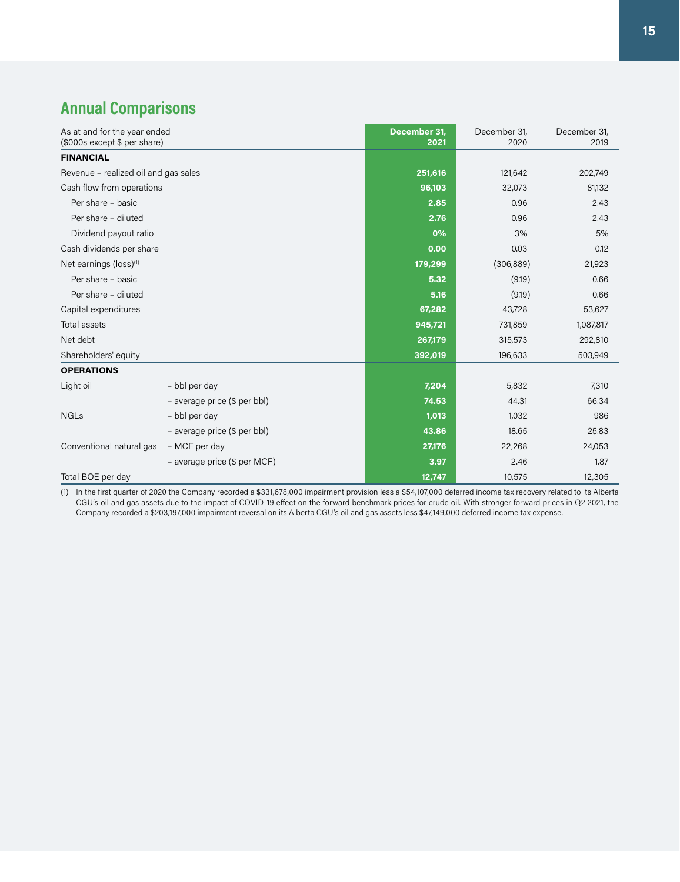## Annual Comparisons

| As at and for the year ended ($000s except $ per share) | | December 31, 2021 | December 31, 2020 | December 31, 2019 |
|---|---|---|---|---|
| **FINANCIAL** | | | | |
| Revenue – realized oil and gas sales | | **251,616** | 121,642 | 202,749 |
| Cash flow from operations | | **96,103** | 32,073 | 81,132 |
| Per share – basic | | **2.85** | 0.96 | 2.43 |
| Per share – diluted | | **2.76** | 0.96 | 2.43 |
| Dividend payout ratio | | **0%** | 3% | 5% |
| Cash dividends per share | | **0.00** | 0.03 | 0.12 |
| Net earnings (loss)[1] | | **179,299** | (306,889) | 21,923 |
| Per share – basic | | **5.32** | (9.19) | 0.66 |
| Per share – diluted | | **5.16** | (9.19) | 0.66 |
| Capital expenditures | | **67,282** | 43,728 | 53,627 |
| Total assets | | **945,721** | 731,859 | 1,087,817 |
| Net debt | | **267,179** | 315,573 | 292,810 |
| Shareholders' equity | | **392,019** | 196,633 | 503,949 |
| **OPERATIONS** | | | | |
| Light oil | – bbl per day | **7,204** | 5,832 | 7,310 |
| | – average price ($ per bbl) | **74.53** | 44.31 | 66.34 |
| NGLs | – bbl per day | **1,013** | 1,032 | 986 |
| | – average price ($ per bbl) | **43.86** | 18.65 | 25.83 |
| Conventional natural gas | – MCF per day | **27,176** | 22,268 | 24,053 |
| | – average price ($ per MCF) | **3.97** | 2.46 | 1.87 |
| Total BOE per day | | **12,747** | 10,575 | 12,305 |

(1) In the first quarter of 2020 the Company recorded a $331,678,000 impairment provision less a $54,107,000 deferred income tax recovery related to its Alberta CGU's oil and gas assets due to the impact of COVID-19 effect on the forward benchmark prices for crude oil. With stronger forward prices in Q2 2021, the Company recorded a $203,197,000 impairment reversal on its Alberta CGU's oil and gas assets less $47,149,000 deferred income tax expense.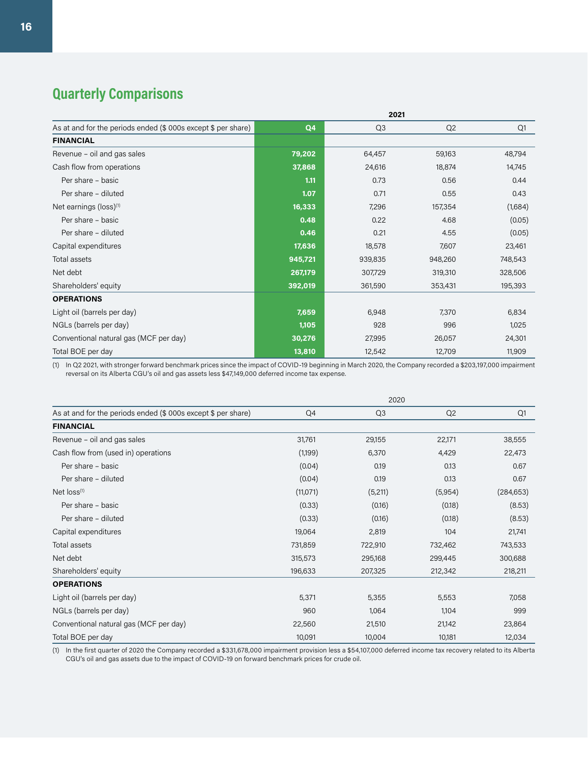## Quarterly Comparisons

| As at and for the periods ended ($ 000s except $ per share) | 2021 Q4 | 2021 Q3 | 2021 Q2 | 2021 Q1 |
|---|---|---|---|---|
| **FINANCIAL** | | | | |
| Revenue – oil and gas sales | **79,202** | 64,457 | 59,163 | 48,794 |
| Cash flow from operations | **37,868** | 24,616 | 18,874 | 14,745 |
| Per share – basic | **1.11** | 0.73 | 0.56 | 0.44 |
| Per share – diluted | **1.07** | 0.71 | 0.55 | 0.43 |
| Net earnings (loss)[(1)] | **16,333** | 7,296 | 157,354 | (1,684) |
| Per share – basic | **0.48** | 0.22 | 4.68 | (0.05) |
| Per share – diluted | **0.46** | 0.21 | 4.55 | (0.05) |
| Capital expenditures | **17,636** | 18,578 | 7,607 | 23,461 |
| Total assets | **945,721** | 939,835 | 948,260 | 748,543 |
| Net debt | **267,179** | 307,729 | 319,310 | 328,506 |
| Shareholders' equity | **392,019** | 361,590 | 353,431 | 195,393 |
| **OPERATIONS** | | | | |
| Light oil (barrels per day) | **7,659** | 6,948 | 7,370 | 6,834 |
| NGLs (barrels per day) | **1,105** | 928 | 996 | 1,025 |
| Conventional natural gas (MCF per day) | **30,276** | 27,995 | 26,057 | 24,301 |
| Total BOE per day | **13,810** | 12,542 | 12,709 | 11,909 |

(1) In Q2 2021, with stronger forward benchmark prices since the impact of COVID-19 beginning in March 2020, the Company recorded a $203,197,000 impairment reversal on its Alberta CGU's oil and gas assets less $47,149,000 deferred income tax expense.

| As at and for the periods ended ($ 000s except $ per share) | 2020 Q4 | 2020 Q3 | 2020 Q2 | 2020 Q1 |
|---|---|---|---|---|
| **FINANCIAL** | | | | |
| Revenue – oil and gas sales | 31,761 | 29,155 | 22,171 | 38,555 |
| Cash flow from (used in) operations | (1,199) | 6,370 | 4,429 | 22,473 |
| Per share – basic | (0.04) | 0.19 | 0.13 | 0.67 |
| Per share – diluted | (0.04) | 0.19 | 0.13 | 0.67 |
| Net loss[(1)] | (11,071) | (5,211) | (5,954) | (284,653) |
| Per share – basic | (0.33) | (0.16) | (0.18) | (8.53) |
| Per share – diluted | (0.33) | (0.16) | (0.18) | (8.53) |
| Capital expenditures | 19,064 | 2,819 | 104 | 21,741 |
| Total assets | 731,859 | 722,910 | 732,462 | 743,533 |
| Net debt | 315,573 | 295,168 | 299,445 | 300,688 |
| Shareholders' equity | 196,633 | 207,325 | 212,342 | 218,211 |
| **OPERATIONS** | | | | |
| Light oil (barrels per day) | 5,371 | 5,355 | 5,553 | 7,058 |
| NGLs (barrels per day) | 960 | 1,064 | 1,104 | 999 |
| Conventional natural gas (MCF per day) | 22,560 | 21,510 | 21,142 | 23,864 |
| Total BOE per day | 10,091 | 10,004 | 10,181 | 12,034 |

(1) In the first quarter of 2020 the Company recorded a $331,678,000 impairment provision less a $54,107,000 deferred income tax recovery related to its Alberta CGU's oil and gas assets due to the impact of COVID-19 on forward benchmark prices for crude oil.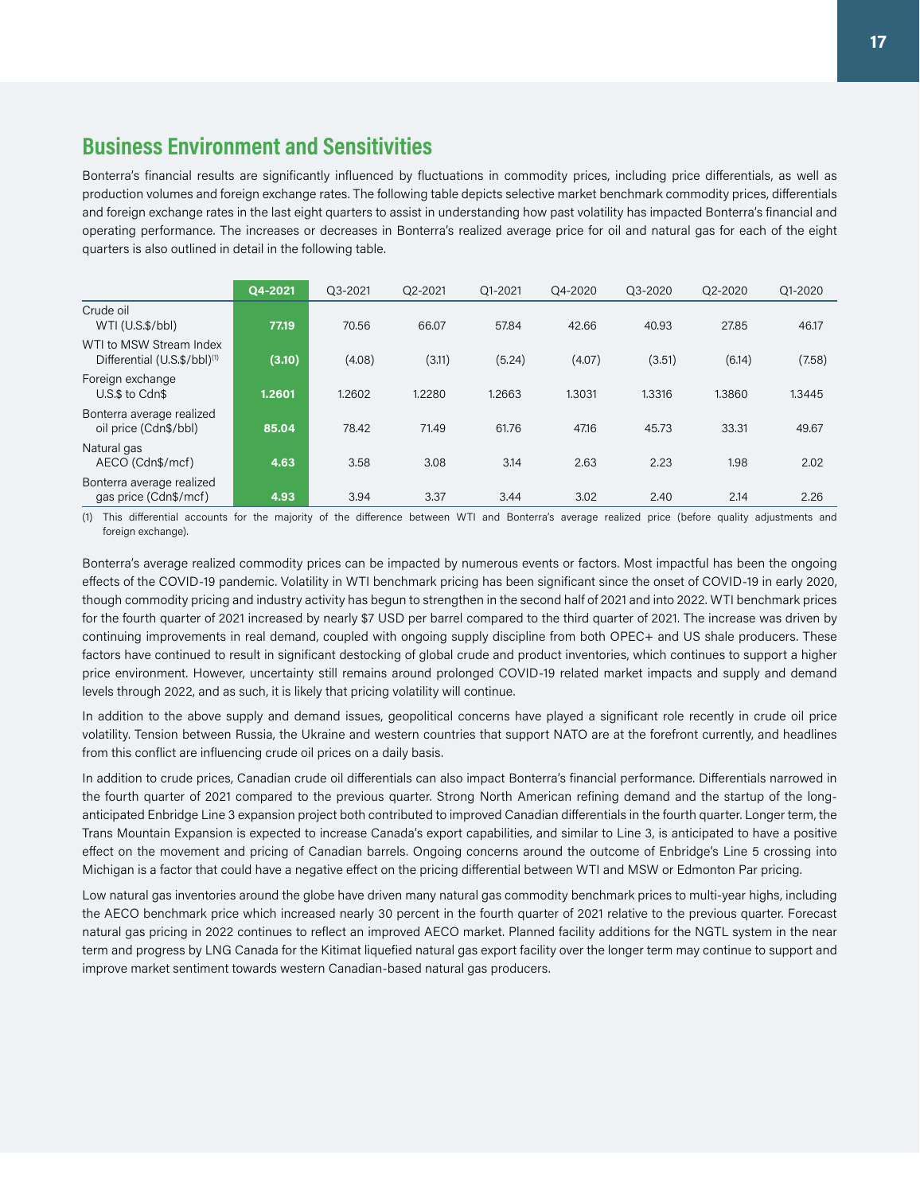## Business Environment and Sensitivities

Bonterra's financial results are significantly influenced by fluctuations in commodity prices, including price differentials, as well as production volumes and foreign exchange rates. The following table depicts selective market benchmark commodity prices, differentials and foreign exchange rates in the last eight quarters to assist in understanding how past volatility has impacted Bonterra's financial and operating performance. The increases or decreases in Bonterra's realized average price for oil and natural gas for each of the eight quarters is also outlined in detail in the following table.

| | Q4-2021 | Q3-2021 | Q2-2021 | Q1-2021 | Q4-2020 | Q3-2020 | Q2-2020 | Q1-2020 |
|---|---|---|---|---|---|---|---|---|
| Crude oil WTI (U.S.$/bbl) | **77.19** | 70.56 | 66.07 | 57.84 | 42.66 | 40.93 | 27.85 | 46.17 |
| WTI to MSW Stream Index Differential (U.S.$/bbl)[1] | **(3.10)** | (4.08) | (3.11) | (5.24) | (4.07) | (3.51) | (6.14) | (7.58) |
| Foreign exchange U.S.$ to Cdn$ | **1.2601** | 1.2602 | 1.2280 | 1.2663 | 1.3031 | 1.3316 | 1.3860 | 1.3445 |
| Bonterra average realized oil price (Cdn$/bbl) | **85.04** | 78.42 | 71.49 | 61.76 | 47.16 | 45.73 | 33.31 | 49.67 |
| Natural gas AECO (Cdn$/mcf) | **4.63** | 3.58 | 3.08 | 3.14 | 2.63 | 2.23 | 1.98 | 2.02 |
| Bonterra average realized gas price (Cdn$/mcf) | **4.93** | 3.94 | 3.37 | 3.44 | 3.02 | 2.40 | 2.14 | 2.26 |

(1) This differential accounts for the majority of the difference between WTI and Bonterra's average realized price (before quality adjustments and foreign exchange).

Bonterra's average realized commodity prices can be impacted by numerous events or factors. Most impactful has been the ongoing effects of the COVID-19 pandemic. Volatility in WTI benchmark pricing has been significant since the onset of COVID-19 in early 2020, though commodity pricing and industry activity has begun to strengthen in the second half of 2021 and into 2022. WTI benchmark prices for the fourth quarter of 2021 increased by nearly $7 USD per barrel compared to the third quarter of 2021. The increase was driven by continuing improvements in real demand, coupled with ongoing supply discipline from both OPEC+ and US shale producers. These factors have continued to result in significant destocking of global crude and product inventories, which continues to support a higher price environment. However, uncertainty still remains around prolonged COVID-19 related market impacts and supply and demand levels through 2022, and as such, it is likely that pricing volatility will continue.

In addition to the above supply and demand issues, geopolitical concerns have played a significant role recently in crude oil price volatility. Tension between Russia, the Ukraine and western countries that support NATO are at the forefront currently, and headlines from this conflict are influencing crude oil prices on a daily basis.

In addition to crude prices, Canadian crude oil differentials can also impact Bonterra's financial performance. Differentials narrowed in the fourth quarter of 2021 compared to the previous quarter. Strong North American refining demand and the startup of the long-anticipated Enbridge Line 3 expansion project both contributed to improved Canadian differentials in the fourth quarter. Longer term, the Trans Mountain Expansion is expected to increase Canada's export capabilities, and similar to Line 3, is anticipated to have a positive effect on the movement and pricing of Canadian barrels. Ongoing concerns around the outcome of Enbridge's Line 5 crossing into Michigan is a factor that could have a negative effect on the pricing differential between WTI and MSW or Edmonton Par pricing.

Low natural gas inventories around the globe have driven many natural gas commodity benchmark prices to multi-year highs, including the AECO benchmark price which increased nearly 30 percent in the fourth quarter of 2021 relative to the previous quarter. Forecast natural gas pricing in 2022 continues to reflect an improved AECO market. Planned facility additions for the NGTL system in the near term and progress by LNG Canada for the Kitimat liquefied natural gas export facility over the longer term may continue to support and improve market sentiment towards western Canadian-based natural gas producers.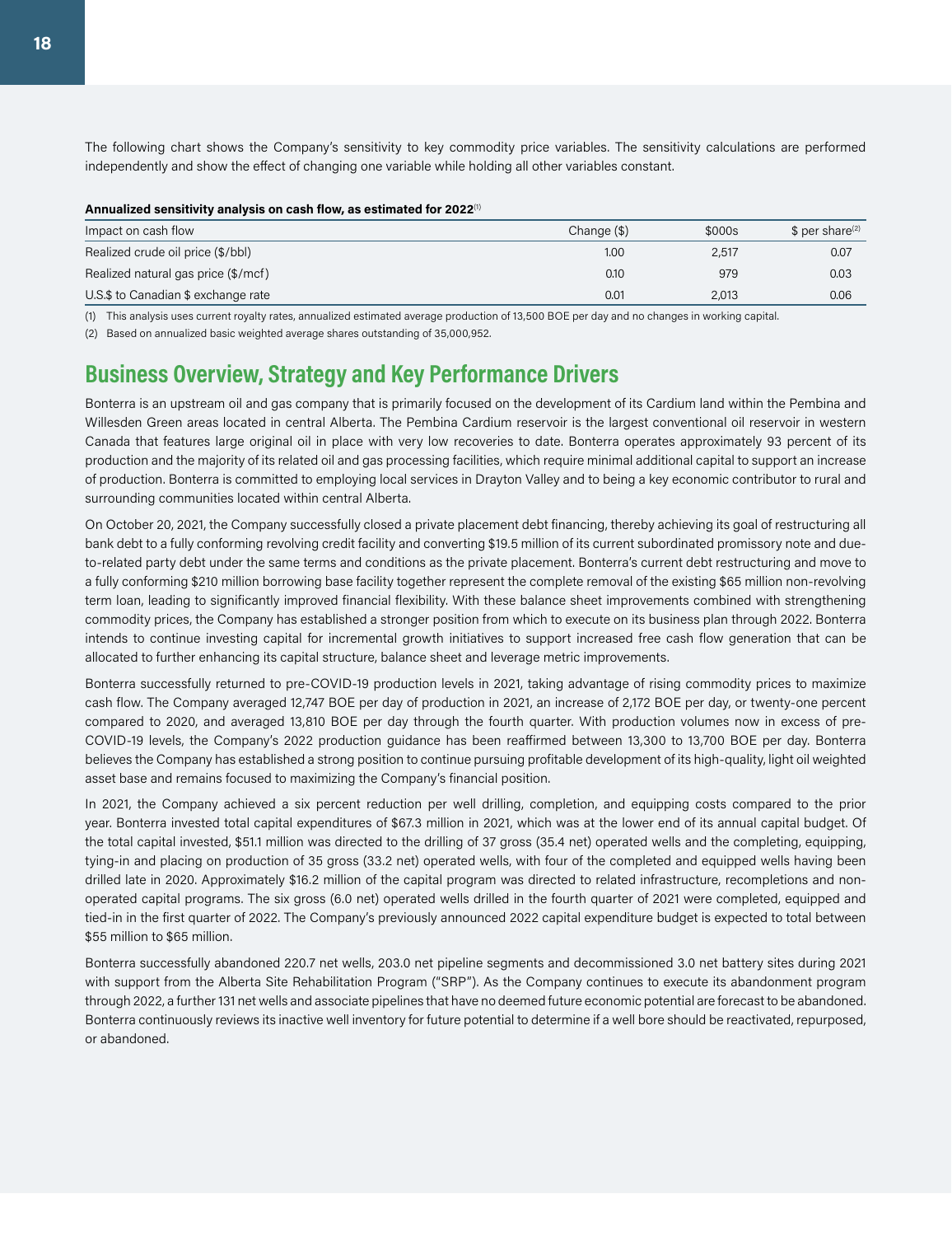The following chart shows the Company's sensitivity to key commodity price variables. The sensitivity calculations are performed independently and show the effect of changing one variable while holding all other variables constant.

**Annualized sensitivity analysis on cash flow, as estimated for 2022**[1]

| Impact on cash flow | Change ($) | $000s | $ per share[2] |
|---|---|---|---|
| Realized crude oil price ($/bbl) | 1.00 | 2,517 | 0.07 |
| Realized natural gas price ($/mcf) | 0.10 | 979 | 0.03 |
| U.S.$ to Canadian $ exchange rate | 0.01 | 2,013 | 0.06 |

(1) This analysis uses current royalty rates, annualized estimated average production of 13,500 BOE per day and no changes in working capital.

(2) Based on annualized basic weighted average shares outstanding of 35,000,952.

## Business Overview, Strategy and Key Performance Drivers

Bonterra is an upstream oil and gas company that is primarily focused on the development of its Cardium land within the Pembina and Willesden Green areas located in central Alberta. The Pembina Cardium reservoir is the largest conventional oil reservoir in western Canada that features large original oil in place with very low recoveries to date. Bonterra operates approximately 93 percent of its production and the majority of its related oil and gas processing facilities, which require minimal additional capital to support an increase of production. Bonterra is committed to employing local services in Drayton Valley and to being a key economic contributor to rural and surrounding communities located within central Alberta.

On October 20, 2021, the Company successfully closed a private placement debt financing, thereby achieving its goal of restructuring all bank debt to a fully conforming revolving credit facility and converting $19.5 million of its current subordinated promissory note and due-to-related party debt under the same terms and conditions as the private placement. Bonterra's current debt restructuring and move to a fully conforming $210 million borrowing base facility together represent the complete removal of the existing $65 million non-revolving term loan, leading to significantly improved financial flexibility. With these balance sheet improvements combined with strengthening commodity prices, the Company has established a stronger position from which to execute on its business plan through 2022. Bonterra intends to continue investing capital for incremental growth initiatives to support increased free cash flow generation that can be allocated to further enhancing its capital structure, balance sheet and leverage metric improvements.

Bonterra successfully returned to pre-COVID-19 production levels in 2021, taking advantage of rising commodity prices to maximize cash flow. The Company averaged 12,747 BOE per day of production in 2021, an increase of 2,172 BOE per day, or twenty-one percent compared to 2020, and averaged 13,810 BOE per day through the fourth quarter. With production volumes now in excess of pre-COVID-19 levels, the Company's 2022 production guidance has been reaffirmed between 13,300 to 13,700 BOE per day. Bonterra believes the Company has established a strong position to continue pursuing profitable development of its high-quality, light oil weighted asset base and remains focused to maximizing the Company's financial position.

In 2021, the Company achieved a six percent reduction per well drilling, completion, and equipping costs compared to the prior year. Bonterra invested total capital expenditures of $67.3 million in 2021, which was at the lower end of its annual capital budget. Of the total capital invested, $51.1 million was directed to the drilling of 37 gross (35.4 net) operated wells and the completing, equipping, tying-in and placing on production of 35 gross (33.2 net) operated wells, with four of the completed and equipped wells having been drilled late in 2020. Approximately $16.2 million of the capital program was directed to related infrastructure, recompletions and non-operated capital programs. The six gross (6.0 net) operated wells drilled in the fourth quarter of 2021 were completed, equipped and tied-in in the first quarter of 2022. The Company's previously announced 2022 capital expenditure budget is expected to total between $55 million to $65 million.

Bonterra successfully abandoned 220.7 net wells, 203.0 net pipeline segments and decommissioned 3.0 net battery sites during 2021 with support from the Alberta Site Rehabilitation Program ("SRP"). As the Company continues to execute its abandonment program through 2022, a further 131 net wells and associate pipelines that have no deemed future economic potential are forecast to be abandoned. Bonterra continuously reviews its inactive well inventory for future potential to determine if a well bore should be reactivated, repurposed, or abandoned.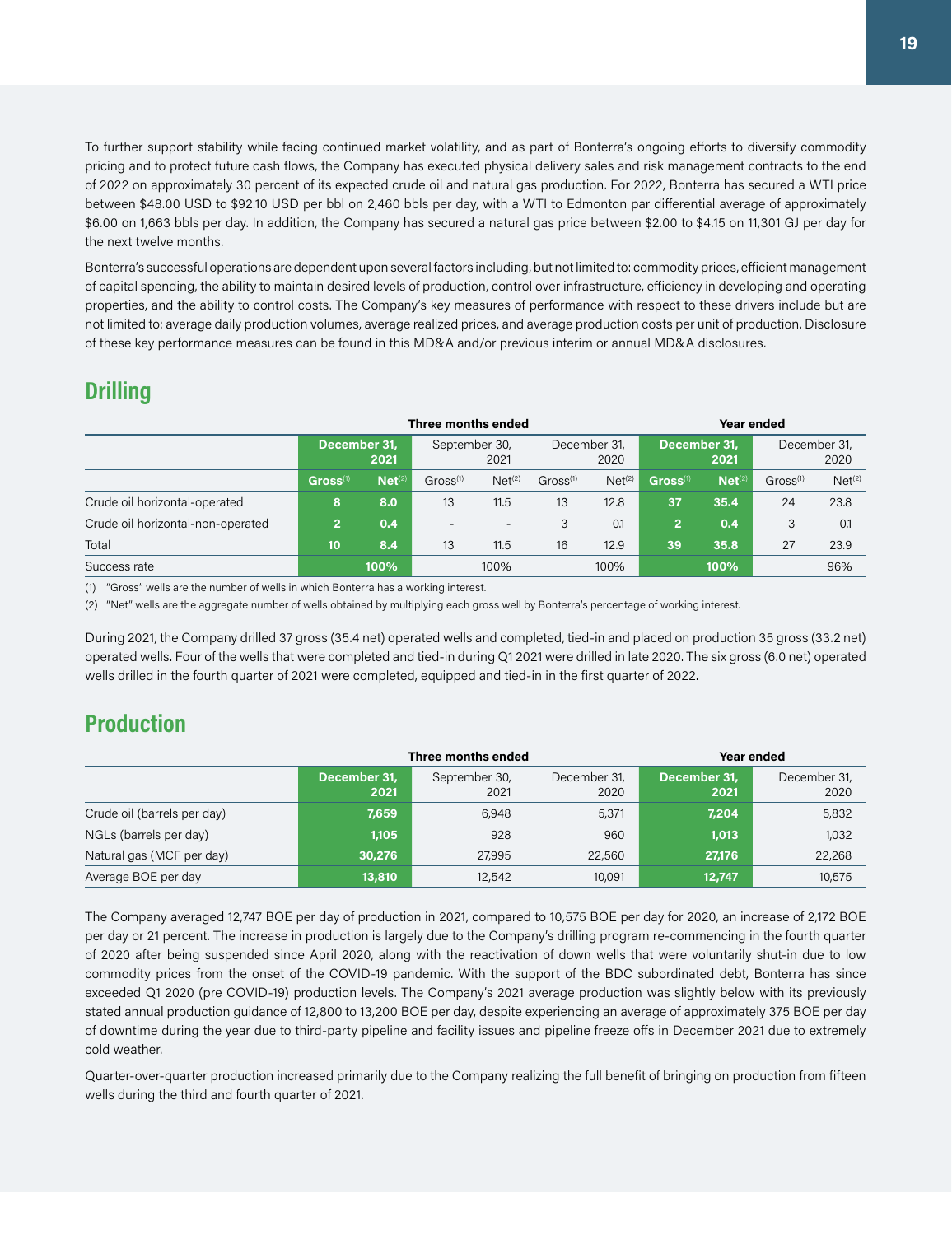To further support stability while facing continued market volatility, and as part of Bonterra's ongoing efforts to diversify commodity pricing and to protect future cash flows, the Company has executed physical delivery sales and risk management contracts to the end of 2022 on approximately 30 percent of its expected crude oil and natural gas production. For 2022, Bonterra has secured a WTI price between $48.00 USD to $92.10 USD per bbl on 2,460 bbls per day, with a WTI to Edmonton par differential average of approximately $6.00 on 1,663 bbls per day. In addition, the Company has secured a natural gas price between $2.00 to $4.15 on 11,301 GJ per day for the next twelve months.

Bonterra's successful operations are dependent upon several factors including, but not limited to: commodity prices, efficient management of capital spending, the ability to maintain desired levels of production, control over infrastructure, efficiency in developing and operating properties, and the ability to control costs. The Company's key measures of performance with respect to these drivers include but are not limited to: average daily production volumes, average realized prices, and average production costs per unit of production. Disclosure of these key performance measures can be found in this MD&A and/or previous interim or annual MD&A disclosures.

## Drilling

| | Three months ended | | | | | | Year ended | | | |
|---|---|---|---|---|---|---|---|---|---|---|
| | **December 31, 2021** | | September 30, 2021 | | December 31, 2020 | | **December 31, 2021** | | December 31, 2020 | |
| | **Gross[1]** | **Net[2]** | Gross[1] | Net[2] | Gross[1] | Net[2] | **Gross[1]** | **Net[2]** | Gross[1] | Net[2] |
| Crude oil horizontal-operated | **8** | **8.0** | 13 | 11.5 | 13 | 12.8 | **37** | **35.4** | 24 | 23.8 |
| Crude oil horizontal-non-operated | **2** | **0.4** | - | - | 3 | 0.1 | **2** | **0.4** | 3 | 0.1 |
| Total | **10** | **8.4** | 13 | 11.5 | 16 | 12.9 | **39** | **35.8** | 27 | 23.9 |
| Success rate | | **100%** | | 100% | | 100% | | **100%** | | 96% |

(1) "Gross" wells are the number of wells in which Bonterra has a working interest.

(2) "Net" wells are the aggregate number of wells obtained by multiplying each gross well by Bonterra's percentage of working interest.

During 2021, the Company drilled 37 gross (35.4 net) operated wells and completed, tied-in and placed on production 35 gross (33.2 net) operated wells. Four of the wells that were completed and tied-in during Q1 2021 were drilled in late 2020. The six gross (6.0 net) operated wells drilled in the fourth quarter of 2021 were completed, equipped and tied-in in the first quarter of 2022.

## Production

| | Three months ended | | | Year ended | |
|---|---|---|---|---|---|
| | **December 31, 2021** | September 30, 2021 | December 31, 2020 | **December 31, 2021** | December 31, 2020 |
| Crude oil (barrels per day) | **7,659** | 6,948 | 5,371 | **7,204** | 5,832 |
| NGLs (barrels per day) | **1,105** | 928 | 960 | **1,013** | 1,032 |
| Natural gas (MCF per day) | **30,276** | 27,995 | 22,560 | **27,176** | 22,268 |
| Average BOE per day | **13,810** | 12,542 | 10,091 | **12,747** | 10,575 |

The Company averaged 12,747 BOE per day of production in 2021, compared to 10,575 BOE per day for 2020, an increase of 2,172 BOE per day or 21 percent. The increase in production is largely due to the Company's drilling program re-commencing in the fourth quarter of 2020 after being suspended since April 2020, along with the reactivation of down wells that were voluntarily shut-in due to low commodity prices from the onset of the COVID-19 pandemic. With the support of the BDC subordinated debt, Bonterra has since exceeded Q1 2020 (pre COVID-19) production levels. The Company's 2021 average production was slightly below with its previously stated annual production guidance of 12,800 to 13,200 BOE per day, despite experiencing an average of approximately 375 BOE per day of downtime during the year due to third-party pipeline and facility issues and pipeline freeze offs in December 2021 due to extremely cold weather.

Quarter-over-quarter production increased primarily due to the Company realizing the full benefit of bringing on production from fifteen wells during the third and fourth quarter of 2021.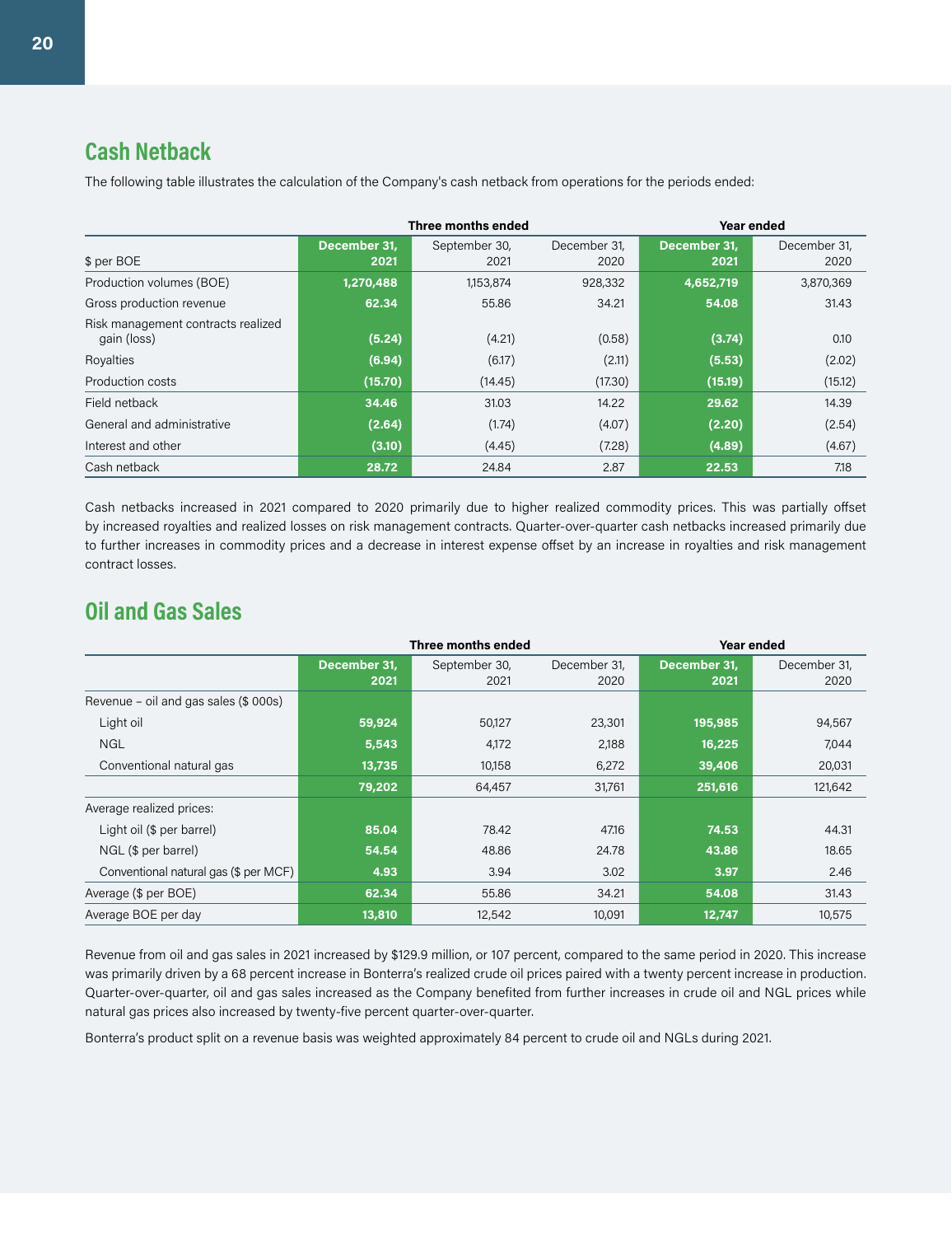## Cash Netback

The following table illustrates the calculation of the Company's cash netback from operations for the periods ended:

| | Three months ended | | | Year ended | |
|---|---|---|---|---|---|
| $ per BOE | **December 31, 2021** | September 30, 2021 | December 31, 2020 | **December 31, 2021** | December 31, 2020 |
| Production volumes (BOE) | **1,270,488** | 1,153,874 | 928,332 | **4,652,719** | 3,870,369 |
| Gross production revenue | **62.34** | 55.86 | 34.21 | **54.08** | 31.43 |
| Risk management contracts realized gain (loss) | **(5.24)** | (4.21) | (0.58) | **(3.74)** | 0.10 |
| Royalties | **(6.94)** | (6.17) | (2.11) | **(5.53)** | (2.02) |
| Production costs | **(15.70)** | (14.45) | (17.30) | **(15.19)** | (15.12) |
| Field netback | **34.46** | 31.03 | 14.22 | **29.62** | 14.39 |
| General and administrative | **(2.64)** | (1.74) | (4.07) | **(2.20)** | (2.54) |
| Interest and other | **(3.10)** | (4.45) | (7.28) | **(4.89)** | (4.67) |
| Cash netback | **28.72** | 24.84 | 2.87 | **22.53** | 7.18 |

Cash netbacks increased in 2021 compared to 2020 primarily due to higher realized commodity prices. This was partially offset by increased royalties and realized losses on risk management contracts. Quarter-over-quarter cash netbacks increased primarily due to further increases in commodity prices and a decrease in interest expense offset by an increase in royalties and risk management contract losses.

## Oil and Gas Sales

| | Three months ended | | | Year ended | |
|---|---|---|---|---|---|
| | **December 31, 2021** | September 30, 2021 | December 31, 2020 | **December 31, 2021** | December 31, 2020 |
| Revenue – oil and gas sales ($ 000s) | | | | | |
| Light oil | **59,924** | 50,127 | 23,301 | **195,985** | 94,567 |
| NGL | **5,543** | 4,172 | 2,188 | **16,225** | 7,044 |
| Conventional natural gas | **13,735** | 10,158 | 6,272 | **39,406** | 20,031 |
| | **79,202** | 64,457 | 31,761 | **251,616** | 121,642 |
| Average realized prices: | | | | | |
| Light oil ($ per barrel) | **85.04** | 78.42 | 47.16 | **74.53** | 44.31 |
| NGL ($ per barrel) | **54.54** | 48.86 | 24.78 | **43.86** | 18.65 |
| Conventional natural gas ($ per MCF) | **4.93** | 3.94 | 3.02 | **3.97** | 2.46 |
| Average ($ per BOE) | **62.34** | 55.86 | 34.21 | **54.08** | 31.43 |
| Average BOE per day | **13,810** | 12,542 | 10,091 | **12,747** | 10,575 |

Revenue from oil and gas sales in 2021 increased by $129.9 million, or 107 percent, compared to the same period in 2020. This increase was primarily driven by a 68 percent increase in Bonterra's realized crude oil prices paired with a twenty percent increase in production. Quarter-over-quarter, oil and gas sales increased as the Company benefited from further increases in crude oil and NGL prices while natural gas prices also increased by twenty-five percent quarter-over-quarter.

Bonterra's product split on a revenue basis was weighted approximately 84 percent to crude oil and NGLs during 2021.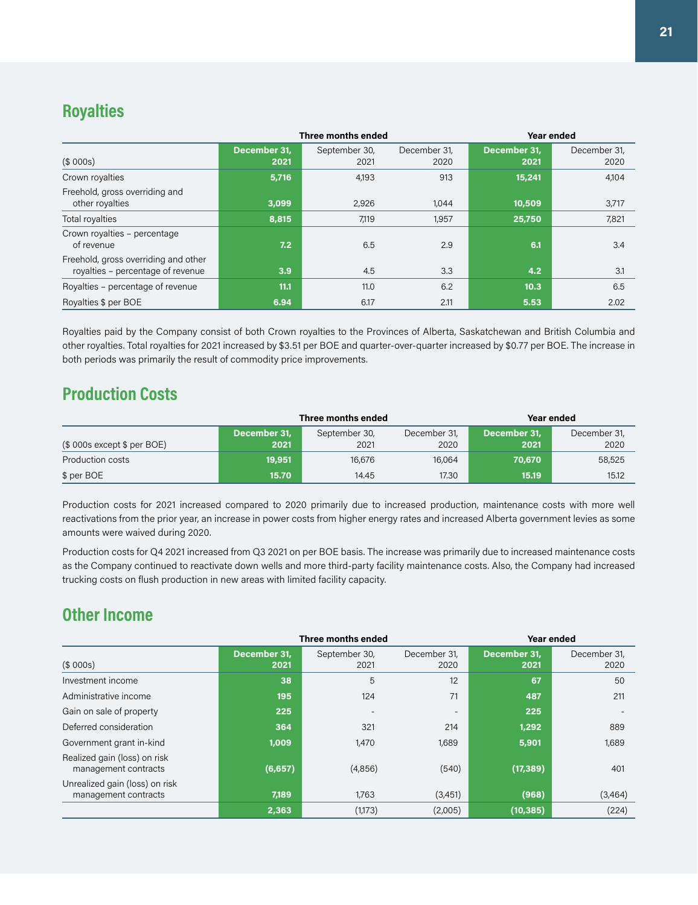## Royalties

| ($ 000s) | Three months ended December 31, 2021 | Three months ended September 30, 2021 | Three months ended December 31, 2020 | Year ended December 31, 2021 | Year ended December 31, 2020 |
|---|---|---|---|---|---|
| Crown royalties | **5,716** | 4,193 | 913 | **15,241** | 4,104 |
| Freehold, gross overriding and other royalties | **3,099** | 2,926 | 1,044 | **10,509** | 3,717 |
| Total royalties | **8,815** | 7,119 | 1,957 | **25,750** | 7,821 |
| Crown royalties – percentage of revenue | **7.2** | 6.5 | 2.9 | **6.1** | 3.4 |
| Freehold, gross overriding and other royalties – percentage of revenue | **3.9** | 4.5 | 3.3 | **4.2** | 3.1 |
| Royalties – percentage of revenue | **11.1** | 11.0 | 6.2 | **10.3** | 6.5 |
| Royalties $ per BOE | **6.94** | 6.17 | 2.11 | **5.53** | 2.02 |

Royalties paid by the Company consist of both Crown royalties to the Provinces of Alberta, Saskatchewan and British Columbia and other royalties. Total royalties for 2021 increased by $3.51 per BOE and quarter-over-quarter increased by $0.77 per BOE. The increase in both periods was primarily the result of commodity price improvements.

## Production Costs

| ($ 000s except $ per BOE) | Three months ended December 31, 2021 | Three months ended September 30, 2021 | Three months ended December 31, 2020 | Year ended December 31, 2021 | Year ended December 31, 2020 |
|---|---|---|---|---|---|
| Production costs | **19,951** | 16,676 | 16,064 | **70,670** | 58,525 |
| $ per BOE | **15.70** | 14.45 | 17.30 | **15.19** | 15.12 |

Production costs for 2021 increased compared to 2020 primarily due to increased production, maintenance costs with more well reactivations from the prior year, an increase in power costs from higher energy rates and increased Alberta government levies as some amounts were waived during 2020.

Production costs for Q4 2021 increased from Q3 2021 on per BOE basis. The increase was primarily due to increased maintenance costs as the Company continued to reactivate down wells and more third-party facility maintenance costs. Also, the Company had increased trucking costs on flush production in new areas with limited facility capacity.

## Other Income

| ($ 000s) | Three months ended December 31, 2021 | Three months ended September 30, 2021 | Three months ended December 31, 2020 | Year ended December 31, 2021 | Year ended December 31, 2020 |
|---|---|---|---|---|---|
| Investment income | **38** | 5 | 12 | **67** | 50 |
| Administrative income | **195** | 124 | 71 | **487** | 211 |
| Gain on sale of property | **225** | - | - | **225** | - |
| Deferred consideration | **364** | 321 | 214 | **1,292** | 889 |
| Government grant in-kind | **1,009** | 1,470 | 1,689 | **5,901** | 1,689 |
| Realized gain (loss) on risk management contracts | **(6,657)** | (4,856) | (540) | **(17,389)** | 401 |
| Unrealized gain (loss) on risk management contracts | **7,189** | 1,763 | (3,451) | **(968)** | (3,464) |
| | **2,363** | (1,173) | (2,005) | **(10,385)** | (224) |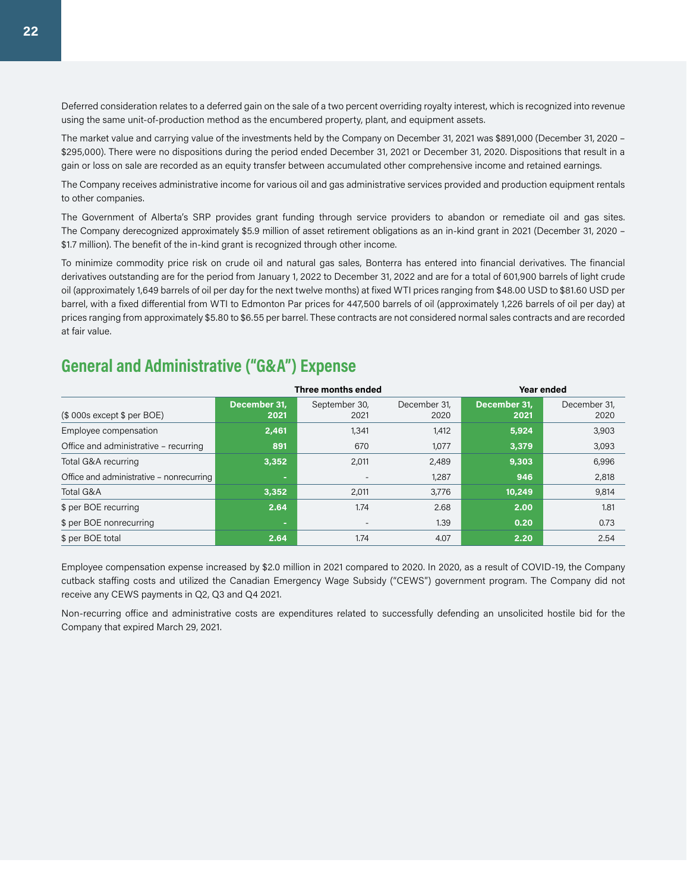Deferred consideration relates to a deferred gain on the sale of a two percent overriding royalty interest, which is recognized into revenue using the same unit-of-production method as the encumbered property, plant, and equipment assets.

The market value and carrying value of the investments held by the Company on December 31, 2021 was $891,000 (December 31, 2020 – $295,000). There were no dispositions during the period ended December 31, 2021 or December 31, 2020. Dispositions that result in a gain or loss on sale are recorded as an equity transfer between accumulated other comprehensive income and retained earnings.

The Company receives administrative income for various oil and gas administrative services provided and production equipment rentals to other companies.

The Government of Alberta's SRP provides grant funding through service providers to abandon or remediate oil and gas sites. The Company derecognized approximately $5.9 million of asset retirement obligations as an in-kind grant in 2021 (December 31, 2020 – $1.7 million). The benefit of the in-kind grant is recognized through other income.

To minimize commodity price risk on crude oil and natural gas sales, Bonterra has entered into financial derivatives. The financial derivatives outstanding are for the period from January 1, 2022 to December 31, 2022 and are for a total of 601,900 barrels of light crude oil (approximately 1,649 barrels of oil per day for the next twelve months) at fixed WTI prices ranging from $48.00 USD to $81.60 USD per barrel, with a fixed differential from WTI to Edmonton Par prices for 447,500 barrels of oil (approximately 1,226 barrels of oil per day) at prices ranging from approximately $5.80 to $6.55 per barrel. These contracts are not considered normal sales contracts and are recorded at fair value.

## General and Administrative ("G&A") Expense

| | Three months ended | | | Year ended | |
|---|---|---|---|---|---|
| ($ 000s except $ per BOE) | **December 31, 2021** | September 30, 2021 | December 31, 2020 | **December 31, 2021** | December 31, 2020 |
| Employee compensation | **2,461** | 1,341 | 1,412 | **5,924** | 3,903 |
| Office and administrative – recurring | **891** | 670 | 1,077 | **3,379** | 3,093 |
| Total G&A recurring | **3,352** | 2,011 | 2,489 | **9,303** | 6,996 |
| Office and administrative – nonrecurring | **-** | - | 1,287 | **946** | 2,818 |
| Total G&A | **3,352** | 2,011 | 3,776 | **10,249** | 9,814 |
| $ per BOE recurring | **2.64** | 1.74 | 2.68 | **2.00** | 1.81 |
| $ per BOE nonrecurring | **-** | - | 1.39 | **0.20** | 0.73 |
| $ per BOE total | **2.64** | 1.74 | 4.07 | **2.20** | 2.54 |

Employee compensation expense increased by $2.0 million in 2021 compared to 2020. In 2020, as a result of COVID-19, the Company cutback staffing costs and utilized the Canadian Emergency Wage Subsidy ("CEWS") government program. The Company did not receive any CEWS payments in Q2, Q3 and Q4 2021.

Non-recurring office and administrative costs are expenditures related to successfully defending an unsolicited hostile bid for the Company that expired March 29, 2021.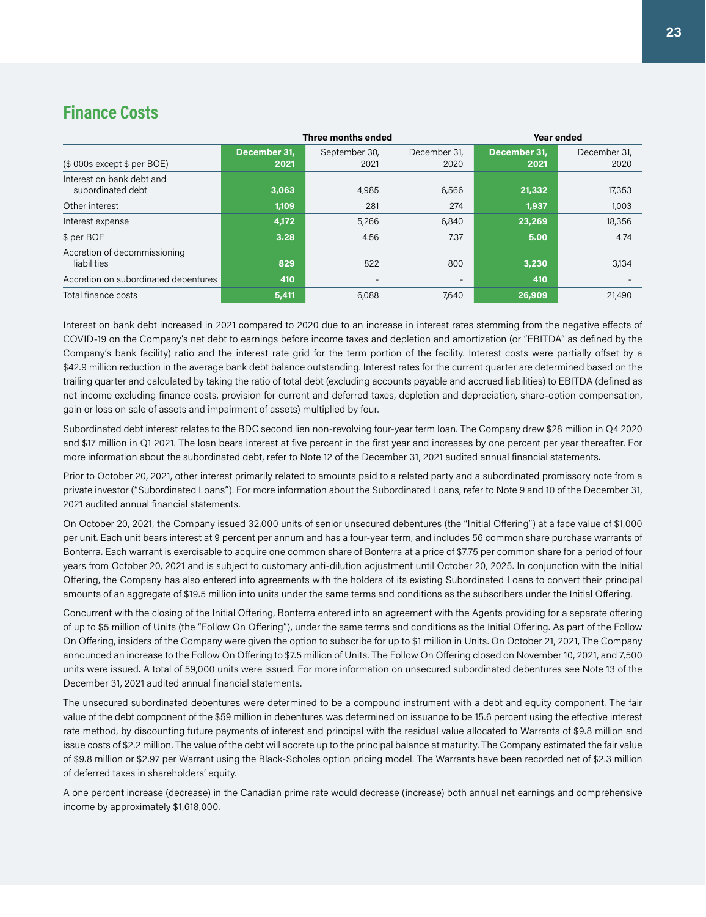## Finance Costs

| ($ 000s except $ per BOE) | Three months ended | | | Year ended | |
|---|---|---|---|---|---|
| | December 31, 2021 | September 30, 2021 | December 31, 2020 | December 31, 2021 | December 31, 2020 |
| Interest on bank debt and subordinated debt | 3,063 | 4,985 | 6,566 | 21,332 | 17,353 |
| Other interest | 1,109 | 281 | 274 | 1,937 | 1,003 |
| Interest expense | 4,172 | 5,266 | 6,840 | 23,269 | 18,356 |
| $ per BOE | 3.28 | 4.56 | 7.37 | 5.00 | 4.74 |
| Accretion of decommissioning liabilities | 829 | 822 | 800 | 3,230 | 3,134 |
| Accretion on subordinated debentures | 410 | - | - | 410 | - |
| Total finance costs | 5,411 | 6,088 | 7,640 | 26,909 | 21,490 |

Interest on bank debt increased in 2021 compared to 2020 due to an increase in interest rates stemming from the negative effects of COVID-19 on the Company's net debt to earnings before income taxes and depletion and amortization (or "EBITDA" as defined by the Company's bank facility) ratio and the interest rate grid for the term portion of the facility. Interest costs were partially offset by a $42.9 million reduction in the average bank debt balance outstanding. Interest rates for the current quarter are determined based on the trailing quarter and calculated by taking the ratio of total debt (excluding accounts payable and accrued liabilities) to EBITDA (defined as net income excluding finance costs, provision for current and deferred taxes, depletion and depreciation, share-option compensation, gain or loss on sale of assets and impairment of assets) multiplied by four.

Subordinated debt interest relates to the BDC second lien non-revolving four-year term loan. The Company drew $28 million in Q4 2020 and $17 million in Q1 2021. The loan bears interest at five percent in the first year and increases by one percent per year thereafter. For more information about the subordinated debt, refer to Note 12 of the December 31, 2021 audited annual financial statements.

Prior to October 20, 2021, other interest primarily related to amounts paid to a related party and a subordinated promissory note from a private investor ("Subordinated Loans"). For more information about the Subordinated Loans, refer to Note 9 and 10 of the December 31, 2021 audited annual financial statements.

On October 20, 2021, the Company issued 32,000 units of senior unsecured debentures (the "Initial Offering") at a face value of $1,000 per unit. Each unit bears interest at 9 percent per annum and has a four-year term, and includes 56 common share purchase warrants of Bonterra. Each warrant is exercisable to acquire one common share of Bonterra at a price of $7.75 per common share for a period of four years from October 20, 2021 and is subject to customary anti-dilution adjustment until October 20, 2025. In conjunction with the Initial Offering, the Company has also entered into agreements with the holders of its existing Subordinated Loans to convert their principal amounts of an aggregate of $19.5 million into units under the same terms and conditions as the subscribers under the Initial Offering.

Concurrent with the closing of the Initial Offering, Bonterra entered into an agreement with the Agents providing for a separate offering of up to $5 million of Units (the "Follow On Offering"), under the same terms and conditions as the Initial Offering. As part of the Follow On Offering, insiders of the Company were given the option to subscribe for up to $1 million in Units. On October 21, 2021, The Company announced an increase to the Follow On Offering to $7.5 million of Units. The Follow On Offering closed on November 10, 2021, and 7,500 units were issued. A total of 59,000 units were issued. For more information on unsecured subordinated debentures see Note 13 of the December 31, 2021 audited annual financial statements.

The unsecured subordinated debentures were determined to be a compound instrument with a debt and equity component. The fair value of the debt component of the $59 million in debentures was determined on issuance to be 15.6 percent using the effective interest rate method, by discounting future payments of interest and principal with the residual value allocated to Warrants of $9.8 million and issue costs of $2.2 million. The value of the debt will accrete up to the principal balance at maturity. The Company estimated the fair value of $9.8 million or $2.97 per Warrant using the Black-Scholes option pricing model. The Warrants have been recorded net of $2.3 million of deferred taxes in shareholders' equity.

A one percent increase (decrease) in the Canadian prime rate would decrease (increase) both annual net earnings and comprehensive income by approximately $1,618,000.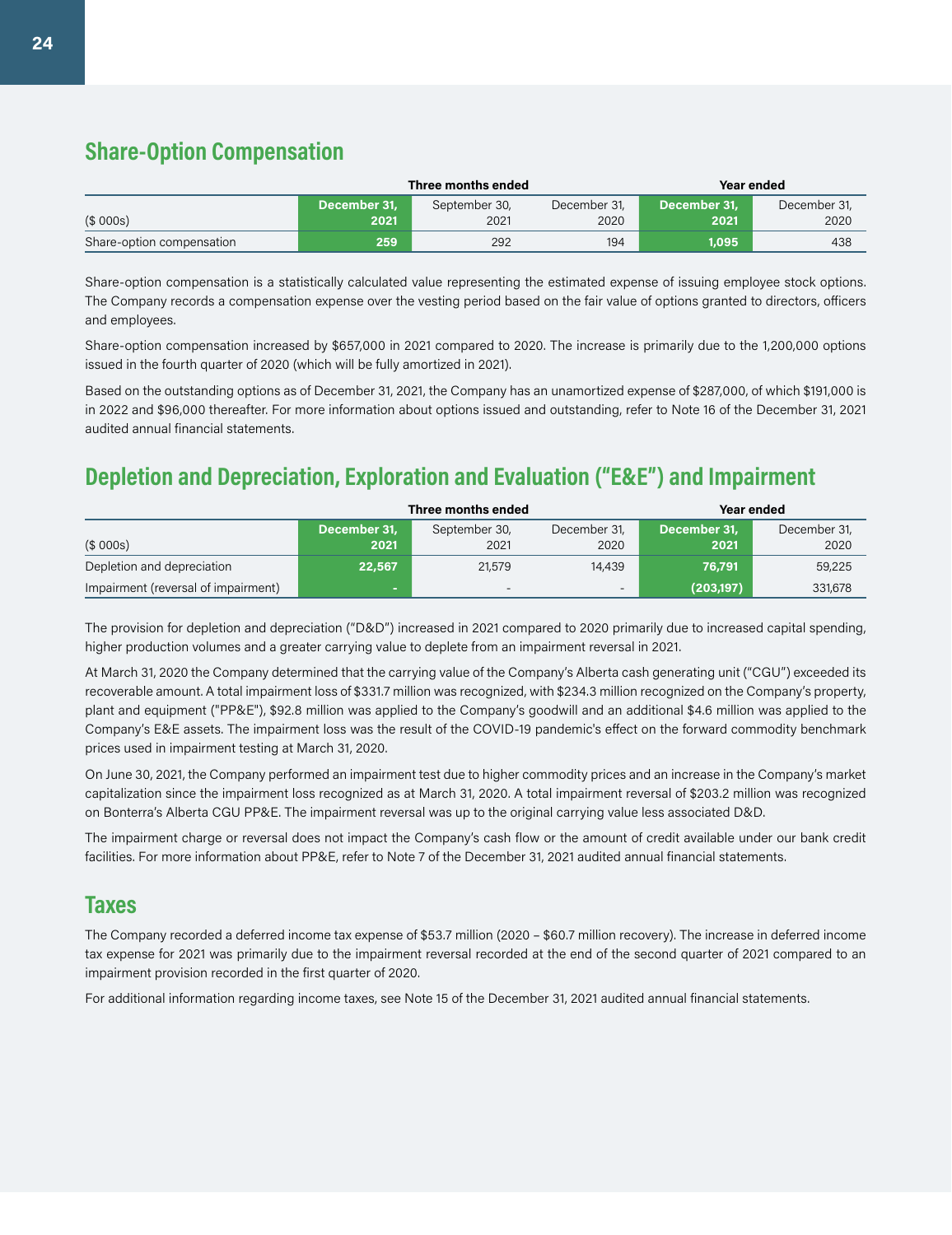## Share-Option Compensation

| | Three months ended | | | Year ended | |
|---|---|---|---|---|---|
| ($ 000s) | **December 31, 2021** | September 30, 2021 | December 31, 2020 | **December 31, 2021** | December 31, 2020 |
| Share-option compensation | **259** | 292 | 194 | **1,095** | 438 |

Share-option compensation is a statistically calculated value representing the estimated expense of issuing employee stock options. The Company records a compensation expense over the vesting period based on the fair value of options granted to directors, officers and employees.

Share-option compensation increased by $657,000 in 2021 compared to 2020. The increase is primarily due to the 1,200,000 options issued in the fourth quarter of 2020 (which will be fully amortized in 2021).

Based on the outstanding options as of December 31, 2021, the Company has an unamortized expense of $287,000, of which $191,000 is in 2022 and $96,000 thereafter. For more information about options issued and outstanding, refer to Note 16 of the December 31, 2021 audited annual financial statements.

## Depletion and Depreciation, Exploration and Evaluation ("E&E") and Impairment

| | Three months ended | | | Year ended | |
|---|---|---|---|---|---|
| ($ 000s) | **December 31, 2021** | September 30, 2021 | December 31, 2020 | **December 31, 2021** | December 31, 2020 |
| Depletion and depreciation | **22,567** | 21,579 | 14,439 | **76,791** | 59,225 |
| Impairment (reversal of impairment) | **-** | - | - | **(203,197)** | 331,678 |

The provision for depletion and depreciation ("D&D") increased in 2021 compared to 2020 primarily due to increased capital spending, higher production volumes and a greater carrying value to deplete from an impairment reversal in 2021.

At March 31, 2020 the Company determined that the carrying value of the Company's Alberta cash generating unit ("CGU") exceeded its recoverable amount. A total impairment loss of $331.7 million was recognized, with $234.3 million recognized on the Company's property, plant and equipment ("PP&E"), $92.8 million was applied to the Company's goodwill and an additional $4.6 million was applied to the Company's E&E assets. The impairment loss was the result of the COVID-19 pandemic's effect on the forward commodity benchmark prices used in impairment testing at March 31, 2020.

On June 30, 2021, the Company performed an impairment test due to higher commodity prices and an increase in the Company's market capitalization since the impairment loss recognized as at March 31, 2020. A total impairment reversal of $203.2 million was recognized on Bonterra's Alberta CGU PP&E. The impairment reversal was up to the original carrying value less associated D&D.

The impairment charge or reversal does not impact the Company's cash flow or the amount of credit available under our bank credit facilities. For more information about PP&E, refer to Note 7 of the December 31, 2021 audited annual financial statements.

## Taxes

The Company recorded a deferred income tax expense of $53.7 million (2020 – $60.7 million recovery). The increase in deferred income tax expense for 2021 was primarily due to the impairment reversal recorded at the end of the second quarter of 2021 compared to an impairment provision recorded in the first quarter of 2020.

For additional information regarding income taxes, see Note 15 of the December 31, 2021 audited annual financial statements.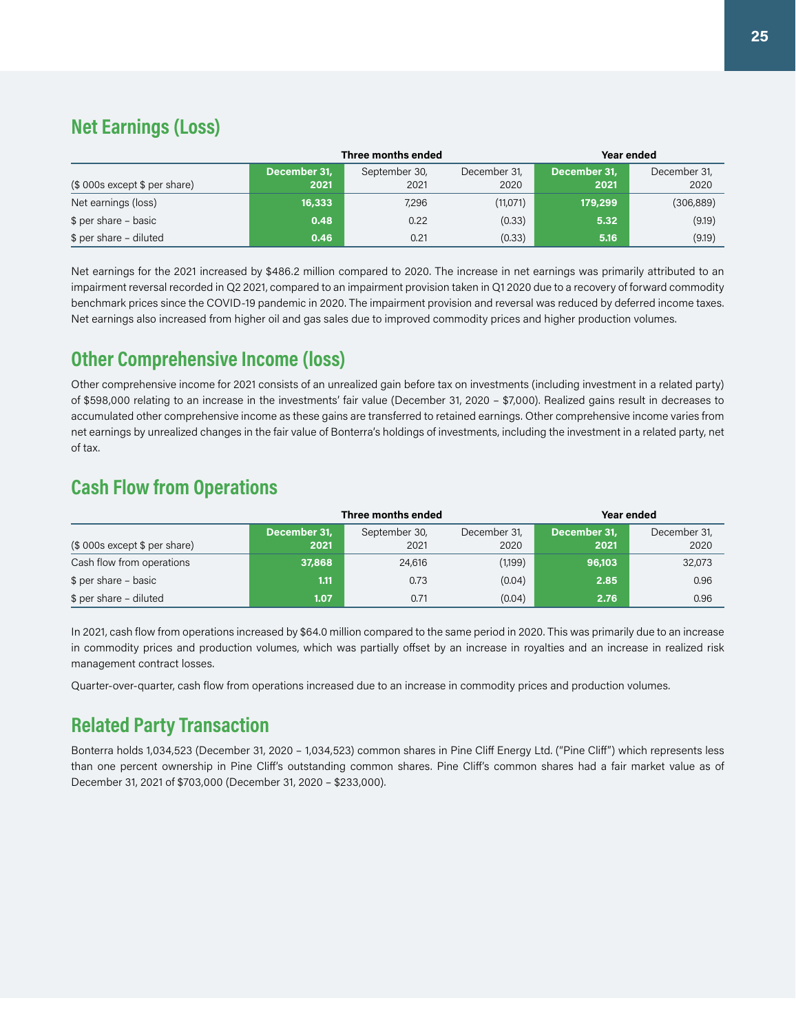## Net Earnings (Loss)

| | Three months ended | | | Year ended | |
|---|---|---|---|---|---|
| ($ 000s except $ per share) | December 31, 2021 | September 30, 2021 | December 31, 2020 | December 31, 2021 | December 31, 2020 |
| Net earnings (loss) | 16,333 | 7,296 | (11,071) | 179,299 | (306,889) |
| $ per share – basic | 0.48 | 0.22 | (0.33) | 5.32 | (9.19) |
| $ per share – diluted | 0.46 | 0.21 | (0.33) | 5.16 | (9.19) |

Net earnings for the 2021 increased by $486.2 million compared to 2020. The increase in net earnings was primarily attributed to an impairment reversal recorded in Q2 2021, compared to an impairment provision taken in Q1 2020 due to a recovery of forward commodity benchmark prices since the COVID-19 pandemic in 2020. The impairment provision and reversal was reduced by deferred income taxes. Net earnings also increased from higher oil and gas sales due to improved commodity prices and higher production volumes.

## Other Comprehensive Income (loss)

Other comprehensive income for 2021 consists of an unrealized gain before tax on investments (including investment in a related party) of $598,000 relating to an increase in the investments' fair value (December 31, 2020 – $7,000). Realized gains result in decreases to accumulated other comprehensive income as these gains are transferred to retained earnings. Other comprehensive income varies from net earnings by unrealized changes in the fair value of Bonterra's holdings of investments, including the investment in a related party, net of tax.

## Cash Flow from Operations

| | Three months ended | | | Year ended | |
|---|---|---|---|---|---|
| ($ 000s except $ per share) | December 31, 2021 | September 30, 2021 | December 31, 2020 | December 31, 2021 | December 31, 2020 |
| Cash flow from operations | 37,868 | 24,616 | (1,199) | 96,103 | 32,073 |
| $ per share – basic | 1.11 | 0.73 | (0.04) | 2.85 | 0.96 |
| $ per share – diluted | 1.07 | 0.71 | (0.04) | 2.76 | 0.96 |

In 2021, cash flow from operations increased by $64.0 million compared to the same period in 2020. This was primarily due to an increase in commodity prices and production volumes, which was partially offset by an increase in royalties and an increase in realized risk management contract losses.

Quarter-over-quarter, cash flow from operations increased due to an increase in commodity prices and production volumes.

## Related Party Transaction

Bonterra holds 1,034,523 (December 31, 2020 – 1,034,523) common shares in Pine Cliff Energy Ltd. ("Pine Cliff") which represents less than one percent ownership in Pine Cliff's outstanding common shares. Pine Cliff's common shares had a fair market value as of December 31, 2021 of $703,000 (December 31, 2020 – $233,000).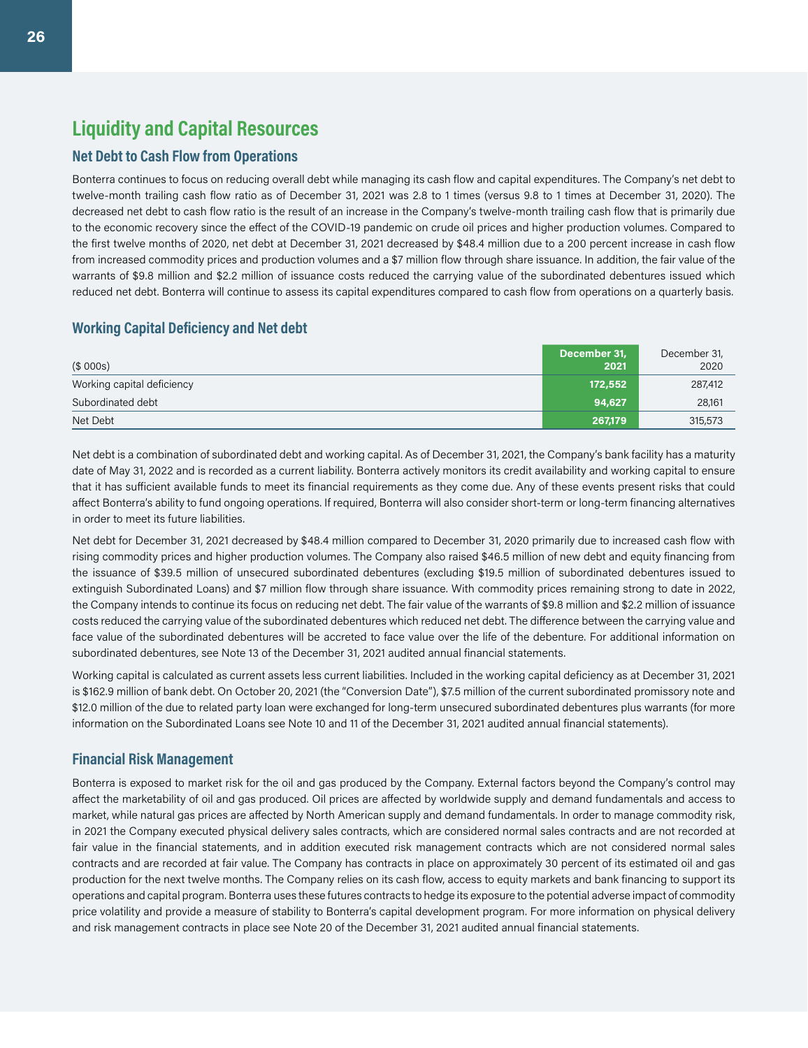## Liquidity and Capital Resources

### Net Debt to Cash Flow from Operations

Bonterra continues to focus on reducing overall debt while managing its cash flow and capital expenditures. The Company's net debt to twelve-month trailing cash flow ratio as of December 31, 2021 was 2.8 to 1 times (versus 9.8 to 1 times at December 31, 2020). The decreased net debt to cash flow ratio is the result of an increase in the Company's twelve-month trailing cash flow that is primarily due to the economic recovery since the effect of the COVID-19 pandemic on crude oil prices and higher production volumes. Compared to the first twelve months of 2020, net debt at December 31, 2021 decreased by $48.4 million due to a 200 percent increase in cash flow from increased commodity prices and production volumes and a $7 million flow through share issuance. In addition, the fair value of the warrants of $9.8 million and $2.2 million of issuance costs reduced the carrying value of the subordinated debentures issued which reduced net debt. Bonterra will continue to assess its capital expenditures compared to cash flow from operations on a quarterly basis.

### Working Capital Deficiency and Net debt

| ($ 000s) | December 31, 2021 | December 31, 2020 |
|---|---|---|
| Working capital deficiency | 172,552 | 287,412 |
| Subordinated debt | 94,627 | 28,161 |
| Net Debt | 267,179 | 315,573 |

Net debt is a combination of subordinated debt and working capital. As of December 31, 2021, the Company's bank facility has a maturity date of May 31, 2022 and is recorded as a current liability. Bonterra actively monitors its credit availability and working capital to ensure that it has sufficient available funds to meet its financial requirements as they come due. Any of these events present risks that could affect Bonterra's ability to fund ongoing operations. If required, Bonterra will also consider short-term or long-term financing alternatives in order to meet its future liabilities.

Net debt for December 31, 2021 decreased by $48.4 million compared to December 31, 2020 primarily due to increased cash flow with rising commodity prices and higher production volumes. The Company also raised $46.5 million of new debt and equity financing from the issuance of $39.5 million of unsecured subordinated debentures (excluding $19.5 million of subordinated debentures issued to extinguish Subordinated Loans) and $7 million flow through share issuance. With commodity prices remaining strong to date in 2022, the Company intends to continue its focus on reducing net debt. The fair value of the warrants of $9.8 million and $2.2 million of issuance costs reduced the carrying value of the subordinated debentures which reduced net debt. The difference between the carrying value and face value of the subordinated debentures will be accreted to face value over the life of the debenture. For additional information on subordinated debentures, see Note 13 of the December 31, 2021 audited annual financial statements.

Working capital is calculated as current assets less current liabilities. Included in the working capital deficiency as at December 31, 2021 is $162.9 million of bank debt. On October 20, 2021 (the "Conversion Date"), $7.5 million of the current subordinated promissory note and $12.0 million of the due to related party loan were exchanged for long-term unsecured subordinated debentures plus warrants (for more information on the Subordinated Loans see Note 10 and 11 of the December 31, 2021 audited annual financial statements).

### Financial Risk Management

Bonterra is exposed to market risk for the oil and gas produced by the Company. External factors beyond the Company's control may affect the marketability of oil and gas produced. Oil prices are affected by worldwide supply and demand fundamentals and access to market, while natural gas prices are affected by North American supply and demand fundamentals. In order to manage commodity risk, in 2021 the Company executed physical delivery sales contracts, which are considered normal sales contracts and are not recorded at fair value in the financial statements, and in addition executed risk management contracts which are not considered normal sales contracts and are recorded at fair value. The Company has contracts in place on approximately 30 percent of its estimated oil and gas production for the next twelve months. The Company relies on its cash flow, access to equity markets and bank financing to support its operations and capital program. Bonterra uses these futures contracts to hedge its exposure to the potential adverse impact of commodity price volatility and provide a measure of stability to Bonterra's capital development program. For more information on physical delivery and risk management contracts in place see Note 20 of the December 31, 2021 audited annual financial statements.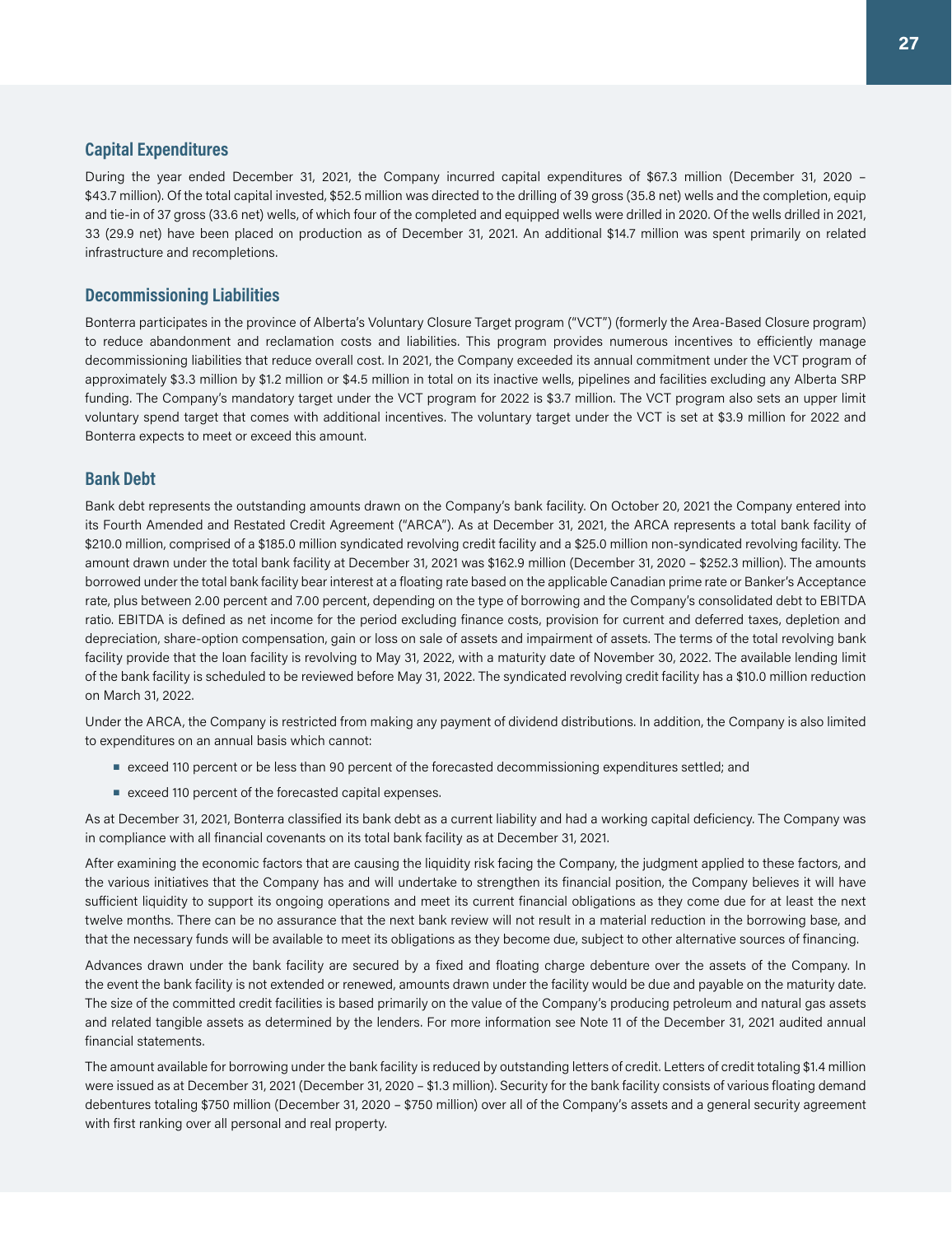## Capital Expenditures

During the year ended December 31, 2021, the Company incurred capital expenditures of $67.3 million (December 31, 2020 – $43.7 million). Of the total capital invested, $52.5 million was directed to the drilling of 39 gross (35.8 net) wells and the completion, equip and tie-in of 37 gross (33.6 net) wells, of which four of the completed and equipped wells were drilled in 2020. Of the wells drilled in 2021, 33 (29.9 net) have been placed on production as of December 31, 2021. An additional $14.7 million was spent primarily on related infrastructure and recompletions.

## Decommissioning Liabilities

Bonterra participates in the province of Alberta's Voluntary Closure Target program ("VCT") (formerly the Area-Based Closure program) to reduce abandonment and reclamation costs and liabilities. This program provides numerous incentives to efficiently manage decommissioning liabilities that reduce overall cost. In 2021, the Company exceeded its annual commitment under the VCT program of approximately $3.3 million by $1.2 million or $4.5 million in total on its inactive wells, pipelines and facilities excluding any Alberta SRP funding. The Company's mandatory target under the VCT program for 2022 is $3.7 million. The VCT program also sets an upper limit voluntary spend target that comes with additional incentives. The voluntary target under the VCT is set at $3.9 million for 2022 and Bonterra expects to meet or exceed this amount.

## Bank Debt

Bank debt represents the outstanding amounts drawn on the Company's bank facility. On October 20, 2021 the Company entered into its Fourth Amended and Restated Credit Agreement ("ARCA"). As at December 31, 2021, the ARCA represents a total bank facility of $210.0 million, comprised of a $185.0 million syndicated revolving credit facility and a $25.0 million non-syndicated revolving facility. The amount drawn under the total bank facility at December 31, 2021 was $162.9 million (December 31, 2020 – $252.3 million). The amounts borrowed under the total bank facility bear interest at a floating rate based on the applicable Canadian prime rate or Banker's Acceptance rate, plus between 2.00 percent and 7.00 percent, depending on the type of borrowing and the Company's consolidated debt to EBITDA ratio. EBITDA is defined as net income for the period excluding finance costs, provision for current and deferred taxes, depletion and depreciation, share-option compensation, gain or loss on sale of assets and impairment of assets. The terms of the total revolving bank facility provide that the loan facility is revolving to May 31, 2022, with a maturity date of November 30, 2022. The available lending limit of the bank facility is scheduled to be reviewed before May 31, 2022. The syndicated revolving credit facility has a $10.0 million reduction on March 31, 2022.

Under the ARCA, the Company is restricted from making any payment of dividend distributions. In addition, the Company is also limited to expenditures on an annual basis which cannot:

- exceed 110 percent or be less than 90 percent of the forecasted decommissioning expenditures settled; and
- exceed 110 percent of the forecasted capital expenses.

As at December 31, 2021, Bonterra classified its bank debt as a current liability and had a working capital deficiency. The Company was in compliance with all financial covenants on its total bank facility as at December 31, 2021.

After examining the economic factors that are causing the liquidity risk facing the Company, the judgment applied to these factors, and the various initiatives that the Company has and will undertake to strengthen its financial position, the Company believes it will have sufficient liquidity to support its ongoing operations and meet its current financial obligations as they come due for at least the next twelve months. There can be no assurance that the next bank review will not result in a material reduction in the borrowing base, and that the necessary funds will be available to meet its obligations as they become due, subject to other alternative sources of financing.

Advances drawn under the bank facility are secured by a fixed and floating charge debenture over the assets of the Company. In the event the bank facility is not extended or renewed, amounts drawn under the facility would be due and payable on the maturity date. The size of the committed credit facilities is based primarily on the value of the Company's producing petroleum and natural gas assets and related tangible assets as determined by the lenders. For more information see Note 11 of the December 31, 2021 audited annual financial statements.

The amount available for borrowing under the bank facility is reduced by outstanding letters of credit. Letters of credit totaling $1.4 million were issued as at December 31, 2021 (December 31, 2020 – $1.3 million). Security for the bank facility consists of various floating demand debentures totaling $750 million (December 31, 2020 – $750 million) over all of the Company's assets and a general security agreement with first ranking over all personal and real property.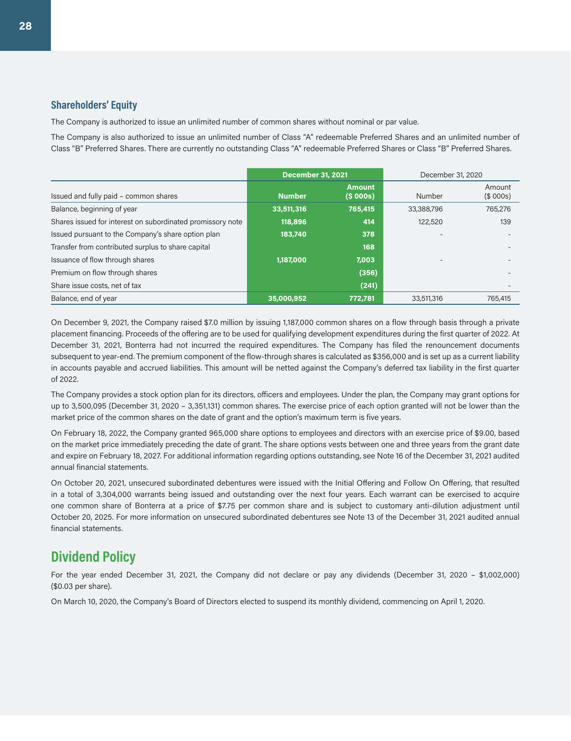## Shareholders' Equity

The Company is authorized to issue an unlimited number of common shares without nominal or par value.

The Company is also authorized to issue an unlimited number of Class "A" redeemable Preferred Shares and an unlimited number of Class "B" Preferred Shares. There are currently no outstanding Class "A" redeemable Preferred Shares or Class "B" Preferred Shares.

| | **December 31, 2021** | | December 31, 2020 | |
|---|---|---|---|---|
| Issued and fully paid – common shares | **Number** | **Amount ($ 000s)** | Number | Amount ($ 000s) |
| Balance, beginning of year | **33,511,316** | **765,415** | 33,388,796 | 765,276 |
| Shares issued for interest on subordinated promissory note | **118,896** | **414** | 122,520 | 139 |
| Issued pursuant to the Company's share option plan | **183,740** | **378** | - | - |
| Transfer from contributed surplus to share capital | | **168** | | - |
| Issuance of flow through shares | **1,187,000** | **7,003** | - | - |
| Premium on flow through shares | | **(356)** | | - |
| Share issue costs, net of tax | | **(241)** | | - |
| Balance, end of year | **35,000,952** | **772,781** | 33,511,316 | 765,415 |

On December 9, 2021, the Company raised $7.0 million by issuing 1,187,000 common shares on a flow through basis through a private placement financing. Proceeds of the offering are to be used for qualifying development expenditures during the first quarter of 2022. At December 31, 2021, Bonterra had not incurred the required expenditures. The Company has filed the renouncement documents subsequent to year-end. The premium component of the flow-through shares is calculated as $356,000 and is set up as a current liability in accounts payable and accrued liabilities. This amount will be netted against the Company's deferred tax liability in the first quarter of 2022.

The Company provides a stock option plan for its directors, officers and employees. Under the plan, the Company may grant options for up to 3,500,095 (December 31, 2020 – 3,351,131) common shares. The exercise price of each option granted will not be lower than the market price of the common shares on the date of grant and the option's maximum term is five years.

On February 18, 2022, the Company granted 965,000 share options to employees and directors with an exercise price of $9.00, based on the market price immediately preceding the date of grant. The share options vests between one and three years from the grant date and expire on February 18, 2027. For additional information regarding options outstanding, see Note 16 of the December 31, 2021 audited annual financial statements.

On October 20, 2021, unsecured subordinated debentures were issued with the Initial Offering and Follow On Offering, that resulted in a total of 3,304,000 warrants being issued and outstanding over the next four years. Each warrant can be exercised to acquire one common share of Bonterra at a price of $7.75 per common share and is subject to customary anti-dilution adjustment until October 20, 2025. For more information on unsecured subordinated debentures see Note 13 of the December 31, 2021 audited annual financial statements.

## Dividend Policy

For the year ended December 31, 2021, the Company did not declare or pay any dividends (December 31, 2020 – $1,002,000) ($0.03 per share).

On March 10, 2020, the Company's Board of Directors elected to suspend its monthly dividend, commencing on April 1, 2020.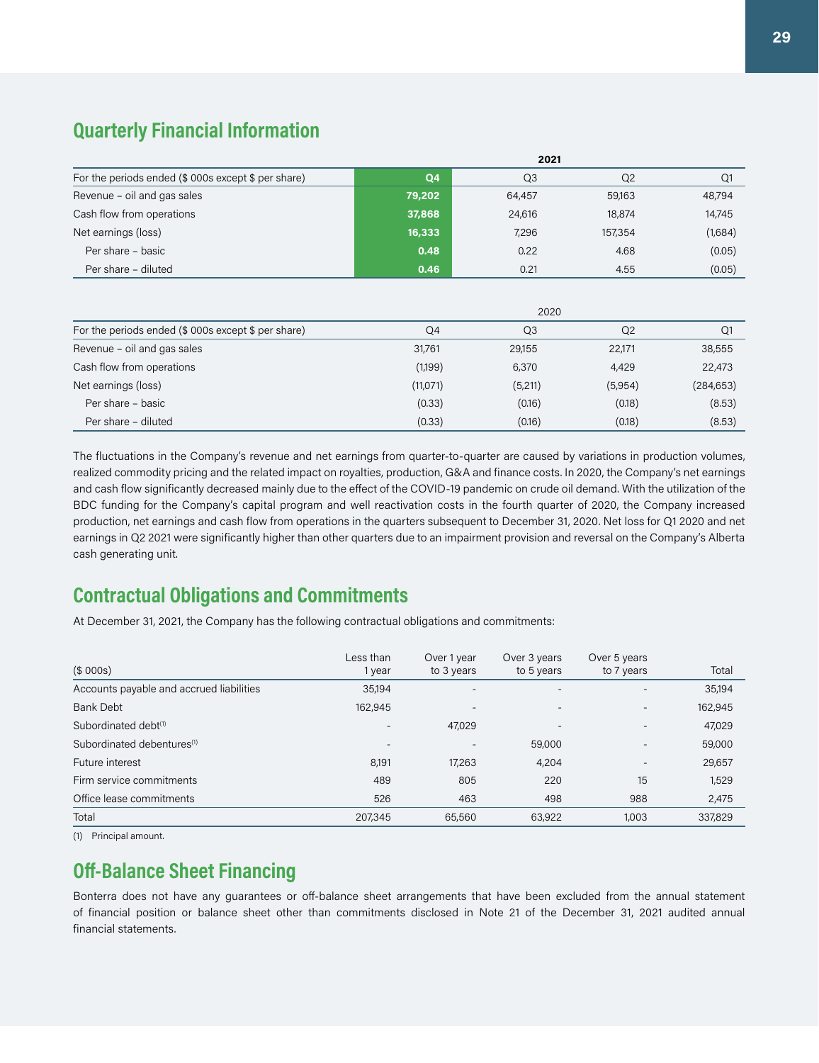## Quarterly Financial Information

| | 2021 | | | |
|---|---|---|---|---|
| For the periods ended ($ 000s except $ per share) | **Q4** | Q3 | Q2 | Q1 |
| Revenue – oil and gas sales | **79,202** | 64,457 | 59,163 | 48,794 |
| Cash flow from operations | **37,868** | 24,616 | 18,874 | 14,745 |
| Net earnings (loss) | **16,333** | 7,296 | 157,354 | (1,684) |
| Per share – basic | **0.48** | 0.22 | 4.68 | (0.05) |
| Per share – diluted | **0.46** | 0.21 | 4.55 | (0.05) |

| | 2020 | | | |
|---|---|---|---|---|
| For the periods ended ($ 000s except $ per share) | Q4 | Q3 | Q2 | Q1 |
| Revenue – oil and gas sales | 31,761 | 29,155 | 22,171 | 38,555 |
| Cash flow from operations | (1,199) | 6,370 | 4,429 | 22,473 |
| Net earnings (loss) | (11,071) | (5,211) | (5,954) | (284,653) |
| Per share – basic | (0.33) | (0.16) | (0.18) | (8.53) |
| Per share – diluted | (0.33) | (0.16) | (0.18) | (8.53) |

The fluctuations in the Company's revenue and net earnings from quarter-to-quarter are caused by variations in production volumes, realized commodity pricing and the related impact on royalties, production, G&A and finance costs. In 2020, the Company's net earnings and cash flow significantly decreased mainly due to the effect of the COVID-19 pandemic on crude oil demand. With the utilization of the BDC funding for the Company's capital program and well reactivation costs in the fourth quarter of 2020, the Company increased production, net earnings and cash flow from operations in the quarters subsequent to December 31, 2020. Net loss for Q1 2020 and net earnings in Q2 2021 were significantly higher than other quarters due to an impairment provision and reversal on the Company's Alberta cash generating unit.

## Contractual Obligations and Commitments

At December 31, 2021, the Company has the following contractual obligations and commitments:

| ($ 000s) | Less than 1 year | Over 1 year to 3 years | Over 3 years to 5 years | Over 5 years to 7 years | Total |
|---|---|---|---|---|---|
| Accounts payable and accrued liabilities | 35,194 | - | - | - | 35,194 |
| Bank Debt | 162,945 | - | - | - | 162,945 |
| Subordinated debt[1] | - | 47,029 | - | - | 47,029 |
| Subordinated debentures[1] | - | - | 59,000 | - | 59,000 |
| Future interest | 8,191 | 17,263 | 4,204 | - | 29,657 |
| Firm service commitments | 489 | 805 | 220 | 15 | 1,529 |
| Office lease commitments | 526 | 463 | 498 | 988 | 2,475 |
| Total | 207,345 | 65,560 | 63,922 | 1,003 | 337,829 |

(1) Principal amount.

## Off-Balance Sheet Financing

Bonterra does not have any guarantees or off-balance sheet arrangements that have been excluded from the annual statement of financial position or balance sheet other than commitments disclosed in Note 21 of the December 31, 2021 audited annual financial statements.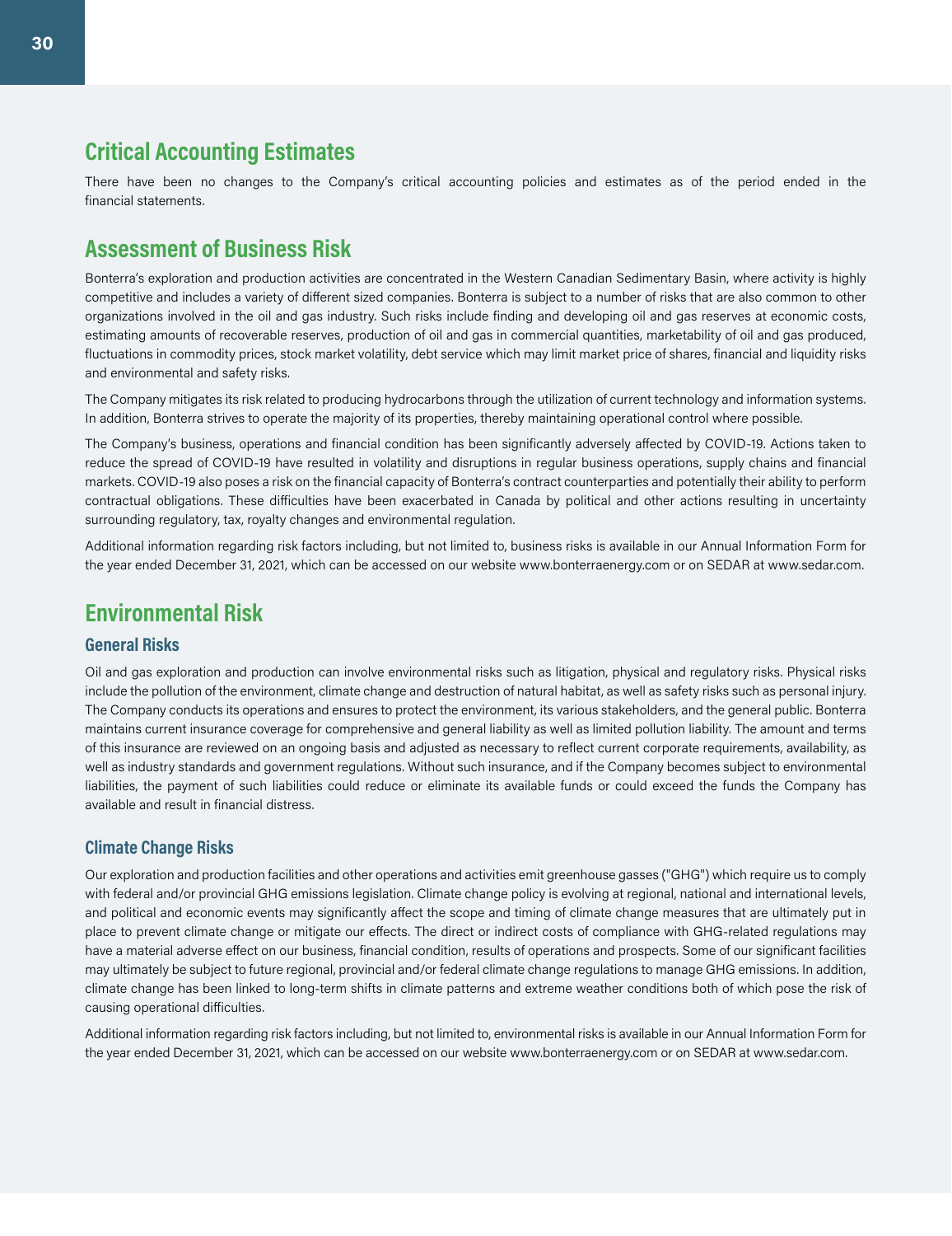## Critical Accounting Estimates

There have been no changes to the Company's critical accounting policies and estimates as of the period ended in the financial statements.

## Assessment of Business Risk

Bonterra's exploration and production activities are concentrated in the Western Canadian Sedimentary Basin, where activity is highly competitive and includes a variety of different sized companies. Bonterra is subject to a number of risks that are also common to other organizations involved in the oil and gas industry. Such risks include finding and developing oil and gas reserves at economic costs, estimating amounts of recoverable reserves, production of oil and gas in commercial quantities, marketability of oil and gas produced, fluctuations in commodity prices, stock market volatility, debt service which may limit market price of shares, financial and liquidity risks and environmental and safety risks.

The Company mitigates its risk related to producing hydrocarbons through the utilization of current technology and information systems. In addition, Bonterra strives to operate the majority of its properties, thereby maintaining operational control where possible.

The Company's business, operations and financial condition has been significantly adversely affected by COVID-19. Actions taken to reduce the spread of COVID-19 have resulted in volatility and disruptions in regular business operations, supply chains and financial markets. COVID-19 also poses a risk on the financial capacity of Bonterra's contract counterparties and potentially their ability to perform contractual obligations. These difficulties have been exacerbated in Canada by political and other actions resulting in uncertainty surrounding regulatory, tax, royalty changes and environmental regulation.

Additional information regarding risk factors including, but not limited to, business risks is available in our Annual Information Form for the year ended December 31, 2021, which can be accessed on our website www.bonterraenergy.com or on SEDAR at www.sedar.com.

## Environmental Risk

### General Risks

Oil and gas exploration and production can involve environmental risks such as litigation, physical and regulatory risks. Physical risks include the pollution of the environment, climate change and destruction of natural habitat, as well as safety risks such as personal injury. The Company conducts its operations and ensures to protect the environment, its various stakeholders, and the general public. Bonterra maintains current insurance coverage for comprehensive and general liability as well as limited pollution liability. The amount and terms of this insurance are reviewed on an ongoing basis and adjusted as necessary to reflect current corporate requirements, availability, as well as industry standards and government regulations. Without such insurance, and if the Company becomes subject to environmental liabilities, the payment of such liabilities could reduce or eliminate its available funds or could exceed the funds the Company has available and result in financial distress.

### Climate Change Risks

Our exploration and production facilities and other operations and activities emit greenhouse gasses ("GHG") which require us to comply with federal and/or provincial GHG emissions legislation. Climate change policy is evolving at regional, national and international levels, and political and economic events may significantly affect the scope and timing of climate change measures that are ultimately put in place to prevent climate change or mitigate our effects. The direct or indirect costs of compliance with GHG-related regulations may have a material adverse effect on our business, financial condition, results of operations and prospects. Some of our significant facilities may ultimately be subject to future regional, provincial and/or federal climate change regulations to manage GHG emissions. In addition, climate change has been linked to long-term shifts in climate patterns and extreme weather conditions both of which pose the risk of causing operational difficulties.

Additional information regarding risk factors including, but not limited to, environmental risks is available in our Annual Information Form for the year ended December 31, 2021, which can be accessed on our website www.bonterraenergy.com or on SEDAR at www.sedar.com.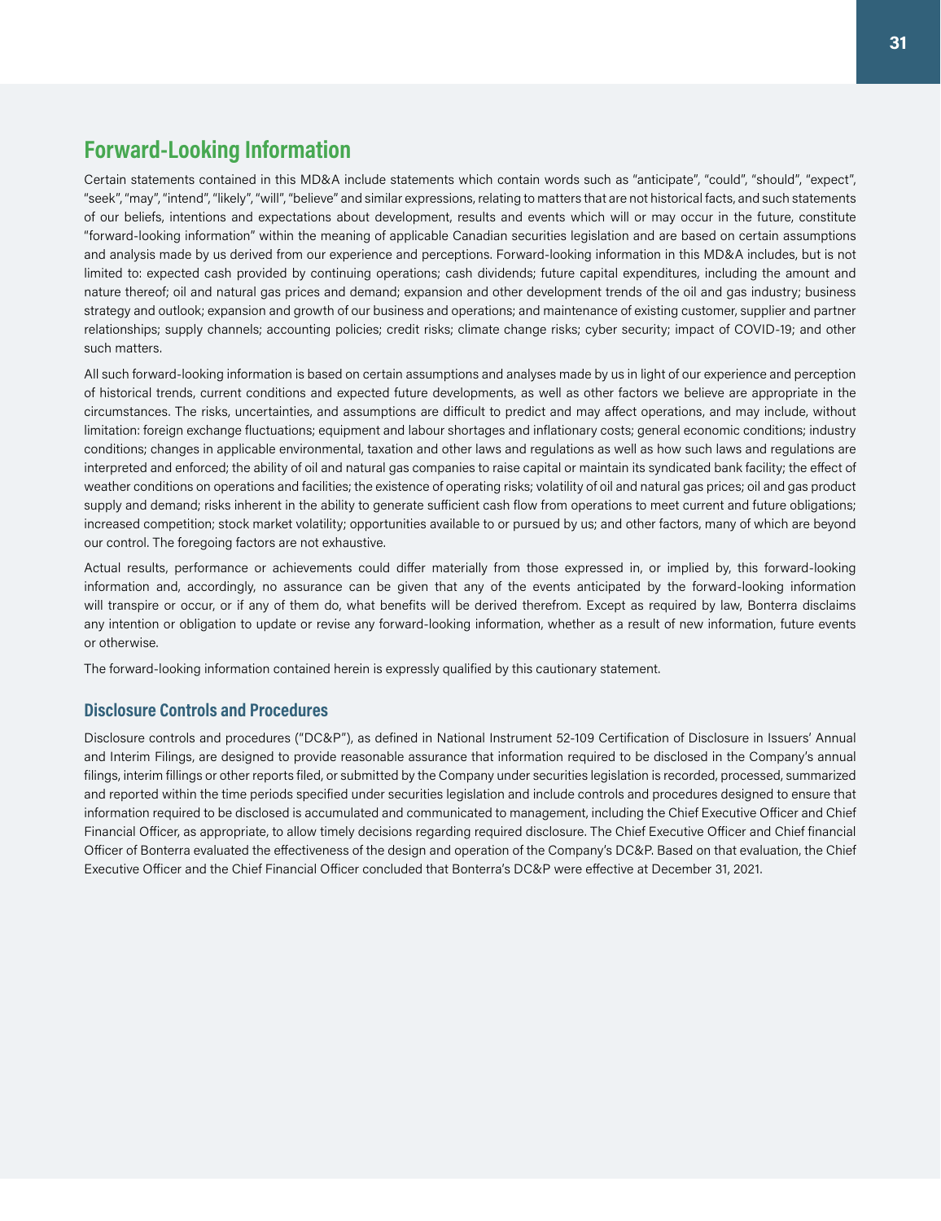## Forward-Looking Information

Certain statements contained in this MD&A include statements which contain words such as "anticipate", "could", "should", "expect", "seek", "may", "intend", "likely", "will", "believe" and similar expressions, relating to matters that are not historical facts, and such statements of our beliefs, intentions and expectations about development, results and events which will or may occur in the future, constitute "forward-looking information" within the meaning of applicable Canadian securities legislation and are based on certain assumptions and analysis made by us derived from our experience and perceptions. Forward-looking information in this MD&A includes, but is not limited to: expected cash provided by continuing operations; cash dividends; future capital expenditures, including the amount and nature thereof; oil and natural gas prices and demand; expansion and other development trends of the oil and gas industry; business strategy and outlook; expansion and growth of our business and operations; and maintenance of existing customer, supplier and partner relationships; supply channels; accounting policies; credit risks; climate change risks; cyber security; impact of COVID-19; and other such matters.

All such forward-looking information is based on certain assumptions and analyses made by us in light of our experience and perception of historical trends, current conditions and expected future developments, as well as other factors we believe are appropriate in the circumstances. The risks, uncertainties, and assumptions are difficult to predict and may affect operations, and may include, without limitation: foreign exchange fluctuations; equipment and labour shortages and inflationary costs; general economic conditions; industry conditions; changes in applicable environmental, taxation and other laws and regulations as well as how such laws and regulations are interpreted and enforced; the ability of oil and natural gas companies to raise capital or maintain its syndicated bank facility; the effect of weather conditions on operations and facilities; the existence of operating risks; volatility of oil and natural gas prices; oil and gas product supply and demand; risks inherent in the ability to generate sufficient cash flow from operations to meet current and future obligations; increased competition; stock market volatility; opportunities available to or pursued by us; and other factors, many of which are beyond our control. The foregoing factors are not exhaustive.

Actual results, performance or achievements could differ materially from those expressed in, or implied by, this forward-looking information and, accordingly, no assurance can be given that any of the events anticipated by the forward-looking information will transpire or occur, or if any of them do, what benefits will be derived therefrom. Except as required by law, Bonterra disclaims any intention or obligation to update or revise any forward-looking information, whether as a result of new information, future events or otherwise.

The forward-looking information contained herein is expressly qualified by this cautionary statement.

### Disclosure Controls and Procedures

Disclosure controls and procedures ("DC&P"), as defined in National Instrument 52-109 Certification of Disclosure in Issuers' Annual and Interim Filings, are designed to provide reasonable assurance that information required to be disclosed in the Company's annual filings, interim fillings or other reports filed, or submitted by the Company under securities legislation is recorded, processed, summarized and reported within the time periods specified under securities legislation and include controls and procedures designed to ensure that information required to be disclosed is accumulated and communicated to management, including the Chief Executive Officer and Chief Financial Officer, as appropriate, to allow timely decisions regarding required disclosure. The Chief Executive Officer and Chief financial Officer of Bonterra evaluated the effectiveness of the design and operation of the Company's DC&P. Based on that evaluation, the Chief Executive Officer and the Chief Financial Officer concluded that Bonterra's DC&P were effective at December 31, 2021.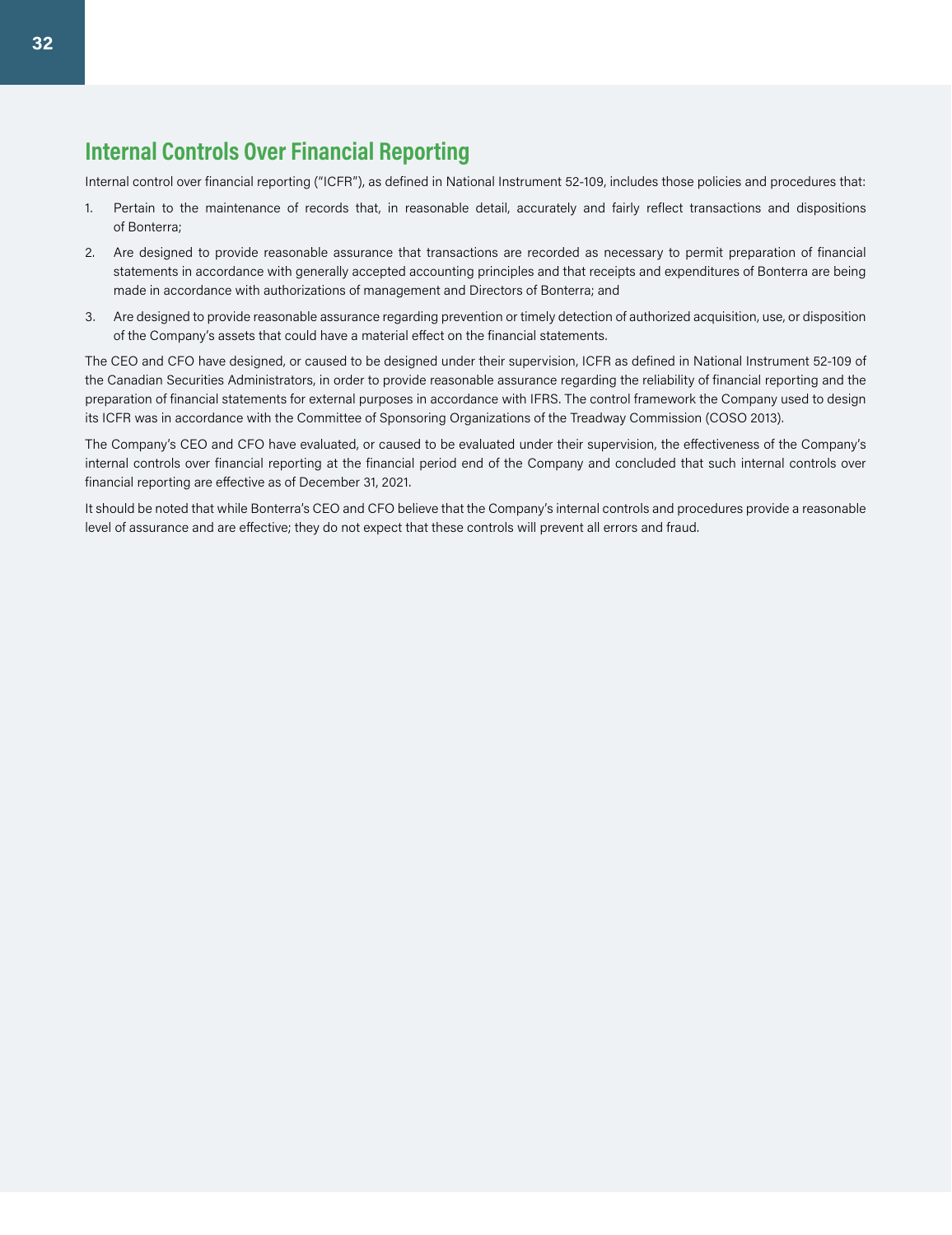## Internal Controls Over Financial Reporting

Internal control over financial reporting ("ICFR"), as defined in National Instrument 52-109, includes those policies and procedures that:

1. Pertain to the maintenance of records that, in reasonable detail, accurately and fairly reflect transactions and dispositions of Bonterra;
2. Are designed to provide reasonable assurance that transactions are recorded as necessary to permit preparation of financial statements in accordance with generally accepted accounting principles and that receipts and expenditures of Bonterra are being made in accordance with authorizations of management and Directors of Bonterra; and
3. Are designed to provide reasonable assurance regarding prevention or timely detection of authorized acquisition, use, or disposition of the Company's assets that could have a material effect on the financial statements.

The CEO and CFO have designed, or caused to be designed under their supervision, ICFR as defined in National Instrument 52-109 of the Canadian Securities Administrators, in order to provide reasonable assurance regarding the reliability of financial reporting and the preparation of financial statements for external purposes in accordance with IFRS. The control framework the Company used to design its ICFR was in accordance with the Committee of Sponsoring Organizations of the Treadway Commission (COSO 2013).

The Company's CEO and CFO have evaluated, or caused to be evaluated under their supervision, the effectiveness of the Company's internal controls over financial reporting at the financial period end of the Company and concluded that such internal controls over financial reporting are effective as of December 31, 2021.

It should be noted that while Bonterra's CEO and CFO believe that the Company's internal controls and procedures provide a reasonable level of assurance and are effective; they do not expect that these controls will prevent all errors and fraud.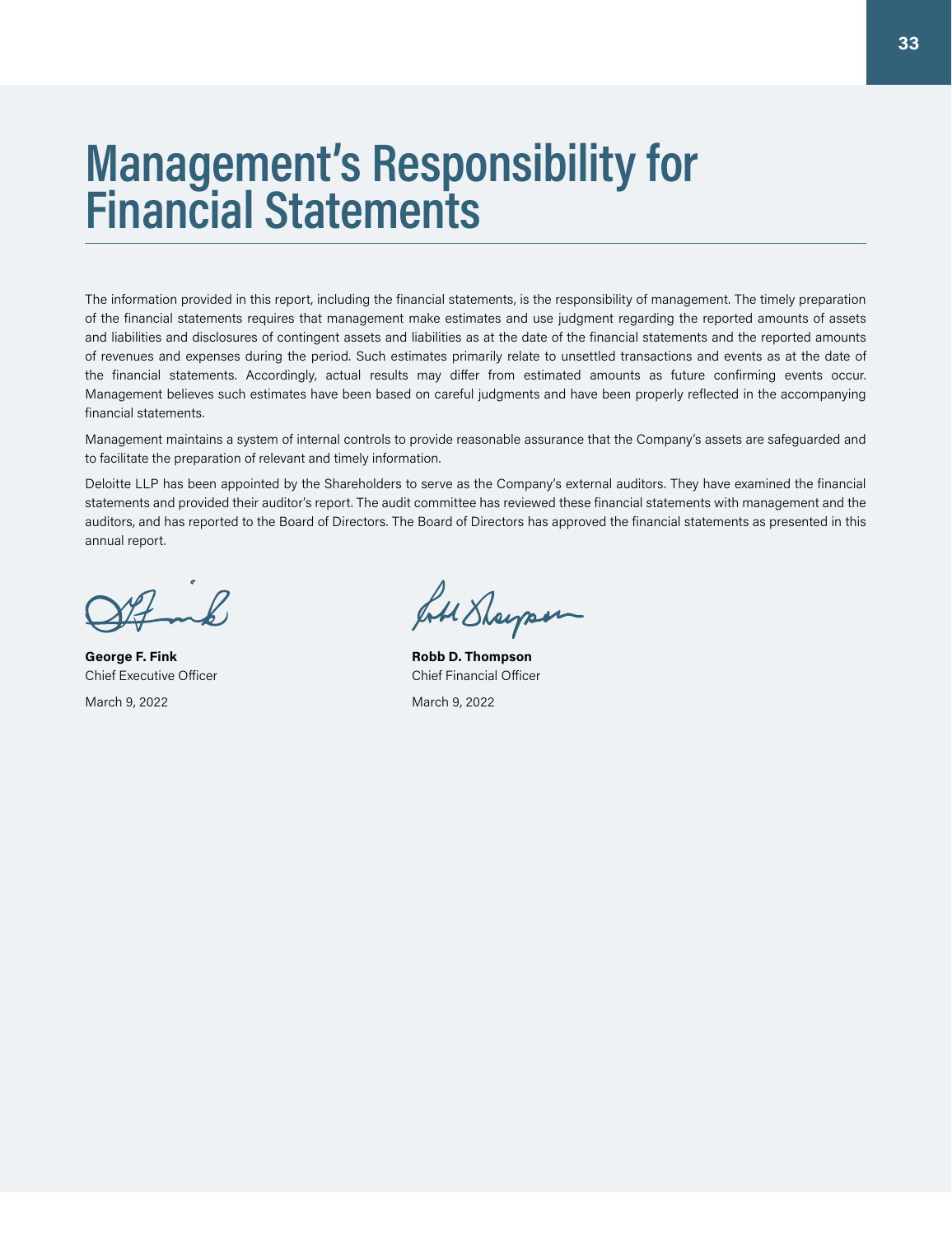# Management's Responsibility for Financial Statements

The information provided in this report, including the financial statements, is the responsibility of management. The timely preparation of the financial statements requires that management make estimates and use judgment regarding the reported amounts of assets and liabilities and disclosures of contingent assets and liabilities as at the date of the financial statements and the reported amounts of revenues and expenses during the period. Such estimates primarily relate to unsettled transactions and events as at the date of the financial statements. Accordingly, actual results may differ from estimated amounts as future confirming events occur. Management believes such estimates have been based on careful judgments and have been properly reflected in the accompanying financial statements.

Management maintains a system of internal controls to provide reasonable assurance that the Company's assets are safeguarded and to facilitate the preparation of relevant and timely information.

Deloitte LLP has been appointed by the Shareholders to serve as the Company's external auditors. They have examined the financial statements and provided their auditor's report. The audit committee has reviewed these financial statements with management and the auditors, and has reported to the Board of Directors. The Board of Directors has approved the financial statements as presented in this annual report.

**George F. Fink**
Chief Executive Officer

March 9, 2022

**Robb D. Thompson**
Chief Financial Officer

March 9, 2022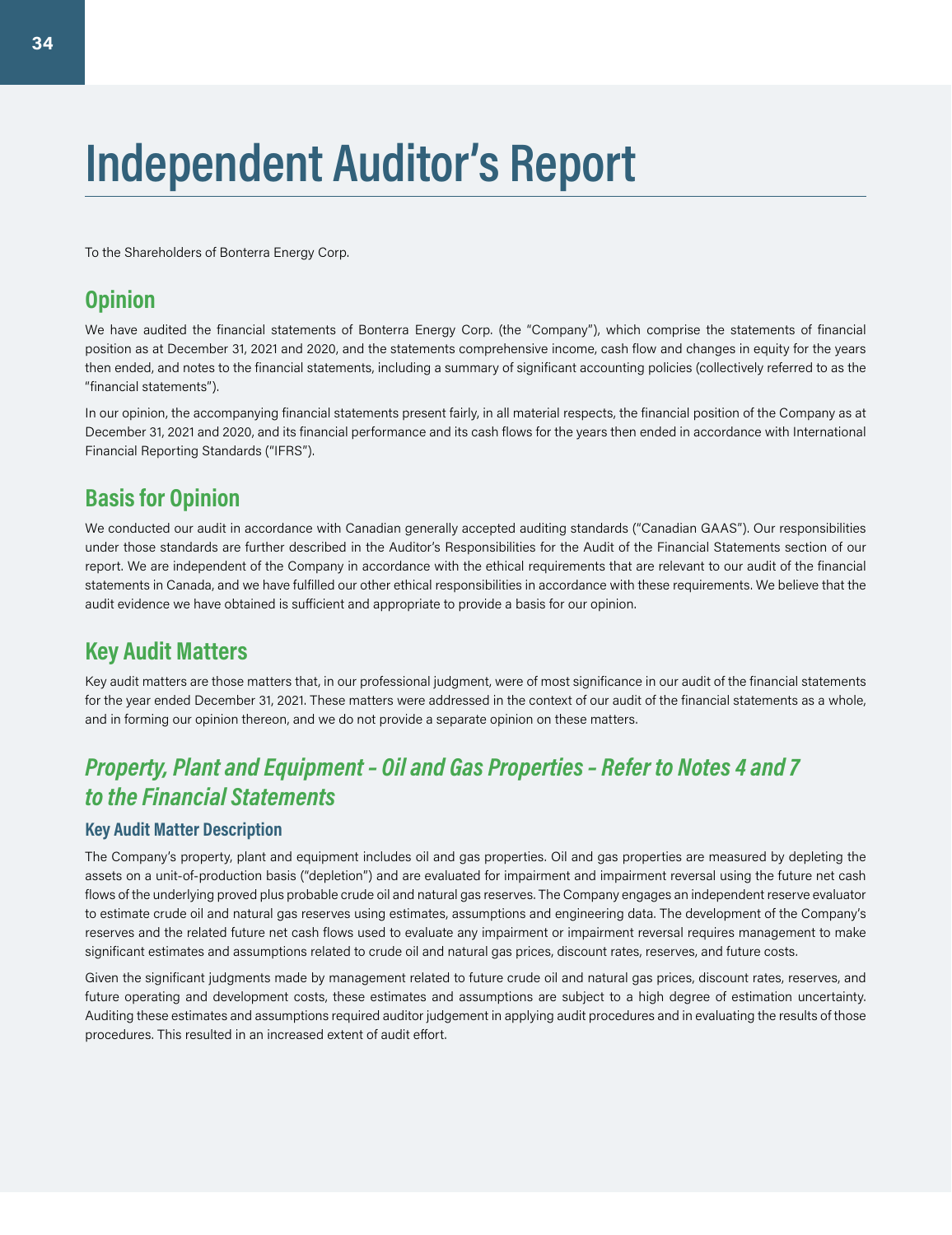# Independent Auditor's Report

To the Shareholders of Bonterra Energy Corp.

## Opinion

We have audited the financial statements of Bonterra Energy Corp. (the "Company"), which comprise the statements of financial position as at December 31, 2021 and 2020, and the statements comprehensive income, cash flow and changes in equity for the years then ended, and notes to the financial statements, including a summary of significant accounting policies (collectively referred to as the "financial statements").

In our opinion, the accompanying financial statements present fairly, in all material respects, the financial position of the Company as at December 31, 2021 and 2020, and its financial performance and its cash flows for the years then ended in accordance with International Financial Reporting Standards ("IFRS").

## Basis for Opinion

We conducted our audit in accordance with Canadian generally accepted auditing standards ("Canadian GAAS"). Our responsibilities under those standards are further described in the Auditor's Responsibilities for the Audit of the Financial Statements section of our report. We are independent of the Company in accordance with the ethical requirements that are relevant to our audit of the financial statements in Canada, and we have fulfilled our other ethical responsibilities in accordance with these requirements. We believe that the audit evidence we have obtained is sufficient and appropriate to provide a basis for our opinion.

## Key Audit Matters

Key audit matters are those matters that, in our professional judgment, were of most significance in our audit of the financial statements for the year ended December 31, 2021. These matters were addressed in the context of our audit of the financial statements as a whole, and in forming our opinion thereon, and we do not provide a separate opinion on these matters.

## *Property, Plant and Equipment – Oil and Gas Properties – Refer to Notes 4 and 7 to the Financial Statements*

### Key Audit Matter Description

The Company's property, plant and equipment includes oil and gas properties. Oil and gas properties are measured by depleting the assets on a unit-of-production basis ("depletion") and are evaluated for impairment and impairment reversal using the future net cash flows of the underlying proved plus probable crude oil and natural gas reserves. The Company engages an independent reserve evaluator to estimate crude oil and natural gas reserves using estimates, assumptions and engineering data. The development of the Company's reserves and the related future net cash flows used to evaluate any impairment or impairment reversal requires management to make significant estimates and assumptions related to crude oil and natural gas prices, discount rates, reserves, and future costs.

Given the significant judgments made by management related to future crude oil and natural gas prices, discount rates, reserves, and future operating and development costs, these estimates and assumptions are subject to a high degree of estimation uncertainty. Auditing these estimates and assumptions required auditor judgement in applying audit procedures and in evaluating the results of those procedures. This resulted in an increased extent of audit effort.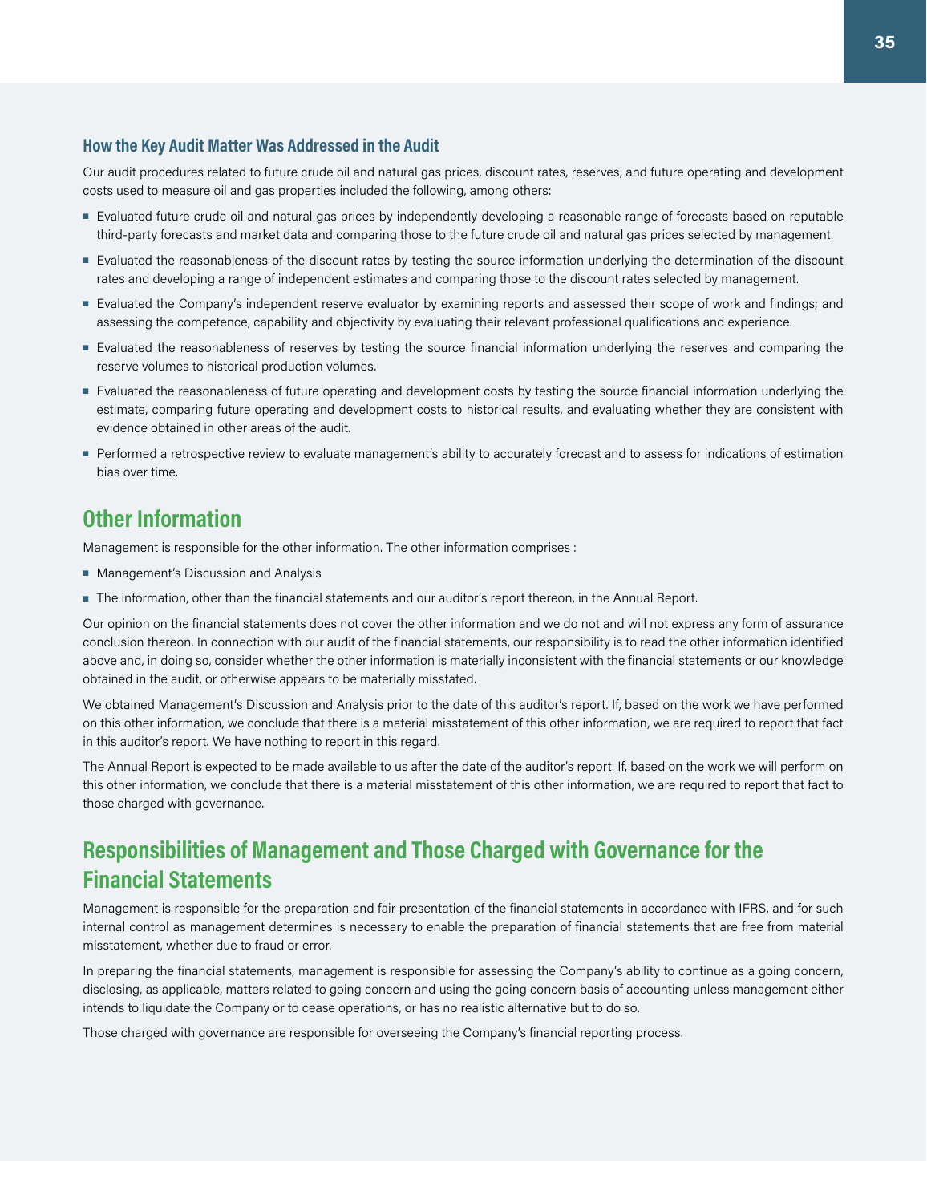### How the Key Audit Matter Was Addressed in the Audit

Our audit procedures related to future crude oil and natural gas prices, discount rates, reserves, and future operating and development costs used to measure oil and gas properties included the following, among others:

- Evaluated future crude oil and natural gas prices by independently developing a reasonable range of forecasts based on reputable third-party forecasts and market data and comparing those to the future crude oil and natural gas prices selected by management.
- Evaluated the reasonableness of the discount rates by testing the source information underlying the determination of the discount rates and developing a range of independent estimates and comparing those to the discount rates selected by management.
- Evaluated the Company's independent reserve evaluator by examining reports and assessed their scope of work and findings; and assessing the competence, capability and objectivity by evaluating their relevant professional qualifications and experience.
- Evaluated the reasonableness of reserves by testing the source financial information underlying the reserves and comparing the reserve volumes to historical production volumes.
- Evaluated the reasonableness of future operating and development costs by testing the source financial information underlying the estimate, comparing future operating and development costs to historical results, and evaluating whether they are consistent with evidence obtained in other areas of the audit.
- Performed a retrospective review to evaluate management's ability to accurately forecast and to assess for indications of estimation bias over time.

## Other Information

Management is responsible for the other information. The other information comprises :

- Management's Discussion and Analysis
- The information, other than the financial statements and our auditor's report thereon, in the Annual Report.

Our opinion on the financial statements does not cover the other information and we do not and will not express any form of assurance conclusion thereon. In connection with our audit of the financial statements, our responsibility is to read the other information identified above and, in doing so, consider whether the other information is materially inconsistent with the financial statements or our knowledge obtained in the audit, or otherwise appears to be materially misstated.

We obtained Management's Discussion and Analysis prior to the date of this auditor's report. If, based on the work we have performed on this other information, we conclude that there is a material misstatement of this other information, we are required to report that fact in this auditor's report. We have nothing to report in this regard.

The Annual Report is expected to be made available to us after the date of the auditor's report. If, based on the work we will perform on this other information, we conclude that there is a material misstatement of this other information, we are required to report that fact to those charged with governance.

## Responsibilities of Management and Those Charged with Governance for the Financial Statements

Management is responsible for the preparation and fair presentation of the financial statements in accordance with IFRS, and for such internal control as management determines is necessary to enable the preparation of financial statements that are free from material misstatement, whether due to fraud or error.

In preparing the financial statements, management is responsible for assessing the Company's ability to continue as a going concern, disclosing, as applicable, matters related to going concern and using the going concern basis of accounting unless management either intends to liquidate the Company or to cease operations, or has no realistic alternative but to do so.

Those charged with governance are responsible for overseeing the Company's financial reporting process.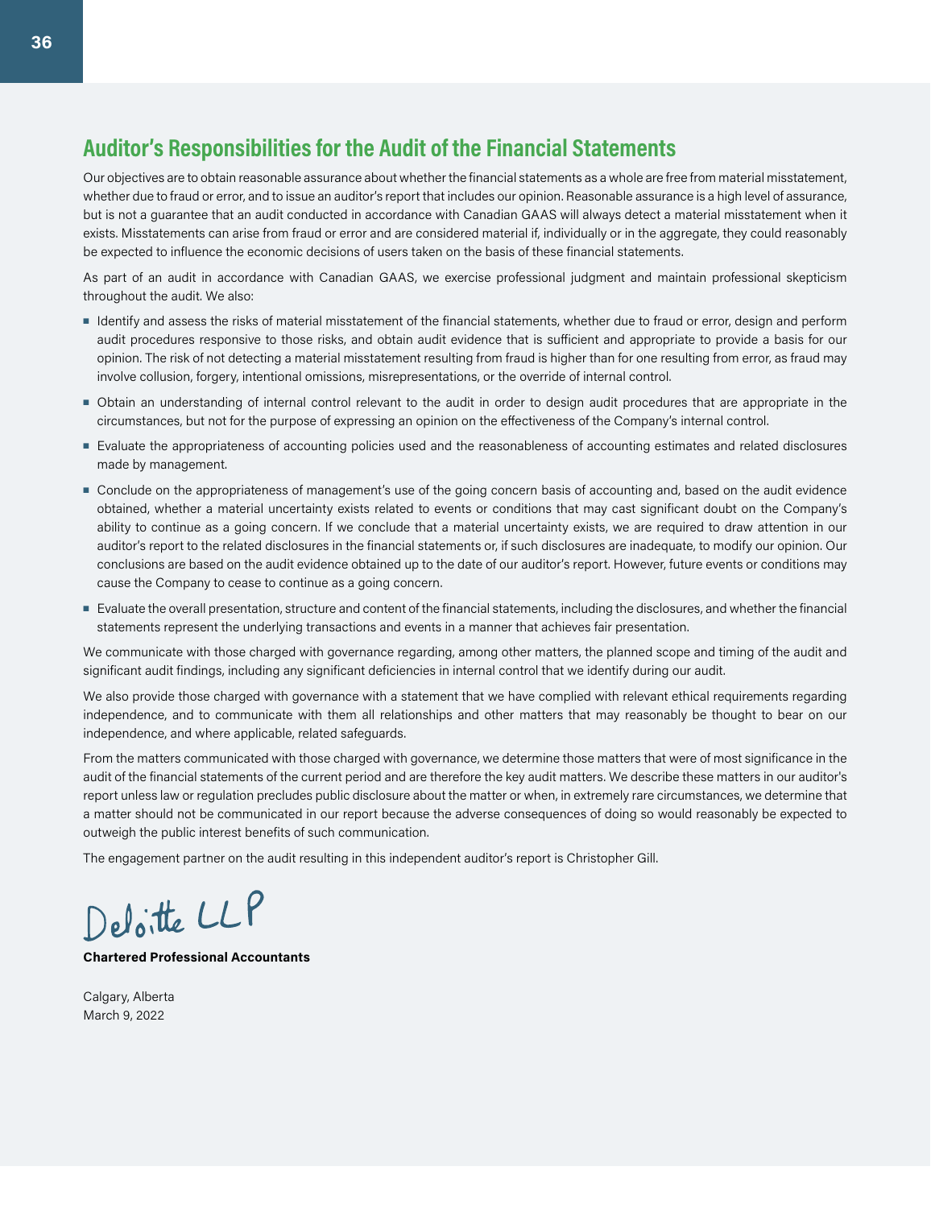## Auditor's Responsibilities for the Audit of the Financial Statements

Our objectives are to obtain reasonable assurance about whether the financial statements as a whole are free from material misstatement, whether due to fraud or error, and to issue an auditor's report that includes our opinion. Reasonable assurance is a high level of assurance, but is not a guarantee that an audit conducted in accordance with Canadian GAAS will always detect a material misstatement when it exists. Misstatements can arise from fraud or error and are considered material if, individually or in the aggregate, they could reasonably be expected to influence the economic decisions of users taken on the basis of these financial statements.

As part of an audit in accordance with Canadian GAAS, we exercise professional judgment and maintain professional skepticism throughout the audit. We also:

- Identify and assess the risks of material misstatement of the financial statements, whether due to fraud or error, design and perform audit procedures responsive to those risks, and obtain audit evidence that is sufficient and appropriate to provide a basis for our opinion. The risk of not detecting a material misstatement resulting from fraud is higher than for one resulting from error, as fraud may involve collusion, forgery, intentional omissions, misrepresentations, or the override of internal control.
- Obtain an understanding of internal control relevant to the audit in order to design audit procedures that are appropriate in the circumstances, but not for the purpose of expressing an opinion on the effectiveness of the Company's internal control.
- Evaluate the appropriateness of accounting policies used and the reasonableness of accounting estimates and related disclosures made by management.
- Conclude on the appropriateness of management's use of the going concern basis of accounting and, based on the audit evidence obtained, whether a material uncertainty exists related to events or conditions that may cast significant doubt on the Company's ability to continue as a going concern. If we conclude that a material uncertainty exists, we are required to draw attention in our auditor's report to the related disclosures in the financial statements or, if such disclosures are inadequate, to modify our opinion. Our conclusions are based on the audit evidence obtained up to the date of our auditor's report. However, future events or conditions may cause the Company to cease to continue as a going concern.
- Evaluate the overall presentation, structure and content of the financial statements, including the disclosures, and whether the financial statements represent the underlying transactions and events in a manner that achieves fair presentation.

We communicate with those charged with governance regarding, among other matters, the planned scope and timing of the audit and significant audit findings, including any significant deficiencies in internal control that we identify during our audit.

We also provide those charged with governance with a statement that we have complied with relevant ethical requirements regarding independence, and to communicate with them all relationships and other matters that may reasonably be thought to bear on our independence, and where applicable, related safeguards.

From the matters communicated with those charged with governance, we determine those matters that were of most significance in the audit of the financial statements of the current period and are therefore the key audit matters. We describe these matters in our auditor's report unless law or regulation precludes public disclosure about the matter or when, in extremely rare circumstances, we determine that a matter should not be communicated in our report because the adverse consequences of doing so would reasonably be expected to outweigh the public interest benefits of such communication.

The engagement partner on the audit resulting in this independent auditor's report is Christopher Gill.

Deloitte LLP

**Chartered Professional Accountants**

Calgary, Alberta
March 9, 2022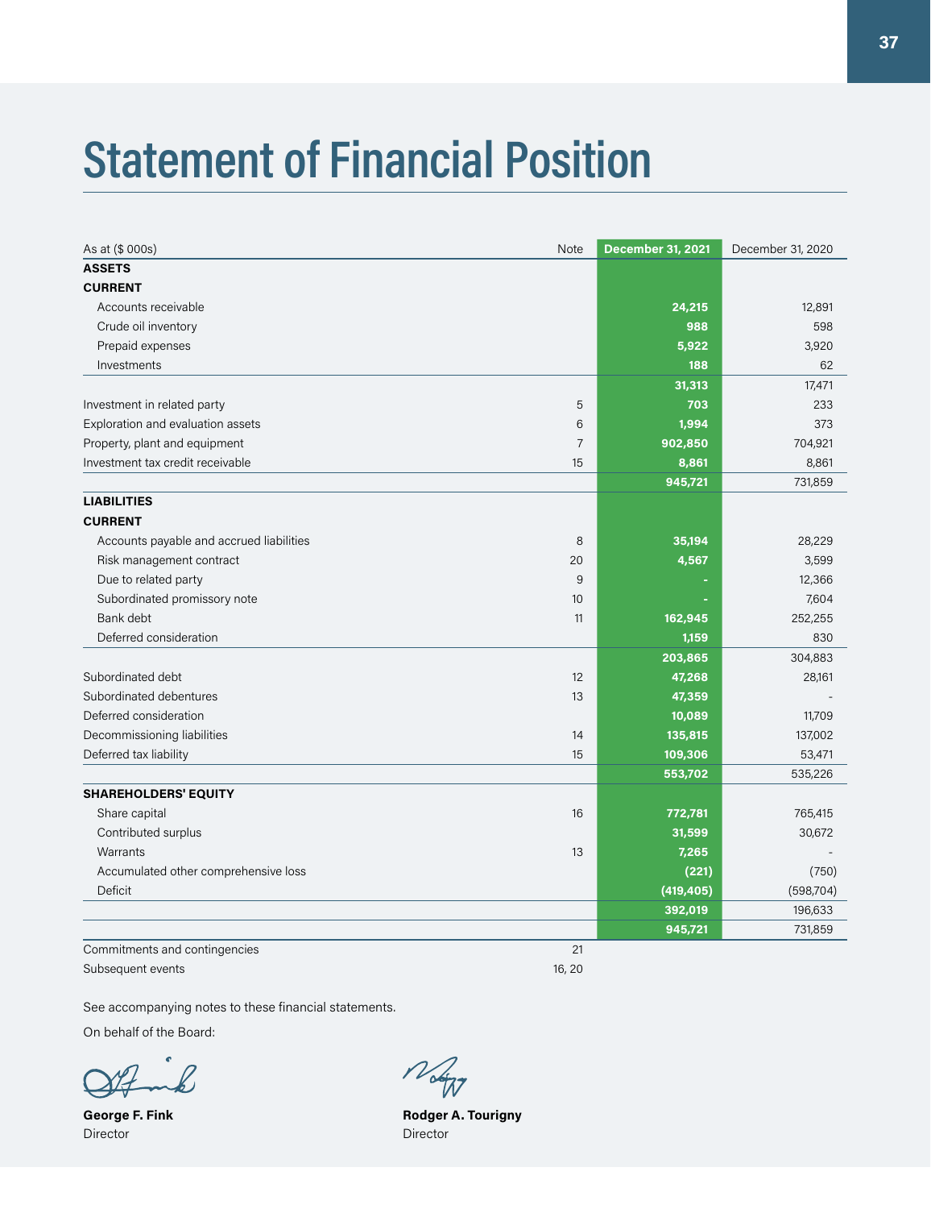# Statement of Financial Position

| As at ($ 000s) | Note | **December 31, 2021** | December 31, 2020 |
|---|---|---|---|
| **ASSETS** | | | |
| **CURRENT** | | | |
| Accounts receivable | | **24,215** | 12,891 |
| Crude oil inventory | | **988** | 598 |
| Prepaid expenses | | **5,922** | 3,920 |
| Investments | | **188** | 62 |
| | | **31,313** | 17,471 |
| Investment in related party | 5 | **703** | 233 |
| Exploration and evaluation assets | 6 | **1,994** | 373 |
| Property, plant and equipment | 7 | **902,850** | 704,921 |
| Investment tax credit receivable | 15 | **8,861** | 8,861 |
| | | **945,721** | 731,859 |
| **LIABILITIES** | | | |
| **CURRENT** | | | |
| Accounts payable and accrued liabilities | 8 | **35,194** | 28,229 |
| Risk management contract | 20 | **4,567** | 3,599 |
| Due to related party | 9 | **-** | 12,366 |
| Subordinated promissory note | 10 | **-** | 7,604 |
| Bank debt | 11 | **162,945** | 252,255 |
| Deferred consideration | | **1,159** | 830 |
| | | **203,865** | 304,883 |
| Subordinated debt | 12 | **47,268** | 28,161 |
| Subordinated debentures | 13 | **47,359** | - |
| Deferred consideration | | **10,089** | 11,709 |
| Decommissioning liabilities | 14 | **135,815** | 137,002 |
| Deferred tax liability | 15 | **109,306** | 53,471 |
| | | **553,702** | 535,226 |
| **SHAREHOLDERS' EQUITY** | | | |
| Share capital | 16 | **772,781** | 765,415 |
| Contributed surplus | | **31,599** | 30,672 |
| Warrants | 13 | **7,265** | - |
| Accumulated other comprehensive loss | | **(221)** | (750) |
| Deficit | | **(419,405)** | (598,704) |
| | | **392,019** | 196,633 |
| | | **945,721** | 731,859 |
| Commitments and contingencies | 21 | | |
| Subsequent events | 16, 20 | | |

See accompanying notes to these financial statements.

On behalf of the Board:

**George F. Fink**
Director

**Rodger A. Tourigny**
Director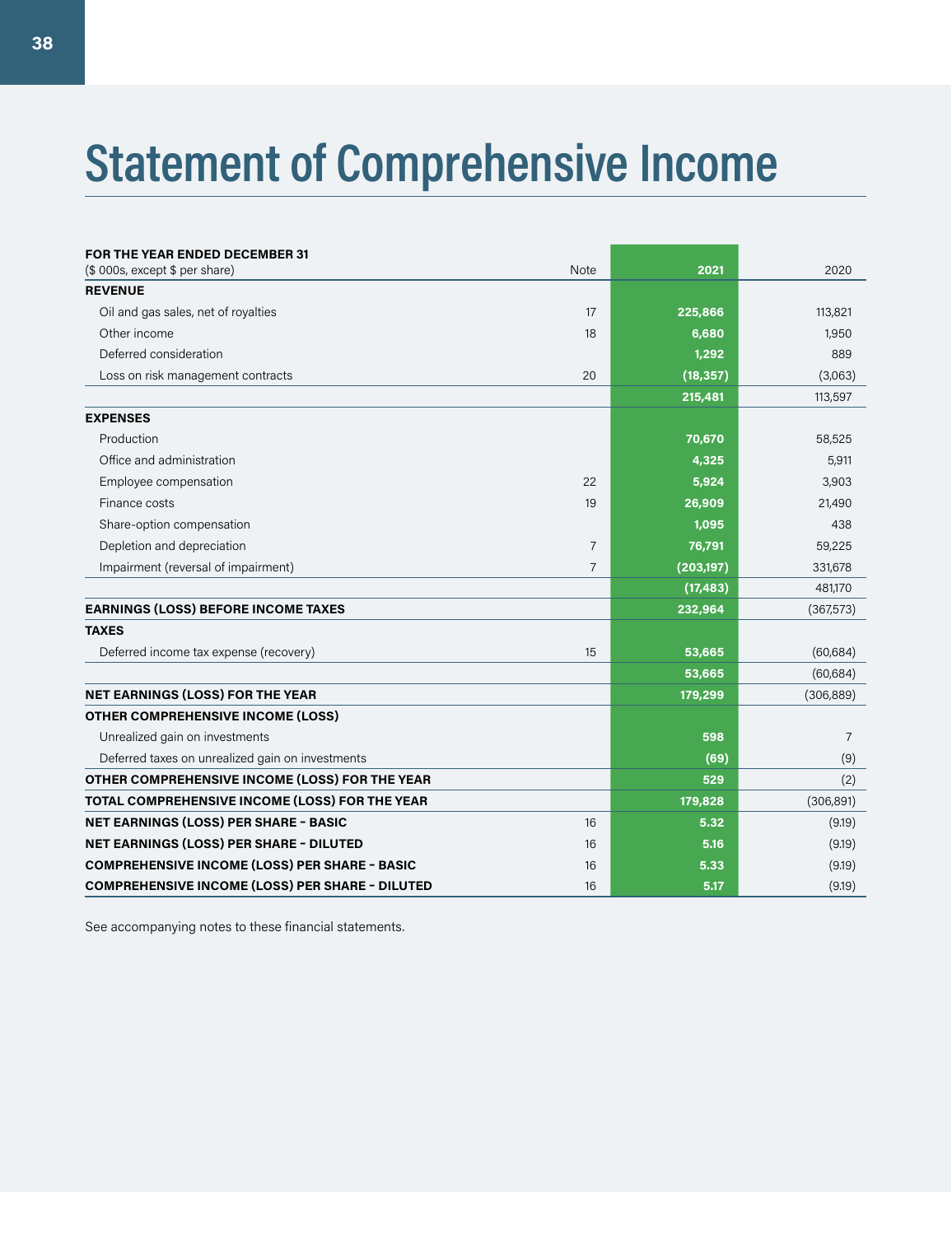# Statement of Comprehensive Income

| FOR THE YEAR ENDED DECEMBER 31<br>($ 000s, except $ per share) | Note | 2021 | 2020 |
|---|---|---|---|
| **REVENUE** | | | |
| Oil and gas sales, net of royalties | 17 | **225,866** | 113,821 |
| Other income | 18 | **6,680** | 1,950 |
| Deferred consideration | | **1,292** | 889 |
| Loss on risk management contracts | 20 | **(18,357)** | (3,063) |
| | | **215,481** | 113,597 |
| **EXPENSES** | | | |
| Production | | **70,670** | 58,525 |
| Office and administration | | **4,325** | 5,911 |
| Employee compensation | 22 | **5,924** | 3,903 |
| Finance costs | 19 | **26,909** | 21,490 |
| Share-option compensation | | **1,095** | 438 |
| Depletion and depreciation | 7 | **76,791** | 59,225 |
| Impairment (reversal of impairment) | 7 | **(203,197)** | 331,678 |
| | | **(17,483)** | 481,170 |
| **EARNINGS (LOSS) BEFORE INCOME TAXES** | | **232,964** | (367,573) |
| **TAXES** | | | |
| Deferred income tax expense (recovery) | 15 | **53,665** | (60,684) |
| | | **53,665** | (60,684) |
| **NET EARNINGS (LOSS) FOR THE YEAR** | | **179,299** | (306,889) |
| **OTHER COMPREHENSIVE INCOME (LOSS)** | | | |
| Unrealized gain on investments | | **598** | 7 |
| Deferred taxes on unrealized gain on investments | | **(69)** | (9) |
| **OTHER COMPREHENSIVE INCOME (LOSS) FOR THE YEAR** | | **529** | (2) |
| **TOTAL COMPREHENSIVE INCOME (LOSS) FOR THE YEAR** | | **179,828** | (306,891) |
| **NET EARNINGS (LOSS) PER SHARE – BASIC** | 16 | **5.32** | (9.19) |
| **NET EARNINGS (LOSS) PER SHARE – DILUTED** | 16 | **5.16** | (9.19) |
| **COMPREHENSIVE INCOME (LOSS) PER SHARE – BASIC** | 16 | **5.33** | (9.19) |
| **COMPREHENSIVE INCOME (LOSS) PER SHARE – DILUTED** | 16 | **5.17** | (9.19) |

See accompanying notes to these financial statements.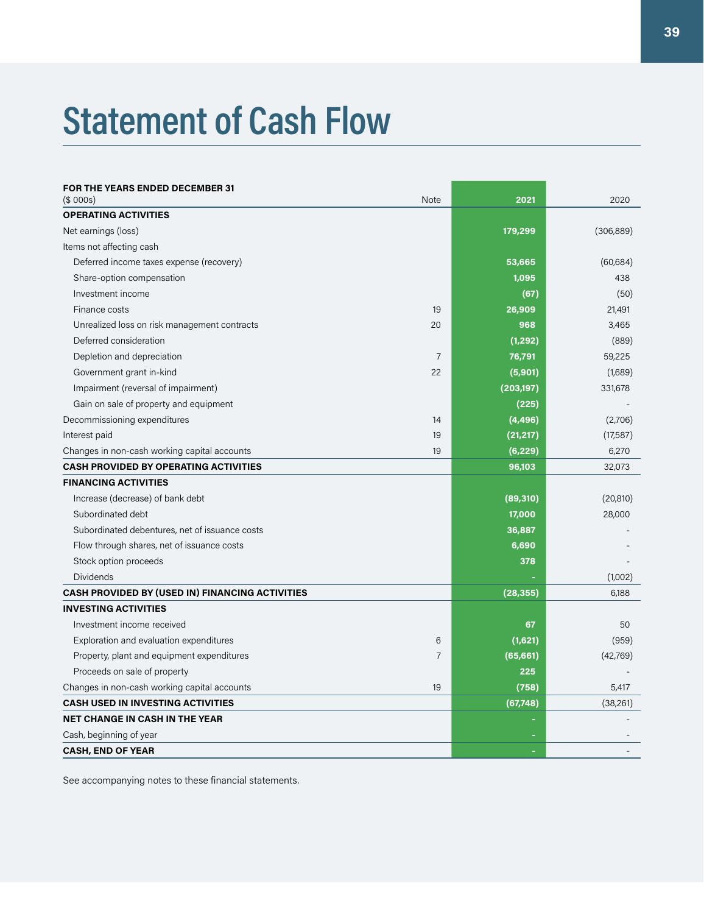# Statement of Cash Flow

| FOR THE YEARS ENDED DECEMBER 31 ($ 000s) | Note | 2021 | 2020 |
|---|---|---|---|
| **OPERATING ACTIVITIES** | | | |
| Net earnings (loss) | | **179,299** | (306,889) |
| Items not affecting cash | | | |
| Deferred income taxes expense (recovery) | | **53,665** | (60,684) |
| Share-option compensation | | **1,095** | 438 |
| Investment income | | **(67)** | (50) |
| Finance costs | 19 | **26,909** | 21,491 |
| Unrealized loss on risk management contracts | 20 | **968** | 3,465 |
| Deferred consideration | | **(1,292)** | (889) |
| Depletion and depreciation | 7 | **76,791** | 59,225 |
| Government grant in-kind | 22 | **(5,901)** | (1,689) |
| Impairment (reversal of impairment) | | **(203,197)** | 331,678 |
| Gain on sale of property and equipment | | **(225)** | - |
| Decommissioning expenditures | 14 | **(4,496)** | (2,706) |
| Interest paid | 19 | **(21,217)** | (17,587) |
| Changes in non-cash working capital accounts | 19 | **(6,229)** | 6,270 |
| **CASH PROVIDED BY OPERATING ACTIVITIES** | | **96,103** | 32,073 |
| **FINANCING ACTIVITIES** | | | |
| Increase (decrease) of bank debt | | **(89,310)** | (20,810) |
| Subordinated debt | | **17,000** | 28,000 |
| Subordinated debentures, net of issuance costs | | **36,887** | - |
| Flow through shares, net of issuance costs | | **6,690** | - |
| Stock option proceeds | | **378** | - |
| Dividends | | **-** | (1,002) |
| **CASH PROVIDED BY (USED IN) FINANCING ACTIVITIES** | | **(28,355)** | 6,188 |
| **INVESTING ACTIVITIES** | | | |
| Investment income received | | **67** | 50 |
| Exploration and evaluation expenditures | 6 | **(1,621)** | (959) |
| Property, plant and equipment expenditures | 7 | **(65,661)** | (42,769) |
| Proceeds on sale of property | | **225** | - |
| Changes in non-cash working capital accounts | 19 | **(758)** | 5,417 |
| **CASH USED IN INVESTING ACTIVITIES** | | **(67,748)** | (38,261) |
| **NET CHANGE IN CASH IN THE YEAR** | | **-** | - |
| Cash, beginning of year | | **-** | - |
| **CASH, END OF YEAR** | | **-** | - |

See accompanying notes to these financial statements.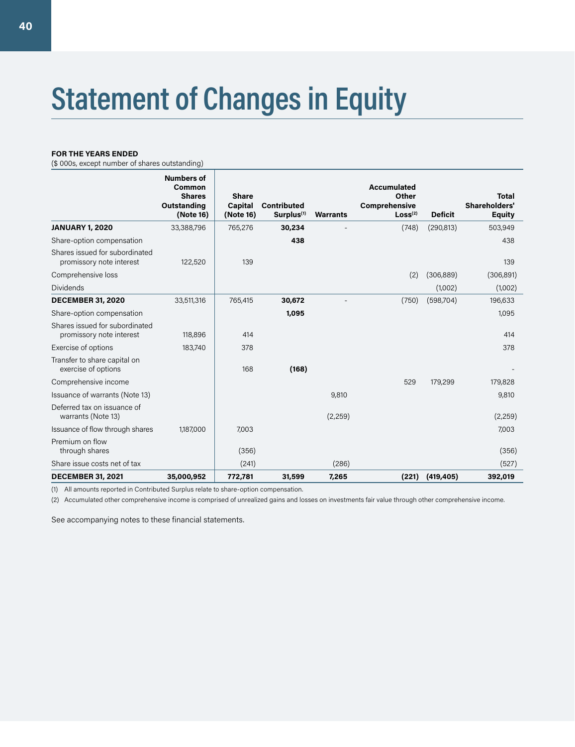# Statement of Changes in Equity

**FOR THE YEARS ENDED**
($ 000s, except number of shares outstanding)

| | Numbers of Common Shares Outstanding (Note 16) | Share Capital (Note 16) | Contributed Surplus[(1)] | Warrants | Accumulated Other Comprehensive Loss[(2)] | Deficit | Total Shareholders' Equity |
|---|---|---|---|---|---|---|---|
| **JANUARY 1, 2020** | 33,388,796 | 765,276 | **30,234** | - | (748) | (290,813) | 503,949 |
| Share-option compensation | | | **438** | | | | 438 |
| Shares issued for subordinated promissory note interest | 122,520 | 139 | | | | | 139 |
| Comprehensive loss | | | | | (2) | (306,889) | (306,891) |
| Dividends | | | | | | (1,002) | (1,002) |
| **DECEMBER 31, 2020** | 33,511,316 | 765,415 | **30,672** | - | (750) | (598,704) | 196,633 |
| Share-option compensation | | | **1,095** | | | | 1,095 |
| Shares issued for subordinated promissory note interest | 118,896 | 414 | | | | | 414 |
| Exercise of options | 183,740 | 378 | | | | | 378 |
| Transfer to share capital on exercise of options | | 168 | **(168)** | | | | - |
| Comprehensive income | | | | | 529 | 179,299 | 179,828 |
| Issuance of warrants (Note 13) | | | | 9,810 | | | 9,810 |
| Deferred tax on issuance of warrants (Note 13) | | | | (2,259) | | | (2,259) |
| Issuance of flow through shares | 1,187,000 | 7,003 | | | | | 7,003 |
| Premium on flow through shares | | (356) | | | | | (356) |
| Share issue costs net of tax | | (241) | | (286) | | | (527) |
| **DECEMBER 31, 2021** | **35,000,952** | **772,781** | **31,599** | **7,265** | **(221)** | **(419,405)** | **392,019** |

(1) All amounts reported in Contributed Surplus relate to share-option compensation.

(2) Accumulated other comprehensive income is comprised of unrealized gains and losses on investments fair value through other comprehensive income.

See accompanying notes to these financial statements.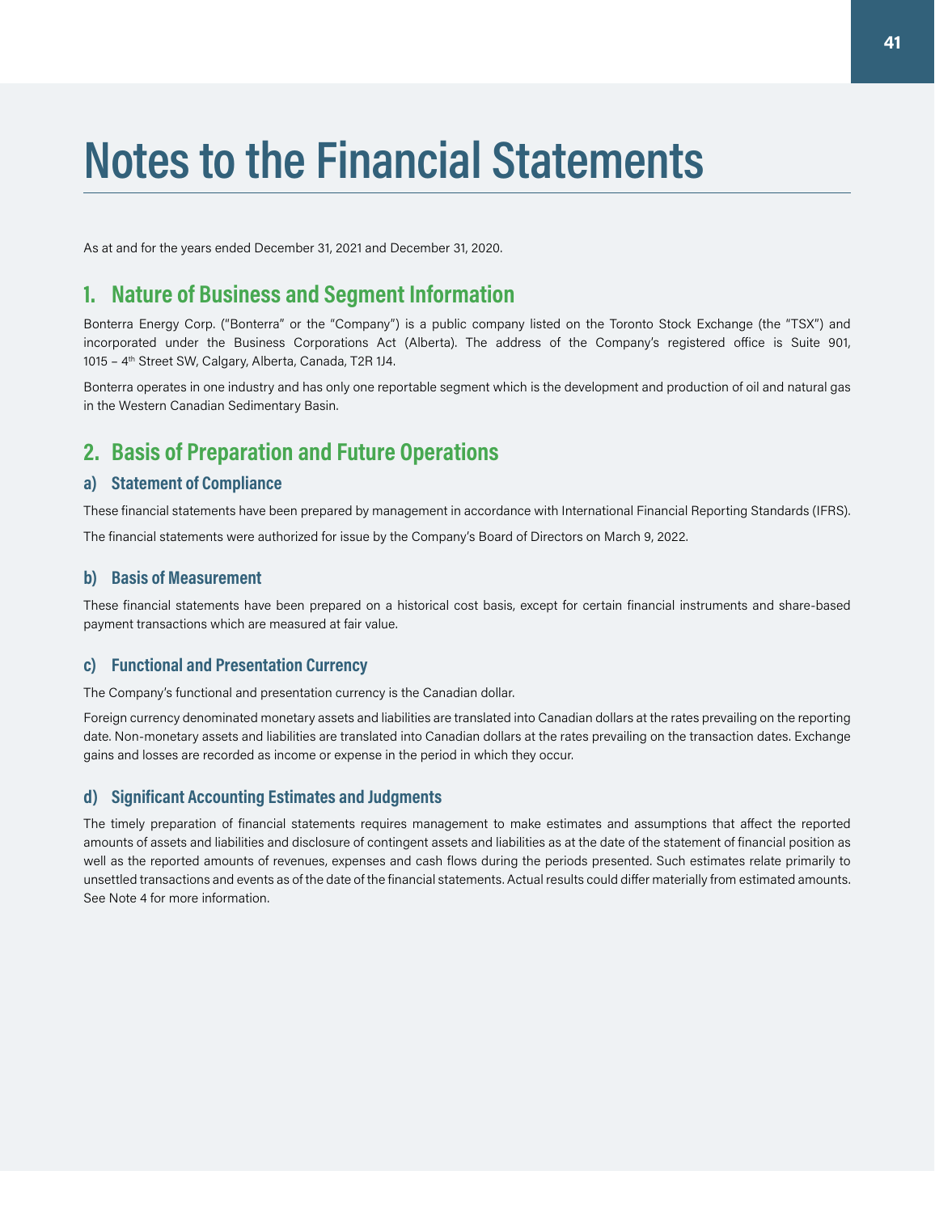# Notes to the Financial Statements

As at and for the years ended December 31, 2021 and December 31, 2020.

## 1. Nature of Business and Segment Information

Bonterra Energy Corp. ("Bonterra" or the "Company") is a public company listed on the Toronto Stock Exchange (the "TSX") and incorporated under the Business Corporations Act (Alberta). The address of the Company's registered office is Suite 901, 1015 – 4th Street SW, Calgary, Alberta, Canada, T2R 1J4.

Bonterra operates in one industry and has only one reportable segment which is the development and production of oil and natural gas in the Western Canadian Sedimentary Basin.

## 2. Basis of Preparation and Future Operations

### a) Statement of Compliance

These financial statements have been prepared by management in accordance with International Financial Reporting Standards (IFRS).

The financial statements were authorized for issue by the Company's Board of Directors on March 9, 2022.

### b) Basis of Measurement

These financial statements have been prepared on a historical cost basis, except for certain financial instruments and share-based payment transactions which are measured at fair value.

### c) Functional and Presentation Currency

The Company's functional and presentation currency is the Canadian dollar.

Foreign currency denominated monetary assets and liabilities are translated into Canadian dollars at the rates prevailing on the reporting date. Non-monetary assets and liabilities are translated into Canadian dollars at the rates prevailing on the transaction dates. Exchange gains and losses are recorded as income or expense in the period in which they occur.

### d) Significant Accounting Estimates and Judgments

The timely preparation of financial statements requires management to make estimates and assumptions that affect the reported amounts of assets and liabilities and disclosure of contingent assets and liabilities as at the date of the statement of financial position as well as the reported amounts of revenues, expenses and cash flows during the periods presented. Such estimates relate primarily to unsettled transactions and events as of the date of the financial statements. Actual results could differ materially from estimated amounts. See Note 4 for more information.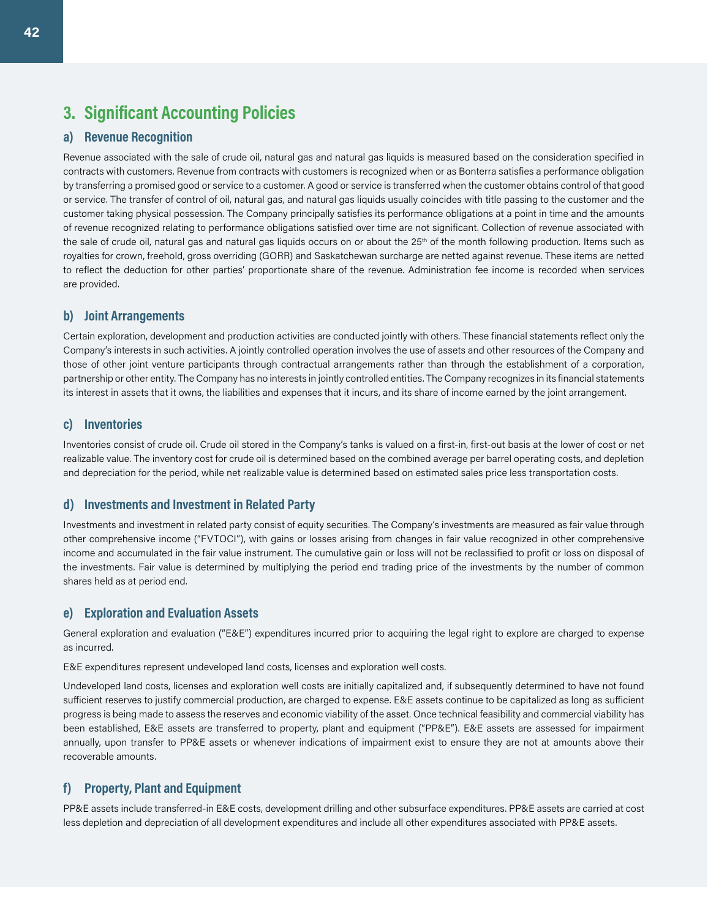## 3. Significant Accounting Policies

### a) Revenue Recognition

Revenue associated with the sale of crude oil, natural gas and natural gas liquids is measured based on the consideration specified in contracts with customers. Revenue from contracts with customers is recognized when or as Bonterra satisfies a performance obligation by transferring a promised good or service to a customer. A good or service is transferred when the customer obtains control of that good or service. The transfer of control of oil, natural gas, and natural gas liquids usually coincides with title passing to the customer and the customer taking physical possession. The Company principally satisfies its performance obligations at a point in time and the amounts of revenue recognized relating to performance obligations satisfied over time are not significant. Collection of revenue associated with the sale of crude oil, natural gas and natural gas liquids occurs on or about the 25th of the month following production. Items such as royalties for crown, freehold, gross overriding (GORR) and Saskatchewan surcharge are netted against revenue. These items are netted to reflect the deduction for other parties' proportionate share of the revenue. Administration fee income is recorded when services are provided.

### b) Joint Arrangements

Certain exploration, development and production activities are conducted jointly with others. These financial statements reflect only the Company's interests in such activities. A jointly controlled operation involves the use of assets and other resources of the Company and those of other joint venture participants through contractual arrangements rather than through the establishment of a corporation, partnership or other entity. The Company has no interests in jointly controlled entities. The Company recognizes in its financial statements its interest in assets that it owns, the liabilities and expenses that it incurs, and its share of income earned by the joint arrangement.

### c) Inventories

Inventories consist of crude oil. Crude oil stored in the Company's tanks is valued on a first-in, first-out basis at the lower of cost or net realizable value. The inventory cost for crude oil is determined based on the combined average per barrel operating costs, and depletion and depreciation for the period, while net realizable value is determined based on estimated sales price less transportation costs.

### d) Investments and Investment in Related Party

Investments and investment in related party consist of equity securities. The Company's investments are measured as fair value through other comprehensive income ("FVTOCI"), with gains or losses arising from changes in fair value recognized in other comprehensive income and accumulated in the fair value instrument. The cumulative gain or loss will not be reclassified to profit or loss on disposal of the investments. Fair value is determined by multiplying the period end trading price of the investments by the number of common shares held as at period end.

### e) Exploration and Evaluation Assets

General exploration and evaluation ("E&E") expenditures incurred prior to acquiring the legal right to explore are charged to expense as incurred.

E&E expenditures represent undeveloped land costs, licenses and exploration well costs.

Undeveloped land costs, licenses and exploration well costs are initially capitalized and, if subsequently determined to have not found sufficient reserves to justify commercial production, are charged to expense. E&E assets continue to be capitalized as long as sufficient progress is being made to assess the reserves and economic viability of the asset. Once technical feasibility and commercial viability has been established, E&E assets are transferred to property, plant and equipment ("PP&E"). E&E assets are assessed for impairment annually, upon transfer to PP&E assets or whenever indications of impairment exist to ensure they are not at amounts above their recoverable amounts.

### f) Property, Plant and Equipment

PP&E assets include transferred-in E&E costs, development drilling and other subsurface expenditures. PP&E assets are carried at cost less depletion and depreciation of all development expenditures and include all other expenditures associated with PP&E assets.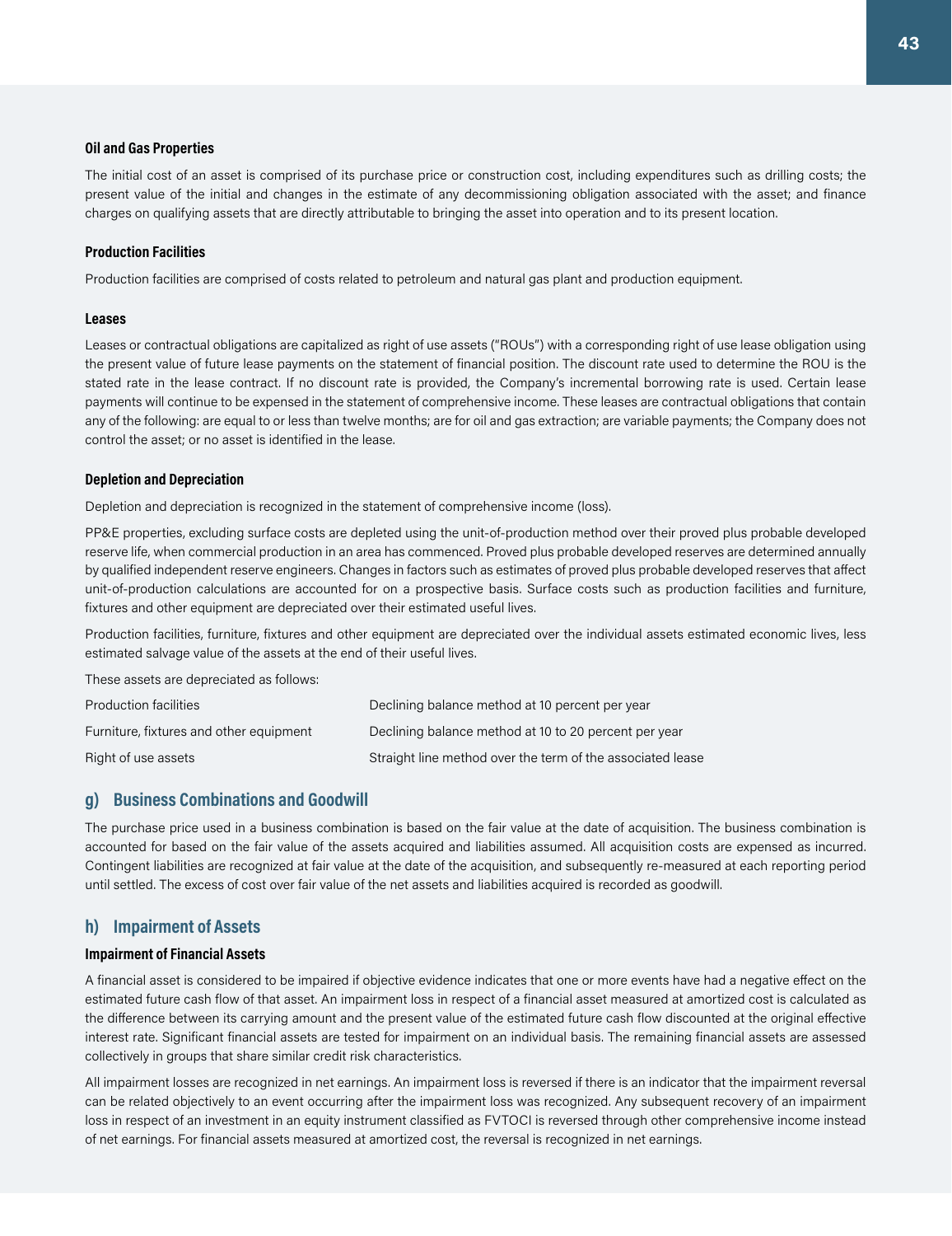#### Oil and Gas Properties

The initial cost of an asset is comprised of its purchase price or construction cost, including expenditures such as drilling costs; the present value of the initial and changes in the estimate of any decommissioning obligation associated with the asset; and finance charges on qualifying assets that are directly attributable to bringing the asset into operation and to its present location.

#### Production Facilities

Production facilities are comprised of costs related to petroleum and natural gas plant and production equipment.

#### Leases

Leases or contractual obligations are capitalized as right of use assets ("ROUs") with a corresponding right of use lease obligation using the present value of future lease payments on the statement of financial position. The discount rate used to determine the ROU is the stated rate in the lease contract. If no discount rate is provided, the Company's incremental borrowing rate is used. Certain lease payments will continue to be expensed in the statement of comprehensive income. These leases are contractual obligations that contain any of the following: are equal to or less than twelve months; are for oil and gas extraction; are variable payments; the Company does not control the asset; or no asset is identified in the lease.

#### Depletion and Depreciation

Depletion and depreciation is recognized in the statement of comprehensive income (loss).

PP&E properties, excluding surface costs are depleted using the unit-of-production method over their proved plus probable developed reserve life, when commercial production in an area has commenced. Proved plus probable developed reserves are determined annually by qualified independent reserve engineers. Changes in factors such as estimates of proved plus probable developed reserves that affect unit-of-production calculations are accounted for on a prospective basis. Surface costs such as production facilities and furniture, fixtures and other equipment are depreciated over their estimated useful lives.

Production facilities, furniture, fixtures and other equipment are depreciated over the individual assets estimated economic lives, less estimated salvage value of the assets at the end of their useful lives.

These assets are depreciated as follows:

| | |
|---|---|
| Production facilities | Declining balance method at 10 percent per year |
| Furniture, fixtures and other equipment | Declining balance method at 10 to 20 percent per year |
| Right of use assets | Straight line method over the term of the associated lease |

## g) Business Combinations and Goodwill

The purchase price used in a business combination is based on the fair value at the date of acquisition. The business combination is accounted for based on the fair value of the assets acquired and liabilities assumed. All acquisition costs are expensed as incurred. Contingent liabilities are recognized at fair value at the date of the acquisition, and subsequently re-measured at each reporting period until settled. The excess of cost over fair value of the net assets and liabilities acquired is recorded as goodwill.

## h) Impairment of Assets

#### Impairment of Financial Assets

A financial asset is considered to be impaired if objective evidence indicates that one or more events have had a negative effect on the estimated future cash flow of that asset. An impairment loss in respect of a financial asset measured at amortized cost is calculated as the difference between its carrying amount and the present value of the estimated future cash flow discounted at the original effective interest rate. Significant financial assets are tested for impairment on an individual basis. The remaining financial assets are assessed collectively in groups that share similar credit risk characteristics.

All impairment losses are recognized in net earnings. An impairment loss is reversed if there is an indicator that the impairment reversal can be related objectively to an event occurring after the impairment loss was recognized. Any subsequent recovery of an impairment loss in respect of an investment in an equity instrument classified as FVTOCI is reversed through other comprehensive income instead of net earnings. For financial assets measured at amortized cost, the reversal is recognized in net earnings.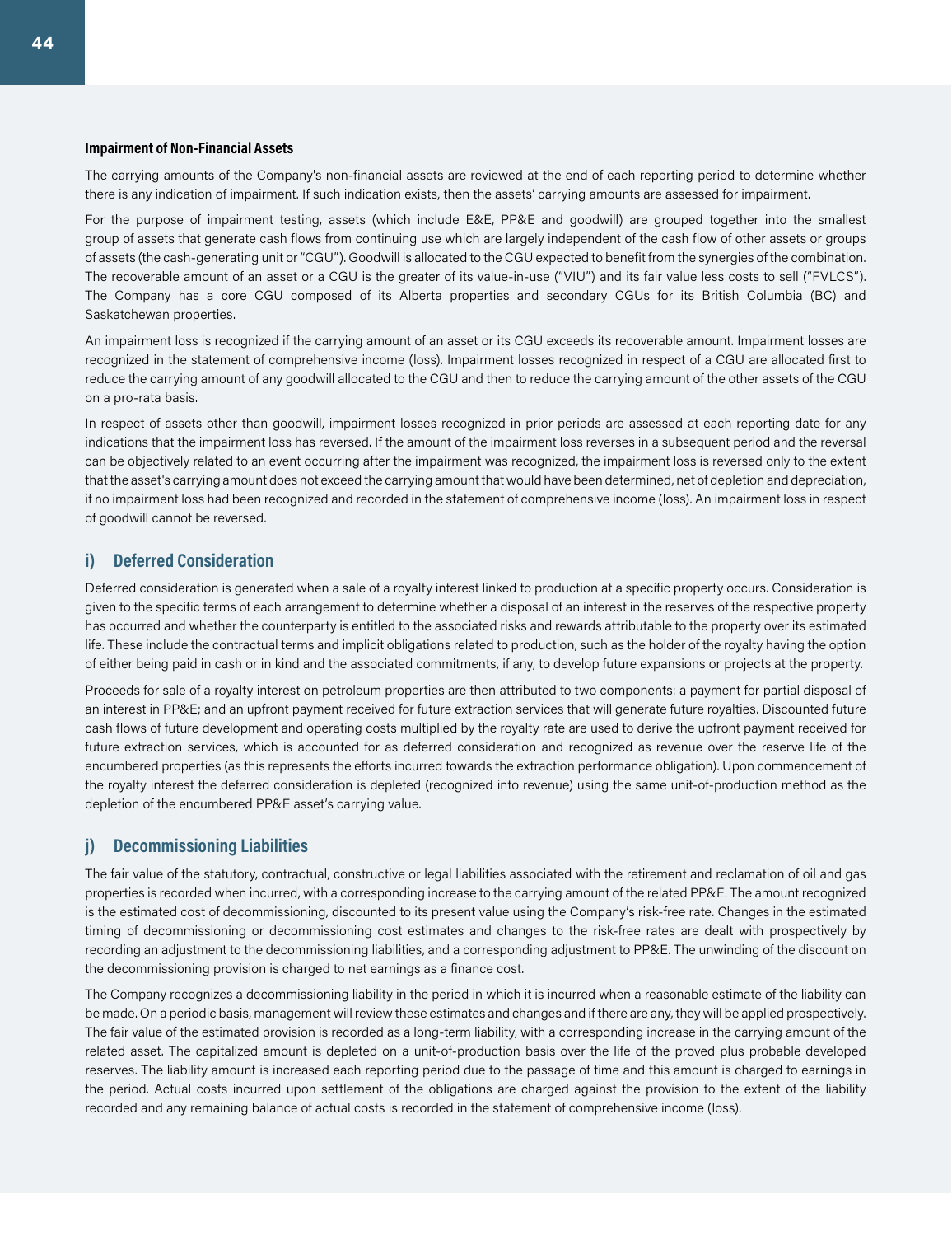**Impairment of Non-Financial Assets**

The carrying amounts of the Company's non-financial assets are reviewed at the end of each reporting period to determine whether there is any indication of impairment. If such indication exists, then the assets' carrying amounts are assessed for impairment.

For the purpose of impairment testing, assets (which include E&E, PP&E and goodwill) are grouped together into the smallest group of assets that generate cash flows from continuing use which are largely independent of the cash flow of other assets or groups of assets (the cash-generating unit or "CGU"). Goodwill is allocated to the CGU expected to benefit from the synergies of the combination. The recoverable amount of an asset or a CGU is the greater of its value-in-use ("VIU") and its fair value less costs to sell ("FVLCS"). The Company has a core CGU composed of its Alberta properties and secondary CGUs for its British Columbia (BC) and Saskatchewan properties.

An impairment loss is recognized if the carrying amount of an asset or its CGU exceeds its recoverable amount. Impairment losses are recognized in the statement of comprehensive income (loss). Impairment losses recognized in respect of a CGU are allocated first to reduce the carrying amount of any goodwill allocated to the CGU and then to reduce the carrying amount of the other assets of the CGU on a pro-rata basis.

In respect of assets other than goodwill, impairment losses recognized in prior periods are assessed at each reporting date for any indications that the impairment loss has reversed. If the amount of the impairment loss reverses in a subsequent period and the reversal can be objectively related to an event occurring after the impairment was recognized, the impairment loss is reversed only to the extent that the asset's carrying amount does not exceed the carrying amount that would have been determined, net of depletion and depreciation, if no impairment loss had been recognized and recorded in the statement of comprehensive income (loss). An impairment loss in respect of goodwill cannot be reversed.

## i) Deferred Consideration

Deferred consideration is generated when a sale of a royalty interest linked to production at a specific property occurs. Consideration is given to the specific terms of each arrangement to determine whether a disposal of an interest in the reserves of the respective property has occurred and whether the counterparty is entitled to the associated risks and rewards attributable to the property over its estimated life. These include the contractual terms and implicit obligations related to production, such as the holder of the royalty having the option of either being paid in cash or in kind and the associated commitments, if any, to develop future expansions or projects at the property.

Proceeds for sale of a royalty interest on petroleum properties are then attributed to two components: a payment for partial disposal of an interest in PP&E; and an upfront payment received for future extraction services that will generate future royalties. Discounted future cash flows of future development and operating costs multiplied by the royalty rate are used to derive the upfront payment received for future extraction services, which is accounted for as deferred consideration and recognized as revenue over the reserve life of the encumbered properties (as this represents the efforts incurred towards the extraction performance obligation). Upon commencement of the royalty interest the deferred consideration is depleted (recognized into revenue) using the same unit-of-production method as the depletion of the encumbered PP&E asset's carrying value.

## j) Decommissioning Liabilities

The fair value of the statutory, contractual, constructive or legal liabilities associated with the retirement and reclamation of oil and gas properties is recorded when incurred, with a corresponding increase to the carrying amount of the related PP&E. The amount recognized is the estimated cost of decommissioning, discounted to its present value using the Company's risk-free rate. Changes in the estimated timing of decommissioning or decommissioning cost estimates and changes to the risk-free rates are dealt with prospectively by recording an adjustment to the decommissioning liabilities, and a corresponding adjustment to PP&E. The unwinding of the discount on the decommissioning provision is charged to net earnings as a finance cost.

The Company recognizes a decommissioning liability in the period in which it is incurred when a reasonable estimate of the liability can be made. On a periodic basis, management will review these estimates and changes and if there are any, they will be applied prospectively. The fair value of the estimated provision is recorded as a long-term liability, with a corresponding increase in the carrying amount of the related asset. The capitalized amount is depleted on a unit-of-production basis over the life of the proved plus probable developed reserves. The liability amount is increased each reporting period due to the passage of time and this amount is charged to earnings in the period. Actual costs incurred upon settlement of the obligations are charged against the provision to the extent of the liability recorded and any remaining balance of actual costs is recorded in the statement of comprehensive income (loss).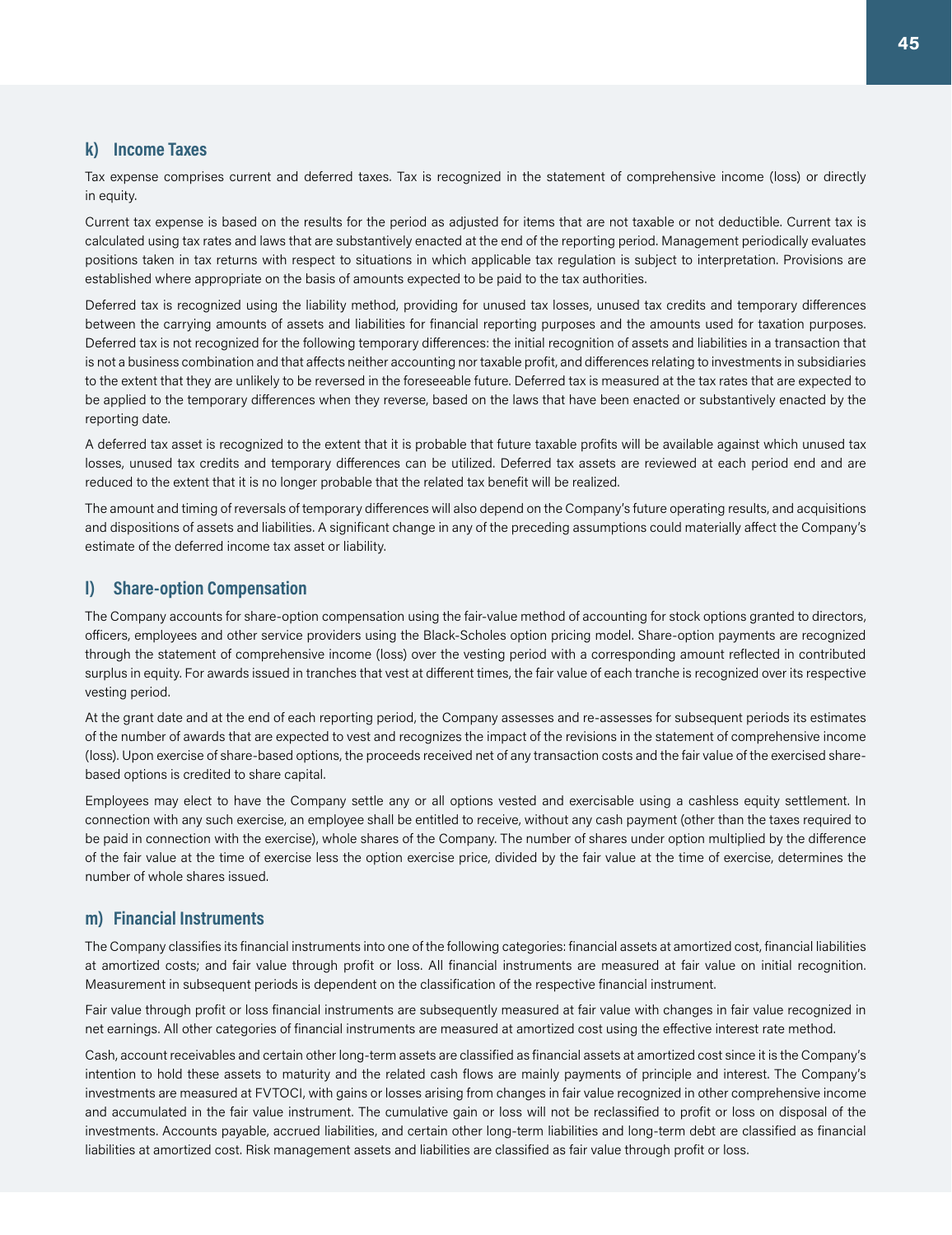### k) Income Taxes

Tax expense comprises current and deferred taxes. Tax is recognized in the statement of comprehensive income (loss) or directly in equity.

Current tax expense is based on the results for the period as adjusted for items that are not taxable or not deductible. Current tax is calculated using tax rates and laws that are substantively enacted at the end of the reporting period. Management periodically evaluates positions taken in tax returns with respect to situations in which applicable tax regulation is subject to interpretation. Provisions are established where appropriate on the basis of amounts expected to be paid to the tax authorities.

Deferred tax is recognized using the liability method, providing for unused tax losses, unused tax credits and temporary differences between the carrying amounts of assets and liabilities for financial reporting purposes and the amounts used for taxation purposes. Deferred tax is not recognized for the following temporary differences: the initial recognition of assets and liabilities in a transaction that is not a business combination and that affects neither accounting nor taxable profit, and differences relating to investments in subsidiaries to the extent that they are unlikely to be reversed in the foreseeable future. Deferred tax is measured at the tax rates that are expected to be applied to the temporary differences when they reverse, based on the laws that have been enacted or substantively enacted by the reporting date.

A deferred tax asset is recognized to the extent that it is probable that future taxable profits will be available against which unused tax losses, unused tax credits and temporary differences can be utilized. Deferred tax assets are reviewed at each period end and are reduced to the extent that it is no longer probable that the related tax benefit will be realized.

The amount and timing of reversals of temporary differences will also depend on the Company's future operating results, and acquisitions and dispositions of assets and liabilities. A significant change in any of the preceding assumptions could materially affect the Company's estimate of the deferred income tax asset or liability.

### l) Share-option Compensation

The Company accounts for share-option compensation using the fair-value method of accounting for stock options granted to directors, officers, employees and other service providers using the Black-Scholes option pricing model. Share-option payments are recognized through the statement of comprehensive income (loss) over the vesting period with a corresponding amount reflected in contributed surplus in equity. For awards issued in tranches that vest at different times, the fair value of each tranche is recognized over its respective vesting period.

At the grant date and at the end of each reporting period, the Company assesses and re-assesses for subsequent periods its estimates of the number of awards that are expected to vest and recognizes the impact of the revisions in the statement of comprehensive income (loss). Upon exercise of share-based options, the proceeds received net of any transaction costs and the fair value of the exercised share-based options is credited to share capital.

Employees may elect to have the Company settle any or all options vested and exercisable using a cashless equity settlement. In connection with any such exercise, an employee shall be entitled to receive, without any cash payment (other than the taxes required to be paid in connection with the exercise), whole shares of the Company. The number of shares under option multiplied by the difference of the fair value at the time of exercise less the option exercise price, divided by the fair value at the time of exercise, determines the number of whole shares issued.

### m) Financial Instruments

The Company classifies its financial instruments into one of the following categories: financial assets at amortized cost, financial liabilities at amortized costs; and fair value through profit or loss. All financial instruments are measured at fair value on initial recognition. Measurement in subsequent periods is dependent on the classification of the respective financial instrument.

Fair value through profit or loss financial instruments are subsequently measured at fair value with changes in fair value recognized in net earnings. All other categories of financial instruments are measured at amortized cost using the effective interest rate method.

Cash, account receivables and certain other long-term assets are classified as financial assets at amortized cost since it is the Company's intention to hold these assets to maturity and the related cash flows are mainly payments of principle and interest. The Company's investments are measured at FVTOCI, with gains or losses arising from changes in fair value recognized in other comprehensive income and accumulated in the fair value instrument. The cumulative gain or loss will not be reclassified to profit or loss on disposal of the investments. Accounts payable, accrued liabilities, and certain other long-term liabilities and long-term debt are classified as financial liabilities at amortized cost. Risk management assets and liabilities are classified as fair value through profit or loss.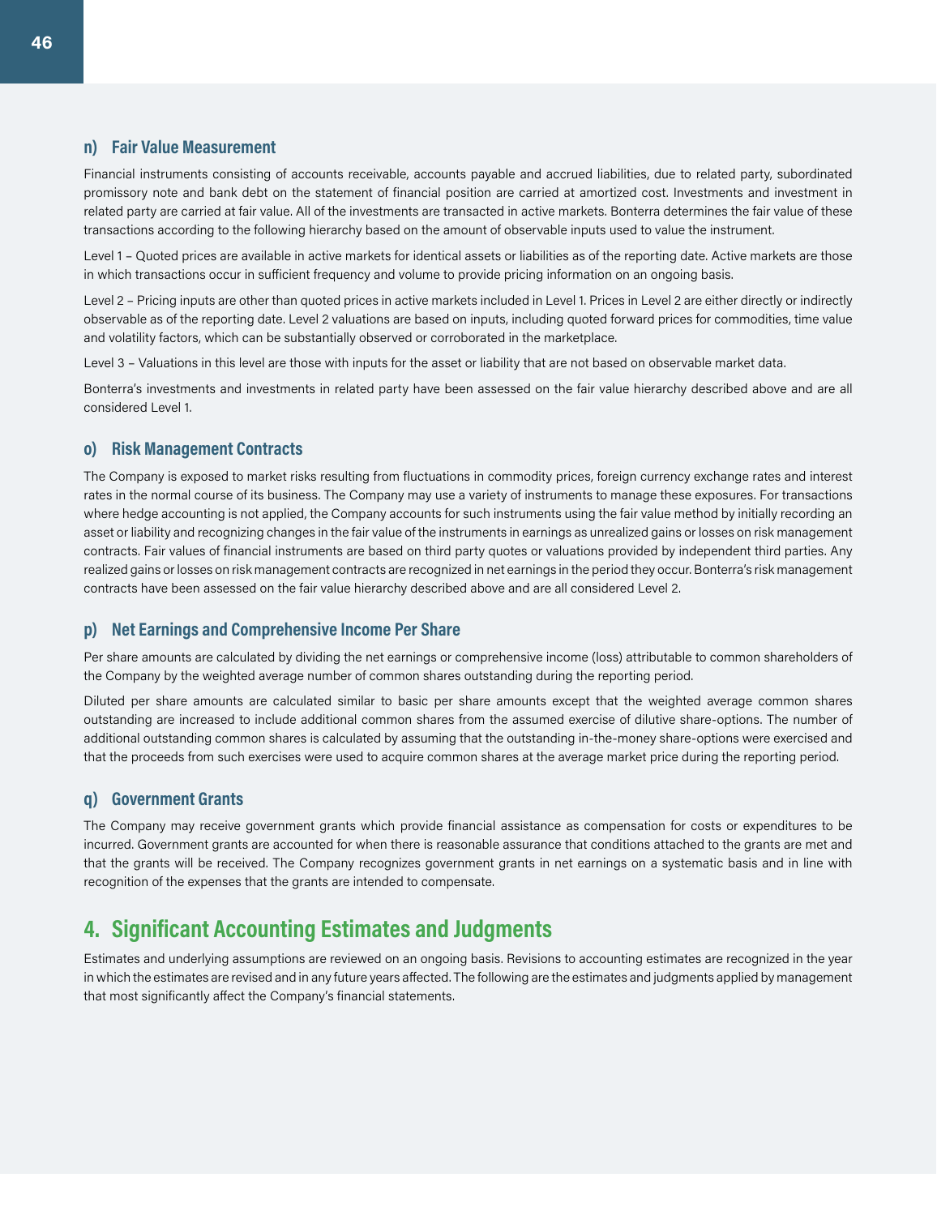### n) Fair Value Measurement

Financial instruments consisting of accounts receivable, accounts payable and accrued liabilities, due to related party, subordinated promissory note and bank debt on the statement of financial position are carried at amortized cost. Investments and investment in related party are carried at fair value. All of the investments are transacted in active markets. Bonterra determines the fair value of these transactions according to the following hierarchy based on the amount of observable inputs used to value the instrument.

Level 1 – Quoted prices are available in active markets for identical assets or liabilities as of the reporting date. Active markets are those in which transactions occur in sufficient frequency and volume to provide pricing information on an ongoing basis.

Level 2 – Pricing inputs are other than quoted prices in active markets included in Level 1. Prices in Level 2 are either directly or indirectly observable as of the reporting date. Level 2 valuations are based on inputs, including quoted forward prices for commodities, time value and volatility factors, which can be substantially observed or corroborated in the marketplace.

Level 3 – Valuations in this level are those with inputs for the asset or liability that are not based on observable market data.

Bonterra's investments and investments in related party have been assessed on the fair value hierarchy described above and are all considered Level 1.

### o) Risk Management Contracts

The Company is exposed to market risks resulting from fluctuations in commodity prices, foreign currency exchange rates and interest rates in the normal course of its business. The Company may use a variety of instruments to manage these exposures. For transactions where hedge accounting is not applied, the Company accounts for such instruments using the fair value method by initially recording an asset or liability and recognizing changes in the fair value of the instruments in earnings as unrealized gains or losses on risk management contracts. Fair values of financial instruments are based on third party quotes or valuations provided by independent third parties. Any realized gains or losses on risk management contracts are recognized in net earnings in the period they occur. Bonterra's risk management contracts have been assessed on the fair value hierarchy described above and are all considered Level 2.

### p) Net Earnings and Comprehensive Income Per Share

Per share amounts are calculated by dividing the net earnings or comprehensive income (loss) attributable to common shareholders of the Company by the weighted average number of common shares outstanding during the reporting period.

Diluted per share amounts are calculated similar to basic per share amounts except that the weighted average common shares outstanding are increased to include additional common shares from the assumed exercise of dilutive share-options. The number of additional outstanding common shares is calculated by assuming that the outstanding in-the-money share-options were exercised and that the proceeds from such exercises were used to acquire common shares at the average market price during the reporting period.

### q) Government Grants

The Company may receive government grants which provide financial assistance as compensation for costs or expenditures to be incurred. Government grants are accounted for when there is reasonable assurance that conditions attached to the grants are met and that the grants will be received. The Company recognizes government grants in net earnings on a systematic basis and in line with recognition of the expenses that the grants are intended to compensate.

## 4. Significant Accounting Estimates and Judgments

Estimates and underlying assumptions are reviewed on an ongoing basis. Revisions to accounting estimates are recognized in the year in which the estimates are revised and in any future years affected. The following are the estimates and judgments applied by management that most significantly affect the Company's financial statements.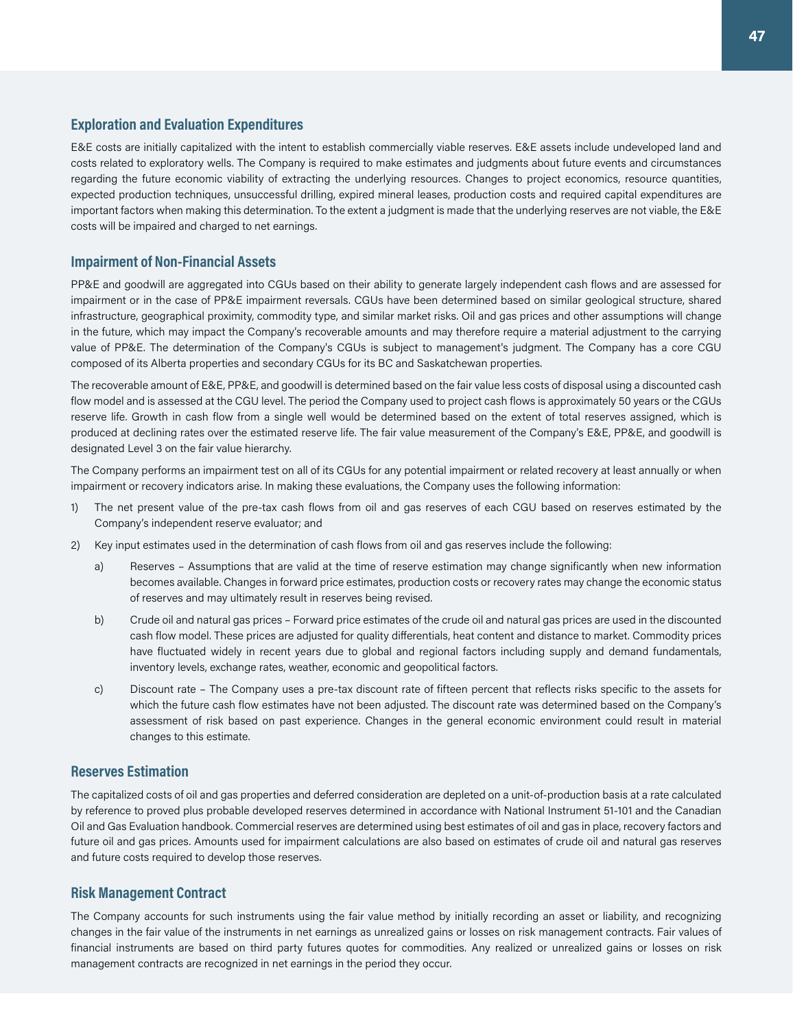## Exploration and Evaluation Expenditures

E&E costs are initially capitalized with the intent to establish commercially viable reserves. E&E assets include undeveloped land and costs related to exploratory wells. The Company is required to make estimates and judgments about future events and circumstances regarding the future economic viability of extracting the underlying resources. Changes to project economics, resource quantities, expected production techniques, unsuccessful drilling, expired mineral leases, production costs and required capital expenditures are important factors when making this determination. To the extent a judgment is made that the underlying reserves are not viable, the E&E costs will be impaired and charged to net earnings.

## Impairment of Non-Financial Assets

PP&E and goodwill are aggregated into CGUs based on their ability to generate largely independent cash flows and are assessed for impairment or in the case of PP&E impairment reversals. CGUs have been determined based on similar geological structure, shared infrastructure, geographical proximity, commodity type, and similar market risks. Oil and gas prices and other assumptions will change in the future, which may impact the Company's recoverable amounts and may therefore require a material adjustment to the carrying value of PP&E. The determination of the Company's CGUs is subject to management's judgment. The Company has a core CGU composed of its Alberta properties and secondary CGUs for its BC and Saskatchewan properties.

The recoverable amount of E&E, PP&E, and goodwill is determined based on the fair value less costs of disposal using a discounted cash flow model and is assessed at the CGU level. The period the Company used to project cash flows is approximately 50 years or the CGUs reserve life. Growth in cash flow from a single well would be determined based on the extent of total reserves assigned, which is produced at declining rates over the estimated reserve life. The fair value measurement of the Company's E&E, PP&E, and goodwill is designated Level 3 on the fair value hierarchy.

The Company performs an impairment test on all of its CGUs for any potential impairment or related recovery at least annually or when impairment or recovery indicators arise. In making these evaluations, the Company uses the following information:

1) The net present value of the pre-tax cash flows from oil and gas reserves of each CGU based on reserves estimated by the Company's independent reserve evaluator; and

2) Key input estimates used in the determination of cash flows from oil and gas reserves include the following:

   a) Reserves – Assumptions that are valid at the time of reserve estimation may change significantly when new information becomes available. Changes in forward price estimates, production costs or recovery rates may change the economic status of reserves and may ultimately result in reserves being revised.

   b) Crude oil and natural gas prices – Forward price estimates of the crude oil and natural gas prices are used in the discounted cash flow model. These prices are adjusted for quality differentials, heat content and distance to market. Commodity prices have fluctuated widely in recent years due to global and regional factors including supply and demand fundamentals, inventory levels, exchange rates, weather, economic and geopolitical factors.

   c) Discount rate – The Company uses a pre-tax discount rate of fifteen percent that reflects risks specific to the assets for which the future cash flow estimates have not been adjusted. The discount rate was determined based on the Company's assessment of risk based on past experience. Changes in the general economic environment could result in material changes to this estimate.

## Reserves Estimation

The capitalized costs of oil and gas properties and deferred consideration are depleted on a unit-of-production basis at a rate calculated by reference to proved plus probable developed reserves determined in accordance with National Instrument 51-101 and the Canadian Oil and Gas Evaluation handbook. Commercial reserves are determined using best estimates of oil and gas in place, recovery factors and future oil and gas prices. Amounts used for impairment calculations are also based on estimates of crude oil and natural gas reserves and future costs required to develop those reserves.

## Risk Management Contract

The Company accounts for such instruments using the fair value method by initially recording an asset or liability, and recognizing changes in the fair value of the instruments in net earnings as unrealized gains or losses on risk management contracts. Fair values of financial instruments are based on third party futures quotes for commodities. Any realized or unrealized gains or losses on risk management contracts are recognized in net earnings in the period they occur.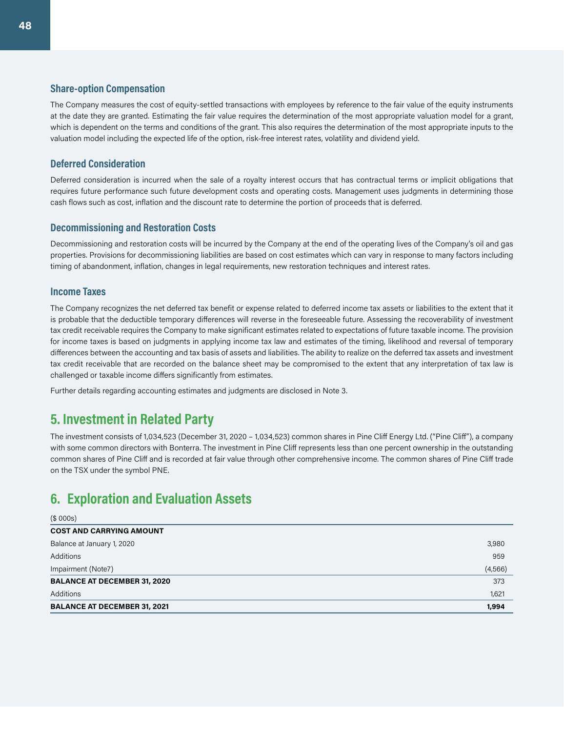### Share-option Compensation

The Company measures the cost of equity-settled transactions with employees by reference to the fair value of the equity instruments at the date they are granted. Estimating the fair value requires the determination of the most appropriate valuation model for a grant, which is dependent on the terms and conditions of the grant. This also requires the determination of the most appropriate inputs to the valuation model including the expected life of the option, risk-free interest rates, volatility and dividend yield.

### Deferred Consideration

Deferred consideration is incurred when the sale of a royalty interest occurs that has contractual terms or implicit obligations that requires future performance such future development costs and operating costs. Management uses judgments in determining those cash flows such as cost, inflation and the discount rate to determine the portion of proceeds that is deferred.

### Decommissioning and Restoration Costs

Decommissioning and restoration costs will be incurred by the Company at the end of the operating lives of the Company's oil and gas properties. Provisions for decommissioning liabilities are based on cost estimates which can vary in response to many factors including timing of abandonment, inflation, changes in legal requirements, new restoration techniques and interest rates.

### Income Taxes

The Company recognizes the net deferred tax benefit or expense related to deferred income tax assets or liabilities to the extent that it is probable that the deductible temporary differences will reverse in the foreseeable future. Assessing the recoverability of investment tax credit receivable requires the Company to make significant estimates related to expectations of future taxable income. The provision for income taxes is based on judgments in applying income tax law and estimates of the timing, likelihood and reversal of temporary differences between the accounting and tax basis of assets and liabilities. The ability to realize on the deferred tax assets and investment tax credit receivable that are recorded on the balance sheet may be compromised to the extent that any interpretation of tax law is challenged or taxable income differs significantly from estimates.

Further details regarding accounting estimates and judgments are disclosed in Note 3.

## 5. Investment in Related Party

The investment consists of 1,034,523 (December 31, 2020 – 1,034,523) common shares in Pine Cliff Energy Ltd. ("Pine Cliff"), a company with some common directors with Bonterra. The investment in Pine Cliff represents less than one percent ownership in the outstanding common shares of Pine Cliff and is recorded at fair value through other comprehensive income. The common shares of Pine Cliff trade on the TSX under the symbol PNE.

## 6. Exploration and Evaluation Assets

| ($ 000s) | |
|---|---|
| **COST AND CARRYING AMOUNT** | |
| Balance at January 1, 2020 | 3,980 |
| Additions | 959 |
| Impairment (Note7) | (4,566) |
| **BALANCE AT DECEMBER 31, 2020** | 373 |
| Additions | 1,621 |
| **BALANCE AT DECEMBER 31, 2021** | **1,994** |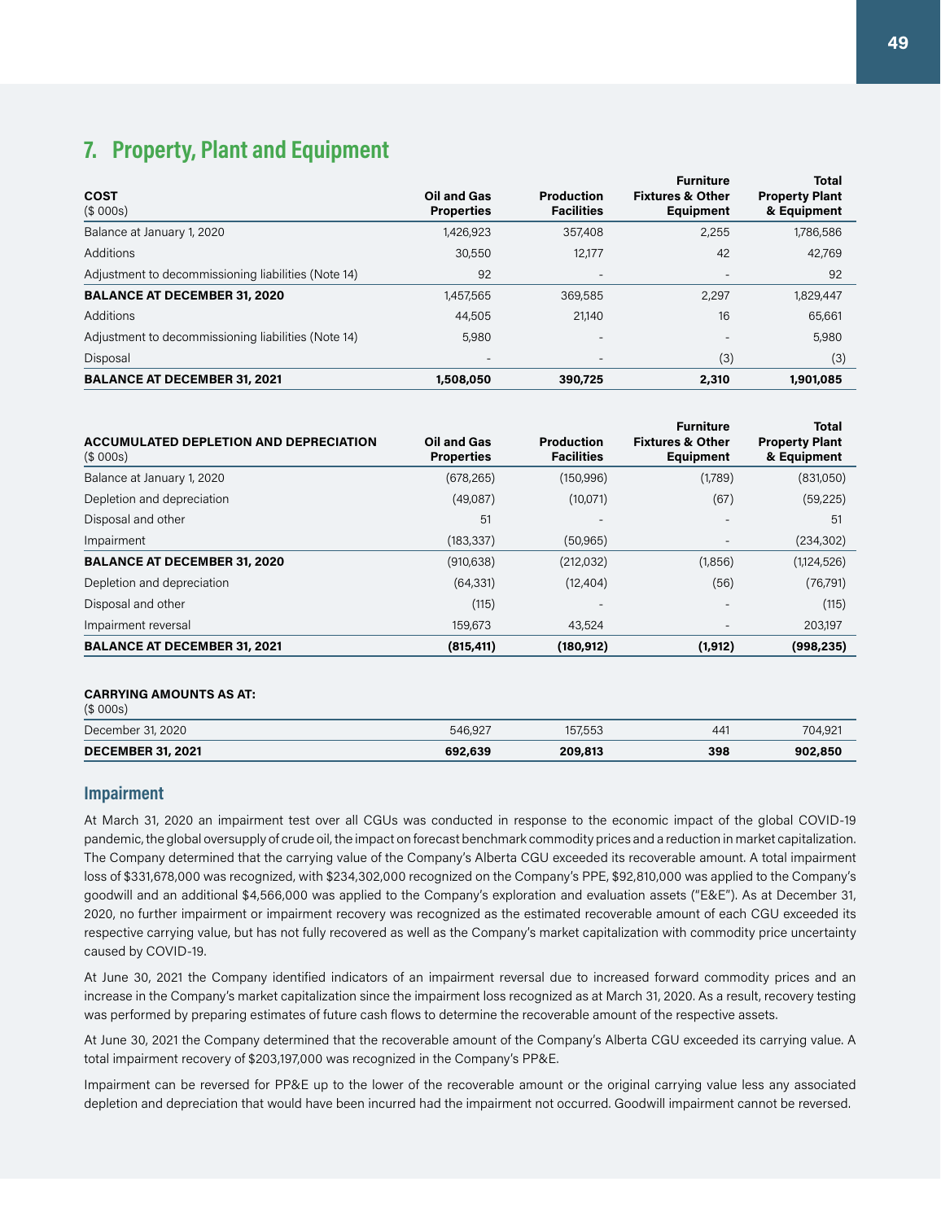## 7. Property, Plant and Equipment

| COST ($ 000s) | Oil and Gas Properties | Production Facilities | Furniture Fixtures & Other Equipment | Total Property Plant & Equipment |
|---|---|---|---|---|
| Balance at January 1, 2020 | 1,426,923 | 357,408 | 2,255 | 1,786,586 |
| Additions | 30,550 | 12,177 | 42 | 42,769 |
| Adjustment to decommissioning liabilities (Note 14) | 92 | - | - | 92 |
| **BALANCE AT DECEMBER 31, 2020** | 1,457,565 | 369,585 | 2,297 | 1,829,447 |
| Additions | 44,505 | 21,140 | 16 | 65,661 |
| Adjustment to decommissioning liabilities (Note 14) | 5,980 | - | - | 5,980 |
| Disposal | - | - | (3) | (3) |
| **BALANCE AT DECEMBER 31, 2021** | **1,508,050** | **390,725** | **2,310** | **1,901,085** |

| ACCUMULATED DEPLETION AND DEPRECIATION ($ 000s) | Oil and Gas Properties | Production Facilities | Furniture Fixtures & Other Equipment | Total Property Plant & Equipment |
|---|---|---|---|---|
| Balance at January 1, 2020 | (678,265) | (150,996) | (1,789) | (831,050) |
| Depletion and depreciation | (49,087) | (10,071) | (67) | (59,225) |
| Disposal and other | 51 | - | - | 51 |
| Impairment | (183,337) | (50,965) | - | (234,302) |
| **BALANCE AT DECEMBER 31, 2020** | (910,638) | (212,032) | (1,856) | (1,124,526) |
| Depletion and depreciation | (64,331) | (12,404) | (56) | (76,791) |
| Disposal and other | (115) | - | - | (115) |
| Impairment reversal | 159,673 | 43,524 | - | 203,197 |
| **BALANCE AT DECEMBER 31, 2021** | **(815,411)** | **(180,912)** | **(1,912)** | **(998,235)** |

| CARRYING AMOUNTS AS AT: ($ 000s) | | | | |
|---|---|---|---|---|
| December 31, 2020 | 546,927 | 157,553 | 441 | 704,921 |
| **DECEMBER 31, 2021** | **692,639** | **209,813** | **398** | **902,850** |

### Impairment

At March 31, 2020 an impairment test over all CGUs was conducted in response to the economic impact of the global COVID-19 pandemic, the global oversupply of crude oil, the impact on forecast benchmark commodity prices and a reduction in market capitalization. The Company determined that the carrying value of the Company's Alberta CGU exceeded its recoverable amount. A total impairment loss of $331,678,000 was recognized, with $234,302,000 recognized on the Company's PPE, $92,810,000 was applied to the Company's goodwill and an additional $4,566,000 was applied to the Company's exploration and evaluation assets ("E&E"). As at December 31, 2020, no further impairment or impairment recovery was recognized as the estimated recoverable amount of each CGU exceeded its respective carrying value, but has not fully recovered as well as the Company's market capitalization with commodity price uncertainty caused by COVID-19.

At June 30, 2021 the Company identified indicators of an impairment reversal due to increased forward commodity prices and an increase in the Company's market capitalization since the impairment loss recognized as at March 31, 2020. As a result, recovery testing was performed by preparing estimates of future cash flows to determine the recoverable amount of the respective assets.

At June 30, 2021 the Company determined that the recoverable amount of the Company's Alberta CGU exceeded its carrying value. A total impairment recovery of $203,197,000 was recognized in the Company's PP&E.

Impairment can be reversed for PP&E up to the lower of the recoverable amount or the original carrying value less any associated depletion and depreciation that would have been incurred had the impairment not occurred. Goodwill impairment cannot be reversed.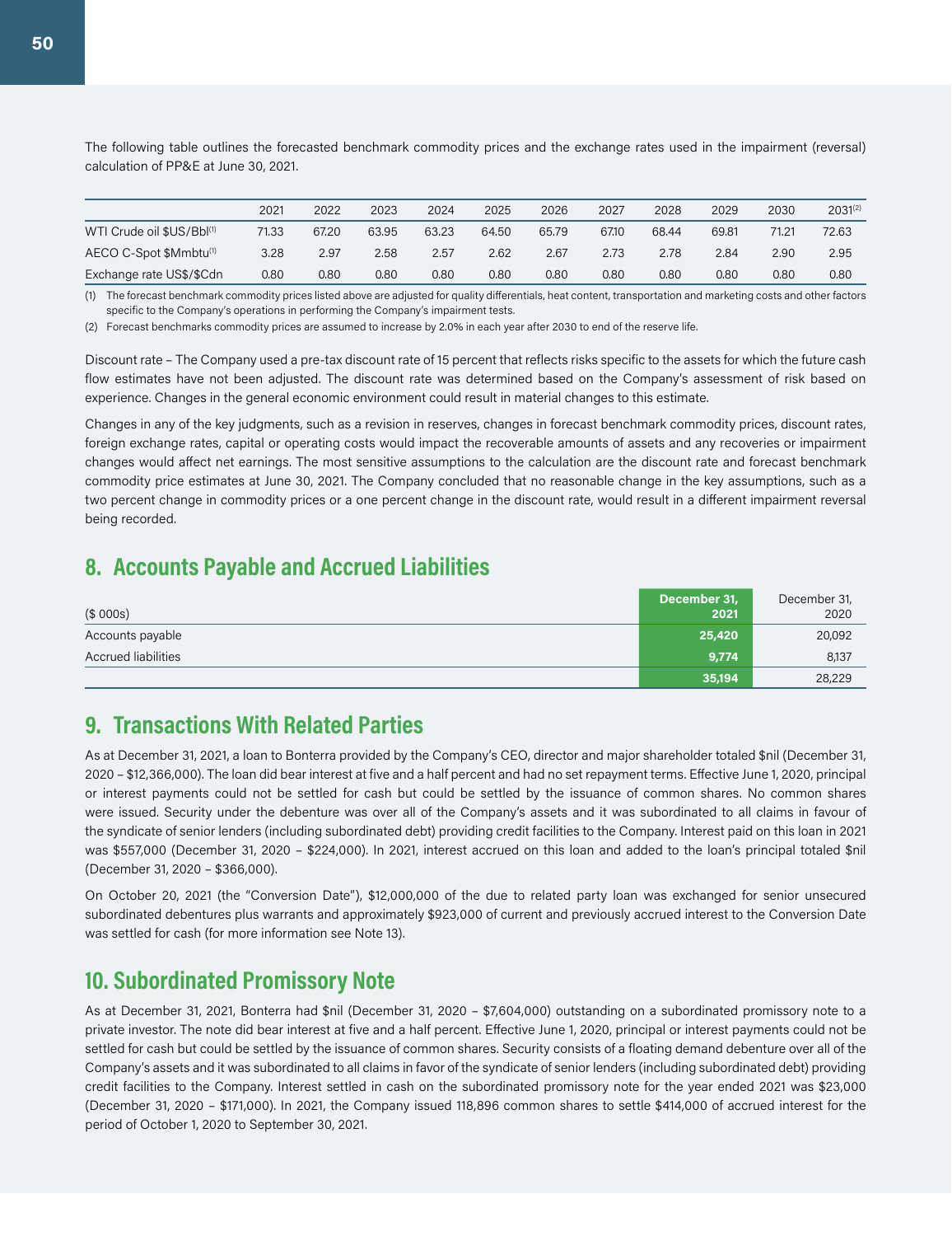The following table outlines the forecasted benchmark commodity prices and the exchange rates used in the impairment (reversal) calculation of PP&E at June 30, 2021.

| | 2021 | 2022 | 2023 | 2024 | 2025 | 2026 | 2027 | 2028 | 2029 | 2030 | 2031[2] |
|---|---|---|---|---|---|---|---|---|---|---|---|
| WTI Crude oil $US/Bbl[1] | 71.33 | 67.20 | 63.95 | 63.23 | 64.50 | 65.79 | 67.10 | 68.44 | 69.81 | 71.21 | 72.63 |
| AECO C-Spot $Mmbtu[1] | 3.28 | 2.97 | 2.58 | 2.57 | 2.62 | 2.67 | 2.73 | 2.78 | 2.84 | 2.90 | 2.95 |
| Exchange rate US$/$Cdn | 0.80 | 0.80 | 0.80 | 0.80 | 0.80 | 0.80 | 0.80 | 0.80 | 0.80 | 0.80 | 0.80 |

(1) The forecast benchmark commodity prices listed above are adjusted for quality differentials, heat content, transportation and marketing costs and other factors specific to the Company's operations in performing the Company's impairment tests.

(2) Forecast benchmarks commodity prices are assumed to increase by 2.0% in each year after 2030 to end of the reserve life.

Discount rate – The Company used a pre-tax discount rate of 15 percent that reflects risks specific to the assets for which the future cash flow estimates have not been adjusted. The discount rate was determined based on the Company's assessment of risk based on experience. Changes in the general economic environment could result in material changes to this estimate.

Changes in any of the key judgments, such as a revision in reserves, changes in forecast benchmark commodity prices, discount rates, foreign exchange rates, capital or operating costs would impact the recoverable amounts of assets and any recoveries or impairment changes would affect net earnings. The most sensitive assumptions to the calculation are the discount rate and forecast benchmark commodity price estimates at June 30, 2021. The Company concluded that no reasonable change in the key assumptions, such as a two percent change in commodity prices or a one percent change in the discount rate, would result in a different impairment reversal being recorded.

## 8. Accounts Payable and Accrued Liabilities

| ($ 000s) | December 31, 2021 | December 31, 2020 |
|---|---|---|
| Accounts payable | **25,420** | 20,092 |
| Accrued liabilities | **9,774** | 8,137 |
| | **35,194** | 28,229 |

## 9. Transactions With Related Parties

As at December 31, 2021, a loan to Bonterra provided by the Company's CEO, director and major shareholder totaled $nil (December 31, 2020 – $12,366,000). The loan did bear interest at five and a half percent and had no set repayment terms. Effective June 1, 2020, principal or interest payments could not be settled for cash but could be settled by the issuance of common shares. No common shares were issued. Security under the debenture was over all of the Company's assets and it was subordinated to all claims in favour of the syndicate of senior lenders (including subordinated debt) providing credit facilities to the Company. Interest paid on this loan in 2021 was $557,000 (December 31, 2020 – $224,000). In 2021, interest accrued on this loan and added to the loan's principal totaled $nil (December 31, 2020 – $366,000).

On October 20, 2021 (the "Conversion Date"), $12,000,000 of the due to related party loan was exchanged for senior unsecured subordinated debentures plus warrants and approximately $923,000 of current and previously accrued interest to the Conversion Date was settled for cash (for more information see Note 13).

## 10. Subordinated Promissory Note

As at December 31, 2021, Bonterra had $nil (December 31, 2020 – $7,604,000) outstanding on a subordinated promissory note to a private investor. The note did bear interest at five and a half percent. Effective June 1, 2020, principal or interest payments could not be settled for cash but could be settled by the issuance of common shares. Security consists of a floating demand debenture over all of the Company's assets and it was subordinated to all claims in favor of the syndicate of senior lenders (including subordinated debt) providing credit facilities to the Company. Interest settled in cash on the subordinated promissory note for the year ended 2021 was $23,000 (December 31, 2020 – $171,000). In 2021, the Company issued 118,896 common shares to settle $414,000 of accrued interest for the period of October 1, 2020 to September 30, 2021.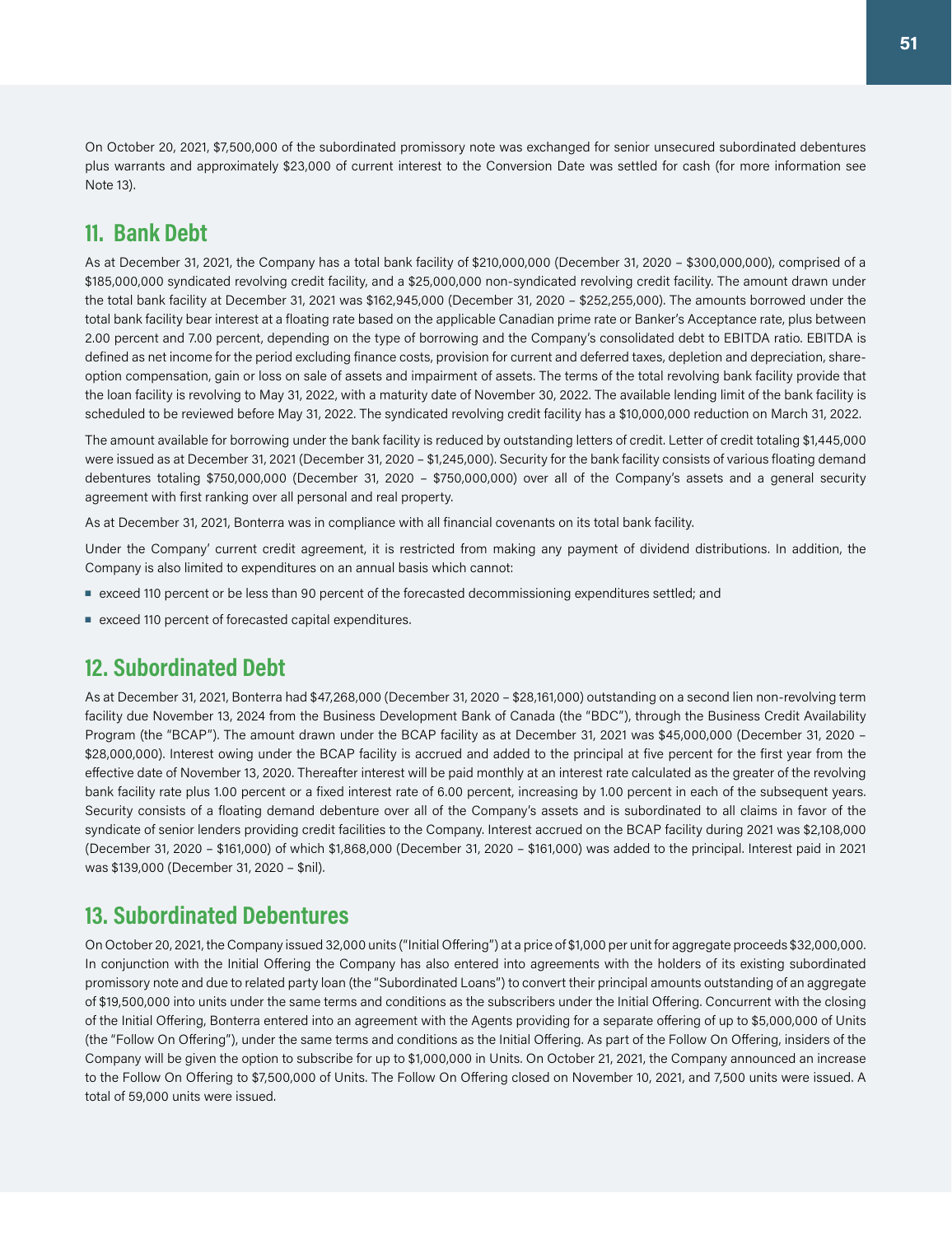On October 20, 2021, $7,500,000 of the subordinated promissory note was exchanged for senior unsecured subordinated debentures plus warrants and approximately $23,000 of current interest to the Conversion Date was settled for cash (for more information see Note 13).

## 11. Bank Debt

As at December 31, 2021, the Company has a total bank facility of $210,000,000 (December 31, 2020 – $300,000,000), comprised of a $185,000,000 syndicated revolving credit facility, and a $25,000,000 non-syndicated revolving credit facility. The amount drawn under the total bank facility at December 31, 2021 was $162,945,000 (December 31, 2020 – $252,255,000). The amounts borrowed under the total bank facility bear interest at a floating rate based on the applicable Canadian prime rate or Banker's Acceptance rate, plus between 2.00 percent and 7.00 percent, depending on the type of borrowing and the Company's consolidated debt to EBITDA ratio. EBITDA is defined as net income for the period excluding finance costs, provision for current and deferred taxes, depletion and depreciation, share-option compensation, gain or loss on sale of assets and impairment of assets. The terms of the total revolving bank facility provide that the loan facility is revolving to May 31, 2022, with a maturity date of November 30, 2022. The available lending limit of the bank facility is scheduled to be reviewed before May 31, 2022. The syndicated revolving credit facility has a $10,000,000 reduction on March 31, 2022.

The amount available for borrowing under the bank facility is reduced by outstanding letters of credit. Letter of credit totaling $1,445,000 were issued as at December 31, 2021 (December 31, 2020 – $1,245,000). Security for the bank facility consists of various floating demand debentures totaling $750,000,000 (December 31, 2020 – $750,000,000) over all of the Company's assets and a general security agreement with first ranking over all personal and real property.

As at December 31, 2021, Bonterra was in compliance with all financial covenants on its total bank facility.

Under the Company' current credit agreement, it is restricted from making any payment of dividend distributions. In addition, the Company is also limited to expenditures on an annual basis which cannot:

- exceed 110 percent or be less than 90 percent of the forecasted decommissioning expenditures settled; and
- exceed 110 percent of forecasted capital expenditures.

## 12. Subordinated Debt

As at December 31, 2021, Bonterra had $47,268,000 (December 31, 2020 – $28,161,000) outstanding on a second lien non-revolving term facility due November 13, 2024 from the Business Development Bank of Canada (the "BDC"), through the Business Credit Availability Program (the "BCAP"). The amount drawn under the BCAP facility as at December 31, 2021 was $45,000,000 (December 31, 2020 – $28,000,000). Interest owing under the BCAP facility is accrued and added to the principal at five percent for the first year from the effective date of November 13, 2020. Thereafter interest will be paid monthly at an interest rate calculated as the greater of the revolving bank facility rate plus 1.00 percent or a fixed interest rate of 6.00 percent, increasing by 1.00 percent in each of the subsequent years. Security consists of a floating demand debenture over all of the Company's assets and is subordinated to all claims in favor of the syndicate of senior lenders providing credit facilities to the Company. Interest accrued on the BCAP facility during 2021 was $2,108,000 (December 31, 2020 – $161,000) of which $1,868,000 (December 31, 2020 – $161,000) was added to the principal. Interest paid in 2021 was $139,000 (December 31, 2020 – $nil).

## 13. Subordinated Debentures

On October 20, 2021, the Company issued 32,000 units ("Initial Offering") at a price of $1,000 per unit for aggregate proceeds $32,000,000. In conjunction with the Initial Offering the Company has also entered into agreements with the holders of its existing subordinated promissory note and due to related party loan (the "Subordinated Loans") to convert their principal amounts outstanding of an aggregate of $19,500,000 into units under the same terms and conditions as the subscribers under the Initial Offering. Concurrent with the closing of the Initial Offering, Bonterra entered into an agreement with the Agents providing for a separate offering of up to $5,000,000 of Units (the "Follow On Offering"), under the same terms and conditions as the Initial Offering. As part of the Follow On Offering, insiders of the Company will be given the option to subscribe for up to $1,000,000 in Units. On October 21, 2021, the Company announced an increase to the Follow On Offering to $7,500,000 of Units. The Follow On Offering closed on November 10, 2021, and 7,500 units were issued. A total of 59,000 units were issued.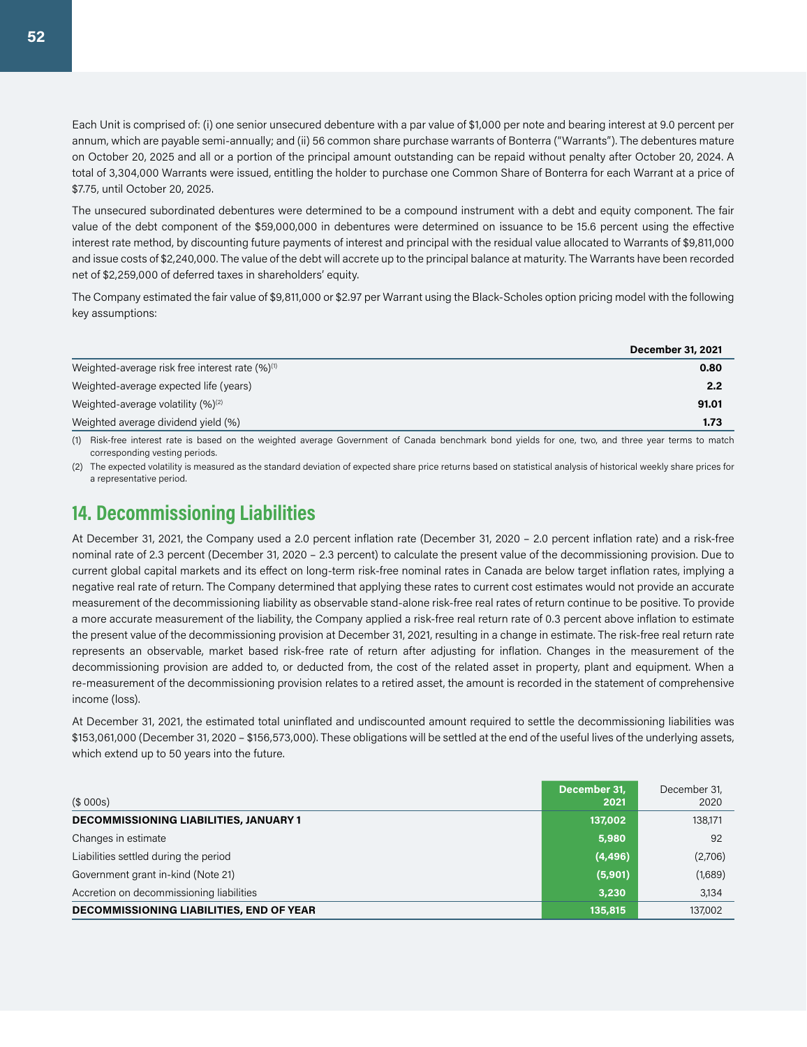Each Unit is comprised of: (i) one senior unsecured debenture with a par value of $1,000 per note and bearing interest at 9.0 percent per annum, which are payable semi-annually; and (ii) 56 common share purchase warrants of Bonterra ("Warrants"). The debentures mature on October 20, 2025 and all or a portion of the principal amount outstanding can be repaid without penalty after October 20, 2024. A total of 3,304,000 Warrants were issued, entitling the holder to purchase one Common Share of Bonterra for each Warrant at a price of $7.75, until October 20, 2025.

The unsecured subordinated debentures were determined to be a compound instrument with a debt and equity component. The fair value of the debt component of the $59,000,000 in debentures were determined on issuance to be 15.6 percent using the effective interest rate method, by discounting future payments of interest and principal with the residual value allocated to Warrants of $9,811,000 and issue costs of $2,240,000. The value of the debt will accrete up to the principal balance at maturity. The Warrants have been recorded net of $2,259,000 of deferred taxes in shareholders' equity.

The Company estimated the fair value of $9,811,000 or $2.97 per Warrant using the Black-Scholes option pricing model with the following key assumptions:

| | December 31, 2021 |
|---|---|
| Weighted-average risk free interest rate (%)[1] | **0.80** |
| Weighted-average expected life (years) | **2.2** |
| Weighted-average volatility (%)[2] | **91.01** |
| Weighted average dividend yield (%) | **1.73** |

(1) Risk-free interest rate is based on the weighted average Government of Canada benchmark bond yields for one, two, and three year terms to match corresponding vesting periods.

(2) The expected volatility is measured as the standard deviation of expected share price returns based on statistical analysis of historical weekly share prices for a representative period.

## 14. Decommissioning Liabilities

At December 31, 2021, the Company used a 2.0 percent inflation rate (December 31, 2020 – 2.0 percent inflation rate) and a risk-free nominal rate of 2.3 percent (December 31, 2020 – 2.3 percent) to calculate the present value of the decommissioning provision. Due to current global capital markets and its effect on long-term risk-free nominal rates in Canada are below target inflation rates, implying a negative real rate of return. The Company determined that applying these rates to current cost estimates would not provide an accurate measurement of the decommissioning liability as observable stand-alone risk-free real rates of return continue to be positive. To provide a more accurate measurement of the liability, the Company applied a risk-free real return rate of 0.3 percent above inflation to estimate the present value of the decommissioning provision at December 31, 2021, resulting in a change in estimate. The risk-free real return rate represents an observable, market based risk-free rate of return after adjusting for inflation. Changes in the measurement of the decommissioning provision are added to, or deducted from, the cost of the related asset in property, plant and equipment. When a re-measurement of the decommissioning provision relates to a retired asset, the amount is recorded in the statement of comprehensive income (loss).

At December 31, 2021, the estimated total uninflated and undiscounted amount required to settle the decommissioning liabilities was $153,061,000 (December 31, 2020 – $156,573,000). These obligations will be settled at the end of the useful lives of the underlying assets, which extend up to 50 years into the future.

| ($ 000s) | December 31, 2021 | December 31, 2020 |
|---|---|---|
| **DECOMMISSIONING LIABILITIES, JANUARY 1** | **137,002** | 138,171 |
| Changes in estimate | **5,980** | 92 |
| Liabilities settled during the period | **(4,496)** | (2,706) |
| Government grant in-kind (Note 21) | **(5,901)** | (1,689) |
| Accretion on decommissioning liabilities | **3,230** | 3,134 |
| **DECOMMISSIONING LIABILITIES, END OF YEAR** | **135,815** | 137,002 |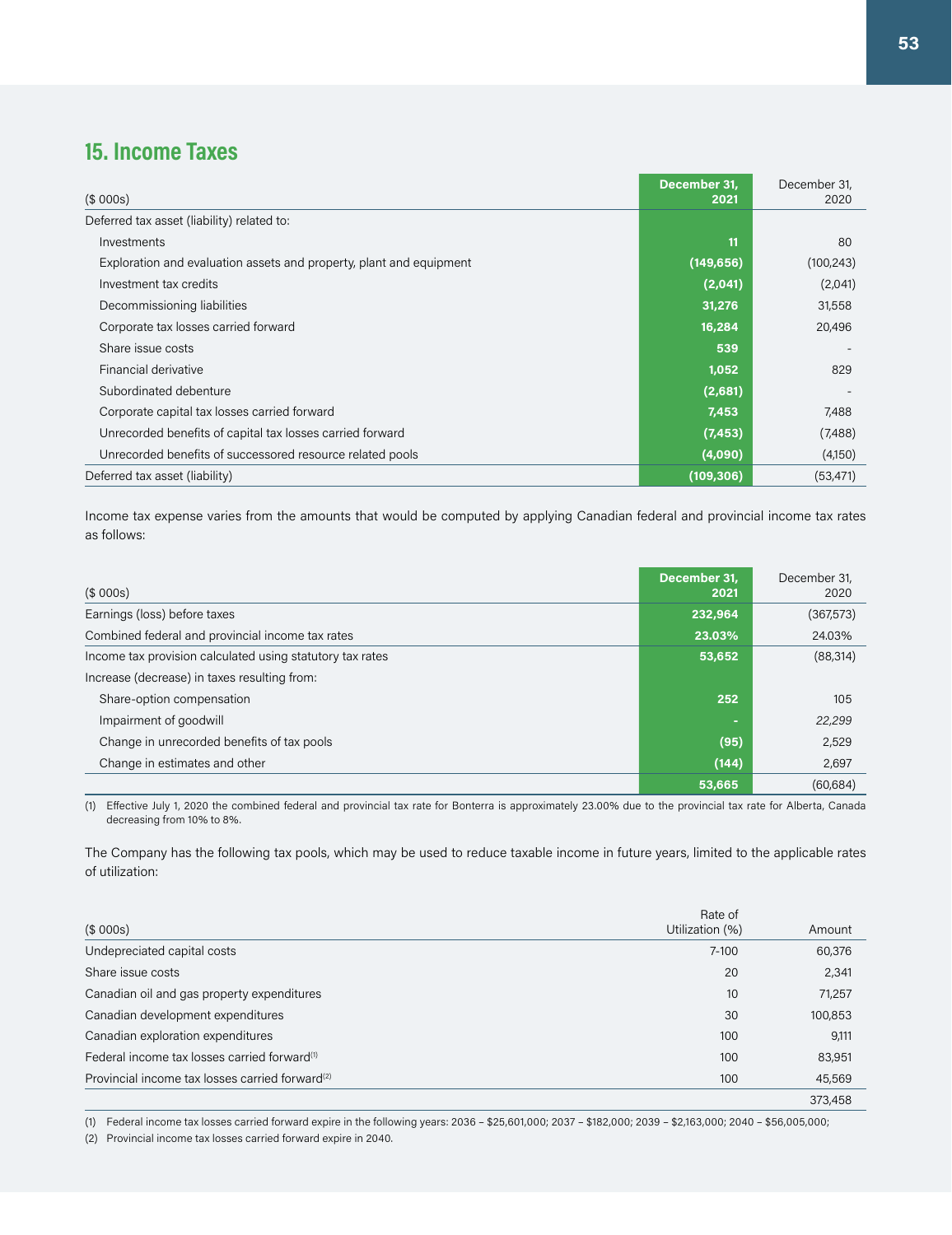## 15. Income Taxes

| ($ 000s) | December 31, 2021 | December 31, 2020 |
|---|---|---|
| Deferred tax asset (liability) related to: | | |
| Investments | 11 | 80 |
| Exploration and evaluation assets and property, plant and equipment | (149,656) | (100,243) |
| Investment tax credits | (2,041) | (2,041) |
| Decommissioning liabilities | 31,276 | 31,558 |
| Corporate tax losses carried forward | 16,284 | 20,496 |
| Share issue costs | 539 | - |
| Financial derivative | 1,052 | 829 |
| Subordinated debenture | (2,681) | - |
| Corporate capital tax losses carried forward | 7,453 | 7,488 |
| Unrecorded benefits of capital tax losses carried forward | (7,453) | (7,488) |
| Unrecorded benefits of successored resource related pools | (4,090) | (4,150) |
| Deferred tax asset (liability) | (109,306) | (53,471) |

Income tax expense varies from the amounts that would be computed by applying Canadian federal and provincial income tax rates as follows:

| ($ 000s) | December 31, 2021 | December 31, 2020 |
|---|---|---|
| Earnings (loss) before taxes | 232,964 | (367,573) |
| Combined federal and provincial income tax rates | 23.03% | 24.03% |
| Income tax provision calculated using statutory tax rates | 53,652 | (88,314) |
| Increase (decrease) in taxes resulting from: | | |
| Share-option compensation | 252 | 105 |
| Impairment of goodwill | - | *22,299* |
| Change in unrecorded benefits of tax pools | (95) | 2,529 |
| Change in estimates and other | (144) | 2,697 |
| | 53,665 | (60,684) |

(1) Effective July 1, 2020 the combined federal and provincial tax rate for Bonterra is approximately 23.00% due to the provincial tax rate for Alberta, Canada decreasing from 10% to 8%.

The Company has the following tax pools, which may be used to reduce taxable income in future years, limited to the applicable rates of utilization:

| ($ 000s) | Rate of Utilization (%) | Amount |
|---|---|---|
| Undepreciated capital costs | 7-100 | 60,376 |
| Share issue costs | 20 | 2,341 |
| Canadian oil and gas property expenditures | 10 | 71,257 |
| Canadian development expenditures | 30 | 100,853 |
| Canadian exploration expenditures | 100 | 9,111 |
| Federal income tax losses carried forward[1] | 100 | 83,951 |
| Provincial income tax losses carried forward[2] | 100 | 45,569 |
| | | 373,458 |

(1) Federal income tax losses carried forward expire in the following years: 2036 – $25,601,000; 2037 – $182,000; 2039 – $2,163,000; 2040 – $56,005,000;

(2) Provincial income tax losses carried forward expire in 2040.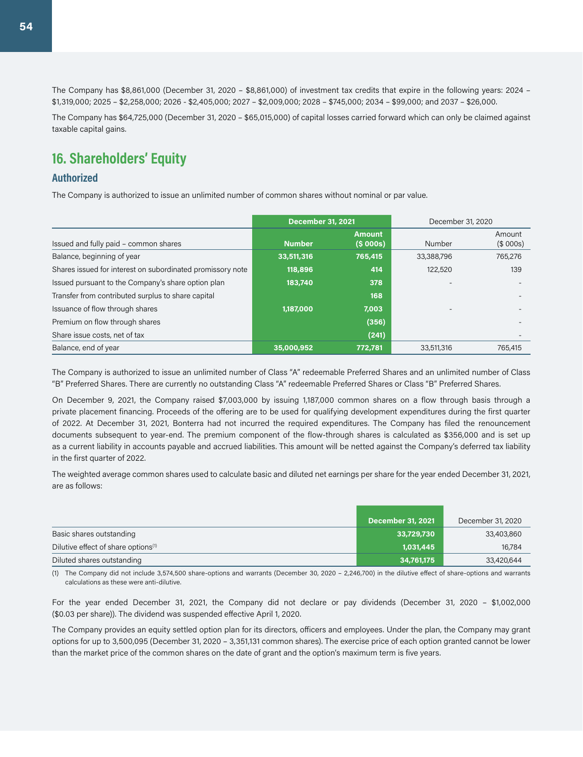The Company has $8,861,000 (December 31, 2020 – $8,861,000) of investment tax credits that expire in the following years: 2024 – $1,319,000; 2025 – $2,258,000; 2026 - $2,405,000; 2027 – $2,009,000; 2028 – $745,000; 2034 – $99,000; and 2037 – $26,000.

The Company has $64,725,000 (December 31, 2020 – $65,015,000) of capital losses carried forward which can only be claimed against taxable capital gains.

## 16. Shareholders' Equity

### Authorized

The Company is authorized to issue an unlimited number of common shares without nominal or par value.

| | December 31, 2021 | | December 31, 2020 | |
|---|---|---|---|---|
| Issued and fully paid – common shares | Number | Amount ($ 000s) | Number | Amount ($ 000s) |
| Balance, beginning of year | 33,511,316 | 765,415 | 33,388,796 | 765,276 |
| Shares issued for interest on subordinated promissory note | 118,896 | 414 | 122,520 | 139 |
| Issued pursuant to the Company's share option plan | 183,740 | 378 | - | - |
| Transfer from contributed surplus to share capital | | 168 | | - |
| Issuance of flow through shares | 1,187,000 | 7,003 | - | - |
| Premium on flow through shares | | (356) | | - |
| Share issue costs, net of tax | | (241) | | - |
| Balance, end of year | 35,000,952 | 772,781 | 33,511,316 | 765,415 |

The Company is authorized to issue an unlimited number of Class "A" redeemable Preferred Shares and an unlimited number of Class "B" Preferred Shares. There are currently no outstanding Class "A" redeemable Preferred Shares or Class "B" Preferred Shares.

On December 9, 2021, the Company raised $7,003,000 by issuing 1,187,000 common shares on a flow through basis through a private placement financing. Proceeds of the offering are to be used for qualifying development expenditures during the first quarter of 2022. At December 31, 2021, Bonterra had not incurred the required expenditures. The Company has filed the renouncement documents subsequent to year-end. The premium component of the flow-through shares is calculated as $356,000 and is set up as a current liability in accounts payable and accrued liabilities. This amount will be netted against the Company's deferred tax liability in the first quarter of 2022.

The weighted average common shares used to calculate basic and diluted net earnings per share for the year ended December 31, 2021, are as follows:

| | December 31, 2021 | December 31, 2020 |
|---|---|---|
| Basic shares outstanding | 33,729,730 | 33,403,860 |
| Dilutive effect of share options[1] | 1,031,445 | 16,784 |
| Diluted shares outstanding | 34,761,175 | 33,420,644 |

(1) The Company did not include 3,574,500 share-options and warrants (December 30, 2020 – 2,246,700) in the dilutive effect of share-options and warrants calculations as these were anti-dilutive.

For the year ended December 31, 2021, the Company did not declare or pay dividends (December 31, 2020 – $1,002,000 ($0.03 per share)). The dividend was suspended effective April 1, 2020.

The Company provides an equity settled option plan for its directors, officers and employees. Under the plan, the Company may grant options for up to 3,500,095 (December 31, 2020 – 3,351,131 common shares). The exercise price of each option granted cannot be lower than the market price of the common shares on the date of grant and the option's maximum term is five years.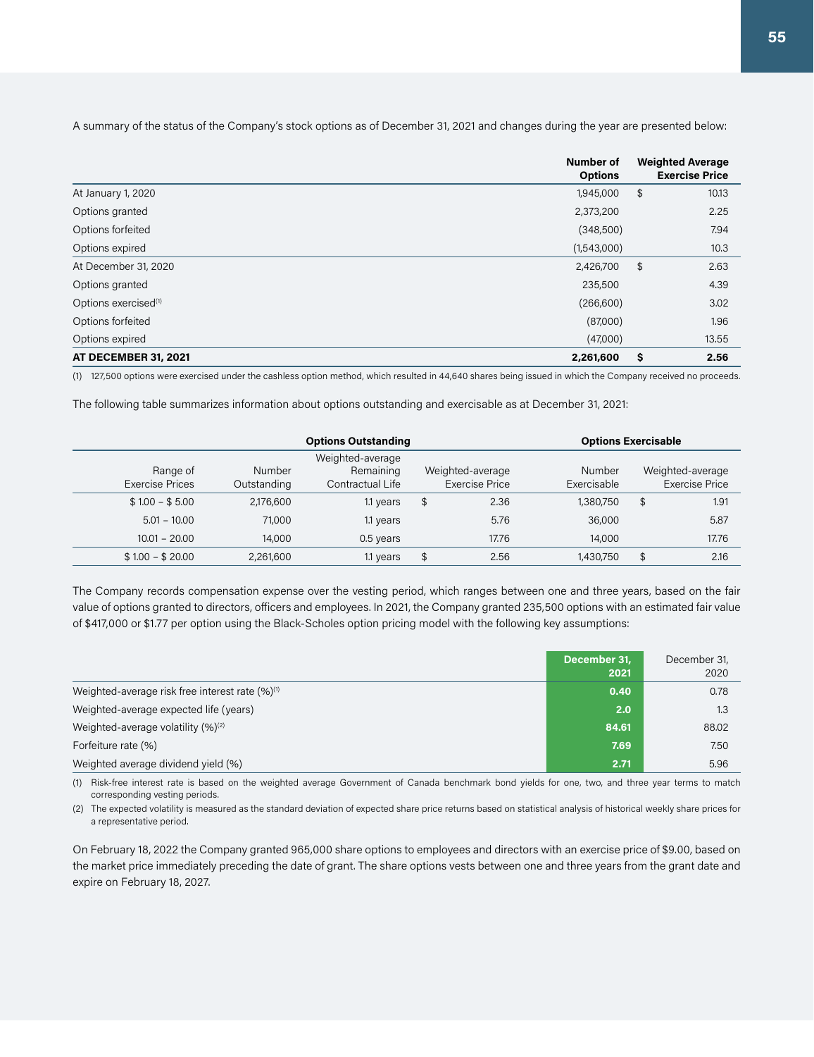A summary of the status of the Company's stock options as of December 31, 2021 and changes during the year are presented below:

| | Number of Options | Weighted Average Exercise Price |
|---|---|---|
| At January 1, 2020 | 1,945,000 | $ 10.13 |
| Options granted | 2,373,200 | 2.25 |
| Options forfeited | (348,500) | 7.94 |
| Options expired | (1,543,000) | 10.3 |
| At December 31, 2020 | 2,426,700 | $ 2.63 |
| Options granted | 235,500 | 4.39 |
| Options exercised[1] | (266,600) | 3.02 |
| Options forfeited | (87,000) | 1.96 |
| Options expired | (47,000) | 13.55 |
| **AT DECEMBER 31, 2021** | **2,261,600** | **$ 2.56** |

(1) 127,500 options were exercised under the cashless option method, which resulted in 44,640 shares being issued in which the Company received no proceeds.

The following table summarizes information about options outstanding and exercisable as at December 31, 2021:

| | Options Outstanding | | | Options Exercisable | |
|---|---|---|---|---|---|
| Range of Exercise Prices | Number Outstanding | Weighted-average Remaining Contractual Life | Weighted-average Exercise Price | Number Exercisable | Weighted-average Exercise Price |
| $ 1.00 – $ 5.00 | 2,176,600 | 1.1 years | $ 2.36 | 1,380,750 | $ 1.91 |
| 5.01 – 10.00 | 71,000 | 1.1 years | 5.76 | 36,000 | 5.87 |
| 10.01 – 20.00 | 14,000 | 0.5 years | 17.76 | 14,000 | 17.76 |
| $ 1.00 – $ 20.00 | 2,261,600 | 1.1 years | $ 2.56 | 1,430,750 | $ 2.16 |

The Company records compensation expense over the vesting period, which ranges between one and three years, based on the fair value of options granted to directors, officers and employees. In 2021, the Company granted 235,500 options with an estimated fair value of $417,000 or $1.77 per option using the Black-Scholes option pricing model with the following key assumptions:

| | December 31, 2021 | December 31, 2020 |
|---|---|---|
| Weighted-average risk free interest rate (%)[1] | **0.40** | 0.78 |
| Weighted-average expected life (years) | **2.0** | 1.3 |
| Weighted-average volatility (%)[2] | **84.61** | 88.02 |
| Forfeiture rate (%) | **7.69** | 7.50 |
| Weighted average dividend yield (%) | **2.71** | 5.96 |

(1) Risk-free interest rate is based on the weighted average Government of Canada benchmark bond yields for one, two, and three year terms to match corresponding vesting periods.

(2) The expected volatility is measured as the standard deviation of expected share price returns based on statistical analysis of historical weekly share prices for a representative period.

On February 18, 2022 the Company granted 965,000 share options to employees and directors with an exercise price of $9.00, based on the market price immediately preceding the date of grant. The share options vests between one and three years from the grant date and expire on February 18, 2027.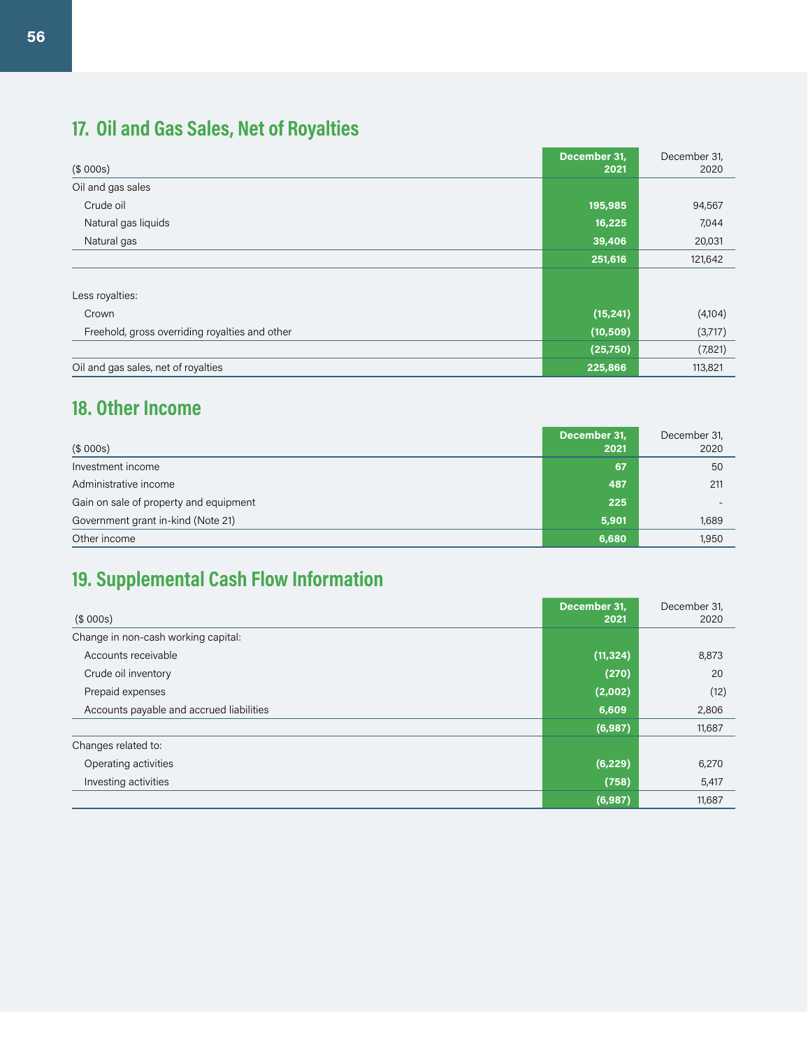## 17. Oil and Gas Sales, Net of Royalties

| ($ 000s) | December 31, 2021 | December 31, 2020 |
|---|---|---|
| Oil and gas sales | | |
| Crude oil | **195,985** | 94,567 |
| Natural gas liquids | **16,225** | 7,044 |
| Natural gas | **39,406** | 20,031 |
| | **251,616** | 121,642 |
| Less royalties: | | |
| Crown | **(15,241)** | (4,104) |
| Freehold, gross overriding royalties and other | **(10,509)** | (3,717) |
| | **(25,750)** | (7,821) |
| Oil and gas sales, net of royalties | **225,866** | 113,821 |

## 18. Other Income

| ($ 000s) | December 31, 2021 | December 31, 2020 |
|---|---|---|
| Investment income | **67** | 50 |
| Administrative income | **487** | 211 |
| Gain on sale of property and equipment | **225** | - |
| Government grant in-kind (Note 21) | **5,901** | 1,689 |
| Other income | **6,680** | 1,950 |

## 19. Supplemental Cash Flow Information

| ($ 000s) | December 31, 2021 | December 31, 2020 |
|---|---|---|
| Change in non-cash working capital: | | |
| Accounts receivable | **(11,324)** | 8,873 |
| Crude oil inventory | **(270)** | 20 |
| Prepaid expenses | **(2,002)** | (12) |
| Accounts payable and accrued liabilities | **6,609** | 2,806 |
| | **(6,987)** | 11,687 |
| Changes related to: | | |
| Operating activities | **(6,229)** | 6,270 |
| Investing activities | **(758)** | 5,417 |
| | **(6,987)** | 11,687 |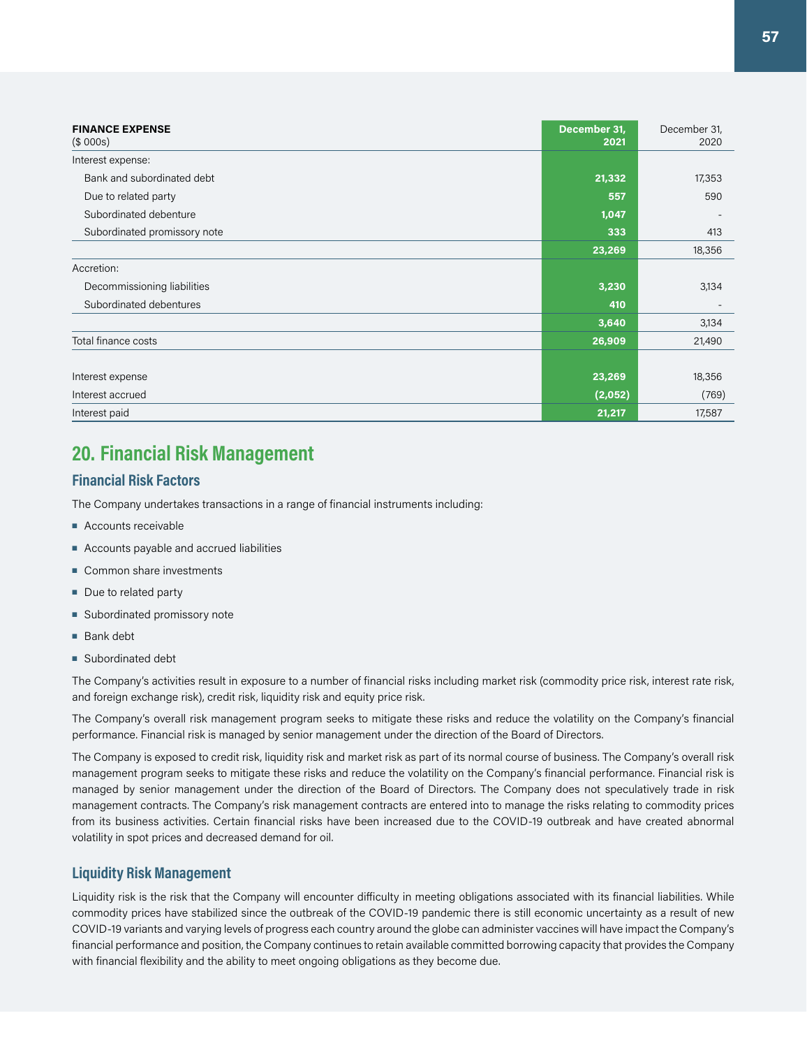| **FINANCE EXPENSE** ($ 000s) | **December 31, 2021** | December 31, 2020 |
|---|---|---|
| Interest expense: | | |
| Bank and subordinated debt | **21,332** | 17,353 |
| Due to related party | **557** | 590 |
| Subordinated debenture | **1,047** | - |
| Subordinated promissory note | **333** | 413 |
| | **23,269** | 18,356 |
| Accretion: | | |
| Decommissioning liabilities | **3,230** | 3,134 |
| Subordinated debentures | **410** | - |
| | **3,640** | 3,134 |
| Total finance costs | **26,909** | 21,490 |
| | | |
| Interest expense | **23,269** | 18,356 |
| Interest accrued | **(2,052)** | (769) |
| Interest paid | **21,217** | 17,587 |

## 20. Financial Risk Management

### Financial Risk Factors

The Company undertakes transactions in a range of financial instruments including:

- Accounts receivable
- Accounts payable and accrued liabilities
- Common share investments
- Due to related party
- Subordinated promissory note
- Bank debt
- Subordinated debt

The Company's activities result in exposure to a number of financial risks including market risk (commodity price risk, interest rate risk, and foreign exchange risk), credit risk, liquidity risk and equity price risk.

The Company's overall risk management program seeks to mitigate these risks and reduce the volatility on the Company's financial performance. Financial risk is managed by senior management under the direction of the Board of Directors.

The Company is exposed to credit risk, liquidity risk and market risk as part of its normal course of business. The Company's overall risk management program seeks to mitigate these risks and reduce the volatility on the Company's financial performance. Financial risk is managed by senior management under the direction of the Board of Directors. The Company does not speculatively trade in risk management contracts. The Company's risk management contracts are entered into to manage the risks relating to commodity prices from its business activities. Certain financial risks have been increased due to the COVID-19 outbreak and have created abnormal volatility in spot prices and decreased demand for oil.

### Liquidity Risk Management

Liquidity risk is the risk that the Company will encounter difficulty in meeting obligations associated with its financial liabilities. While commodity prices have stabilized since the outbreak of the COVID-19 pandemic there is still economic uncertainty as a result of new COVID-19 variants and varying levels of progress each country around the globe can administer vaccines will have impact the Company's financial performance and position, the Company continues to retain available committed borrowing capacity that provides the Company with financial flexibility and the ability to meet ongoing obligations as they become due.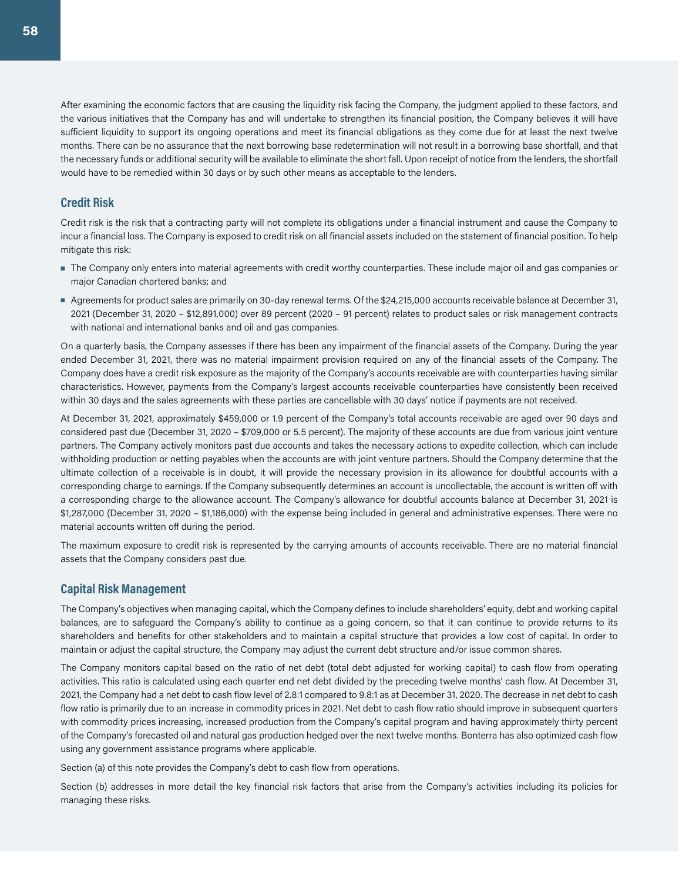After examining the economic factors that are causing the liquidity risk facing the Company, the judgment applied to these factors, and the various initiatives that the Company has and will undertake to strengthen its financial position, the Company believes it will have sufficient liquidity to support its ongoing operations and meet its financial obligations as they come due for at least the next twelve months. There can be no assurance that the next borrowing base redetermination will not result in a borrowing base shortfall, and that the necessary funds or additional security will be available to eliminate the short fall. Upon receipt of notice from the lenders, the shortfall would have to be remedied within 30 days or by such other means as acceptable to the lenders.

## Credit Risk

Credit risk is the risk that a contracting party will not complete its obligations under a financial instrument and cause the Company to incur a financial loss. The Company is exposed to credit risk on all financial assets included on the statement of financial position. To help mitigate this risk:

- The Company only enters into material agreements with credit worthy counterparties. These include major oil and gas companies or major Canadian chartered banks; and
- Agreements for product sales are primarily on 30-day renewal terms. Of the $24,215,000 accounts receivable balance at December 31, 2021 (December 31, 2020 – $12,891,000) over 89 percent (2020 – 91 percent) relates to product sales or risk management contracts with national and international banks and oil and gas companies.

On a quarterly basis, the Company assesses if there has been any impairment of the financial assets of the Company. During the year ended December 31, 2021, there was no material impairment provision required on any of the financial assets of the Company. The Company does have a credit risk exposure as the majority of the Company's accounts receivable are with counterparties having similar characteristics. However, payments from the Company's largest accounts receivable counterparties have consistently been received within 30 days and the sales agreements with these parties are cancellable with 30 days' notice if payments are not received.

At December 31, 2021, approximately $459,000 or 1.9 percent of the Company's total accounts receivable are aged over 90 days and considered past due (December 31, 2020 – $709,000 or 5.5 percent). The majority of these accounts are due from various joint venture partners. The Company actively monitors past due accounts and takes the necessary actions to expedite collection, which can include withholding production or netting payables when the accounts are with joint venture partners. Should the Company determine that the ultimate collection of a receivable is in doubt, it will provide the necessary provision in its allowance for doubtful accounts with a corresponding charge to earnings. If the Company subsequently determines an account is uncollectable, the account is written off with a corresponding charge to the allowance account. The Company's allowance for doubtful accounts balance at December 31, 2021 is $1,287,000 (December 31, 2020 – $1,186,000) with the expense being included in general and administrative expenses. There were no material accounts written off during the period.

The maximum exposure to credit risk is represented by the carrying amounts of accounts receivable. There are no material financial assets that the Company considers past due.

## Capital Risk Management

The Company's objectives when managing capital, which the Company defines to include shareholders' equity, debt and working capital balances, are to safeguard the Company's ability to continue as a going concern, so that it can continue to provide returns to its shareholders and benefits for other stakeholders and to maintain a capital structure that provides a low cost of capital. In order to maintain or adjust the capital structure, the Company may adjust the current debt structure and/or issue common shares.

The Company monitors capital based on the ratio of net debt (total debt adjusted for working capital) to cash flow from operating activities. This ratio is calculated using each quarter end net debt divided by the preceding twelve months' cash flow. At December 31, 2021, the Company had a net debt to cash flow level of 2.8:1 compared to 9.8:1 as at December 31, 2020. The decrease in net debt to cash flow ratio is primarily due to an increase in commodity prices in 2021. Net debt to cash flow ratio should improve in subsequent quarters with commodity prices increasing, increased production from the Company's capital program and having approximately thirty percent of the Company's forecasted oil and natural gas production hedged over the next twelve months. Bonterra has also optimized cash flow using any government assistance programs where applicable.

Section (a) of this note provides the Company's debt to cash flow from operations.

Section (b) addresses in more detail the key financial risk factors that arise from the Company's activities including its policies for managing these risks.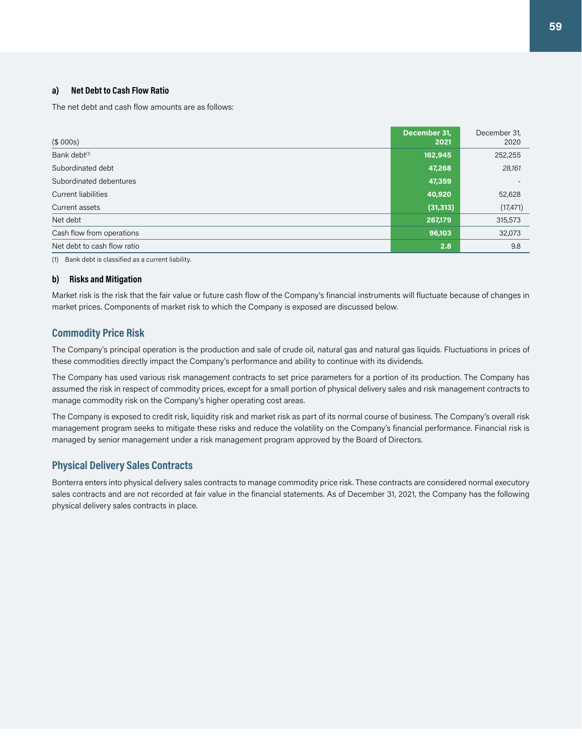### a) Net Debt to Cash Flow Ratio

The net debt and cash flow amounts are as follows:

| ($ 000s) | December 31, 2021 | December 31, 2020 |
|---|---|---|
| Bank debt[1] | **162,945** | 252,255 |
| Subordinated debt | **47,268** | *28,161* |
| Subordinated debentures | **47,359** | - |
| Current liabilities | **40,920** | 52,628 |
| Current assets | **(31,313)** | (17,471) |
| Net debt | **267,179** | 315,573 |
| Cash flow from operations | **96,103** | 32,073 |
| Net debt to cash flow ratio | **2.8** | 9.8 |

(1) Bank debt is classified as a current liability.

### b) Risks and Mitigation

Market risk is the risk that the fair value or future cash flow of the Company's financial instruments will fluctuate because of changes in market prices. Components of market risk to which the Company is exposed are discussed below.

## Commodity Price Risk

The Company's principal operation is the production and sale of crude oil, natural gas and natural gas liquids. Fluctuations in prices of these commodities directly impact the Company's performance and ability to continue with its dividends.

The Company has used various risk management contracts to set price parameters for a portion of its production. The Company has assumed the risk in respect of commodity prices, except for a small portion of physical delivery sales and risk management contracts to manage commodity risk on the Company's higher operating cost areas.

The Company is exposed to credit risk, liquidity risk and market risk as part of its normal course of business. The Company's overall risk management program seeks to mitigate these risks and reduce the volatility on the Company's financial performance. Financial risk is managed by senior management under a risk management program approved by the Board of Directors.

## Physical Delivery Sales Contracts

Bonterra enters into physical delivery sales contracts to manage commodity price risk. These contracts are considered normal executory sales contracts and are not recorded at fair value in the financial statements. As of December 31, 2021, the Company has the following physical delivery sales contracts in place.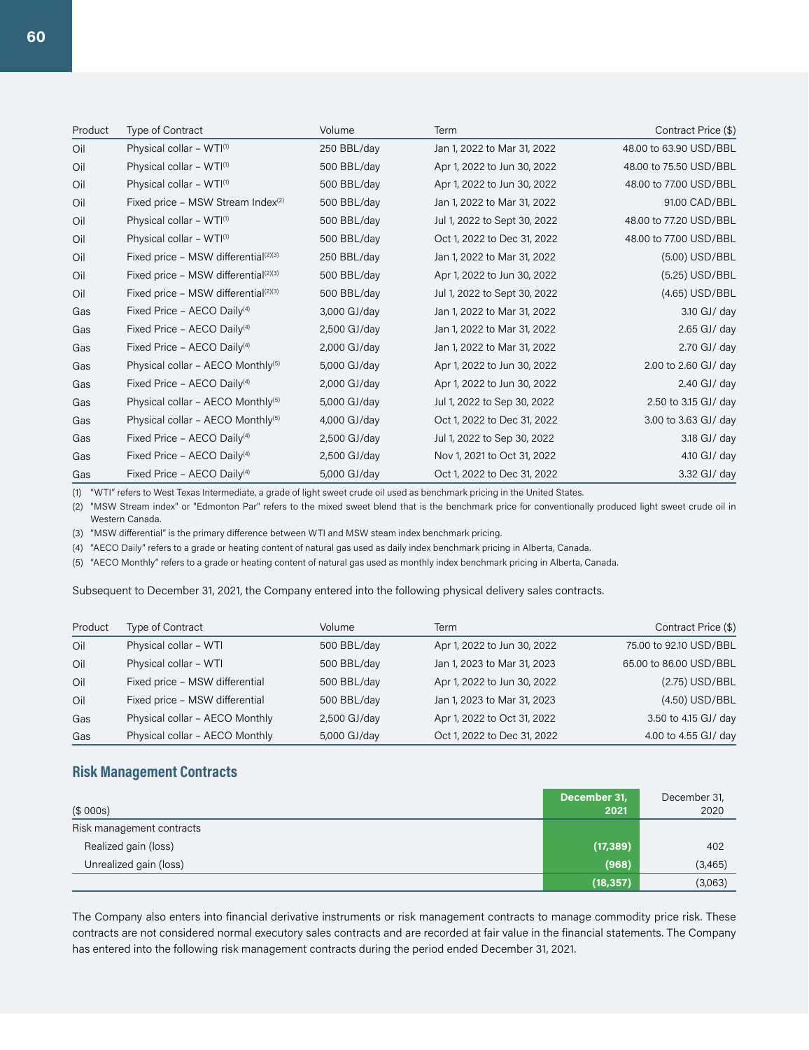| Product | Type of Contract | Volume | Term | Contract Price ($) |
|---|---|---|---|---|
| Oil | Physical collar – WTI(1) | 250 BBL/day | Jan 1, 2022 to Mar 31, 2022 | 48.00 to 63.90 USD/BBL |
| Oil | Physical collar – WTI(1) | 500 BBL/day | Apr 1, 2022 to Jun 30, 2022 | 48.00 to 75.50 USD/BBL |
| Oil | Physical collar – WTI(1) | 500 BBL/day | Apr 1, 2022 to Jun 30, 2022 | 48.00 to 77.00 USD/BBL |
| Oil | Fixed price – MSW Stream Index(2) | 500 BBL/day | Jan 1, 2022 to Mar 31, 2022 | 91.00 CAD/BBL |
| Oil | Physical collar – WTI(1) | 500 BBL/day | Jul 1, 2022 to Sept 30, 2022 | 48.00 to 77.20 USD/BBL |
| Oil | Physical collar – WTI(1) | 500 BBL/day | Oct 1, 2022 to Dec 31, 2022 | 48.00 to 77.00 USD/BBL |
| Oil | Fixed price – MSW differential(2)(3) | 250 BBL/day | Jan 1, 2022 to Mar 31, 2022 | (5.00) USD/BBL |
| Oil | Fixed price – MSW differential(2)(3) | 500 BBL/day | Apr 1, 2022 to Jun 30, 2022 | (5.25) USD/BBL |
| Oil | Fixed price – MSW differential(2)(3) | 500 BBL/day | Jul 1, 2022 to Sept 30, 2022 | (4.65) USD/BBL |
| Gas | Fixed Price – AECO Daily(4) | 3,000 GJ/day | Jan 1, 2022 to Mar 31, 2022 | 3.10 GJ/ day |
| Gas | Fixed Price – AECO Daily(4) | 2,500 GJ/day | Jan 1, 2022 to Mar 31, 2022 | 2.65 GJ/ day |
| Gas | Fixed Price – AECO Daily(4) | 2,000 GJ/day | Jan 1, 2022 to Mar 31, 2022 | 2.70 GJ/ day |
| Gas | Physical collar – AECO Monthly(5) | 5,000 GJ/day | Apr 1, 2022 to Jun 30, 2022 | 2.00 to 2.60 GJ/ day |
| Gas | Fixed Price – AECO Daily(4) | 2,000 GJ/day | Apr 1, 2022 to Jun 30, 2022 | 2.40 GJ/ day |
| Gas | Physical collar – AECO Monthly(5) | 5,000 GJ/day | Jul 1, 2022 to Sep 30, 2022 | 2.50 to 3.15 GJ/ day |
| Gas | Physical collar – AECO Monthly(5) | 4,000 GJ/day | Oct 1, 2022 to Dec 31, 2022 | 3.00 to 3.63 GJ/ day |
| Gas | Fixed Price – AECO Daily(4) | 2,500 GJ/day | Jul 1, 2022 to Sep 30, 2022 | 3.18 GJ/ day |
| Gas | Fixed Price – AECO Daily(4) | 2,500 GJ/day | Nov 1, 2021 to Oct 31, 2022 | 4.10 GJ/ day |
| Gas | Fixed Price – AECO Daily(4) | 5,000 GJ/day | Oct 1, 2022 to Dec 31, 2022 | 3.32 GJ/ day |

(1) "WTI" refers to West Texas Intermediate, a grade of light sweet crude oil used as benchmark pricing in the United States.
(2) "MSW Stream index" or "Edmonton Par" refers to the mixed sweet blend that is the benchmark price for conventionally produced light sweet crude oil in Western Canada.
(3) "MSW differential" is the primary difference between WTI and MSW steam index benchmark pricing.
(4) "AECO Daily" refers to a grade or heating content of natural gas used as daily index benchmark pricing in Alberta, Canada.
(5) "AECO Monthly" refers to a grade or heating content of natural gas used as monthly index benchmark pricing in Alberta, Canada.

Subsequent to December 31, 2021, the Company entered into the following physical delivery sales contracts.

| Product | Type of Contract | Volume | Term | Contract Price ($) |
|---|---|---|---|---|
| Oil | Physical collar – WTI | 500 BBL/day | Apr 1, 2022 to Jun 30, 2022 | 75.00 to 92.10 USD/BBL |
| Oil | Physical collar – WTI | 500 BBL/day | Jan 1, 2023 to Mar 31, 2023 | 65.00 to 86.00 USD/BBL |
| Oil | Fixed price – MSW differential | 500 BBL/day | Apr 1, 2022 to Jun 30, 2022 | (2.75) USD/BBL |
| Oil | Fixed price – MSW differential | 500 BBL/day | Jan 1, 2023 to Mar 31, 2023 | (4.50) USD/BBL |
| Gas | Physical collar – AECO Monthly | 2,500 GJ/day | Apr 1, 2022 to Oct 31, 2022 | 3.50 to 4.15 GJ/ day |
| Gas | Physical collar – AECO Monthly | 5,000 GJ/day | Oct 1, 2022 to Dec 31, 2022 | 4.00 to 4.55 GJ/ day |

## Risk Management Contracts

| ($ 000s) | **December 31, 2021** | December 31, 2020 |
|---|---|---|
| Risk management contracts | | |
| Realized gain (loss) | **(17,389)** | 402 |
| Unrealized gain (loss) | **(968)** | (3,465) |
| | **(18,357)** | (3,063) |

The Company also enters into financial derivative instruments or risk management contracts to manage commodity price risk. These contracts are not considered normal executory sales contracts and are recorded at fair value in the financial statements. The Company has entered into the following risk management contracts during the period ended December 31, 2021.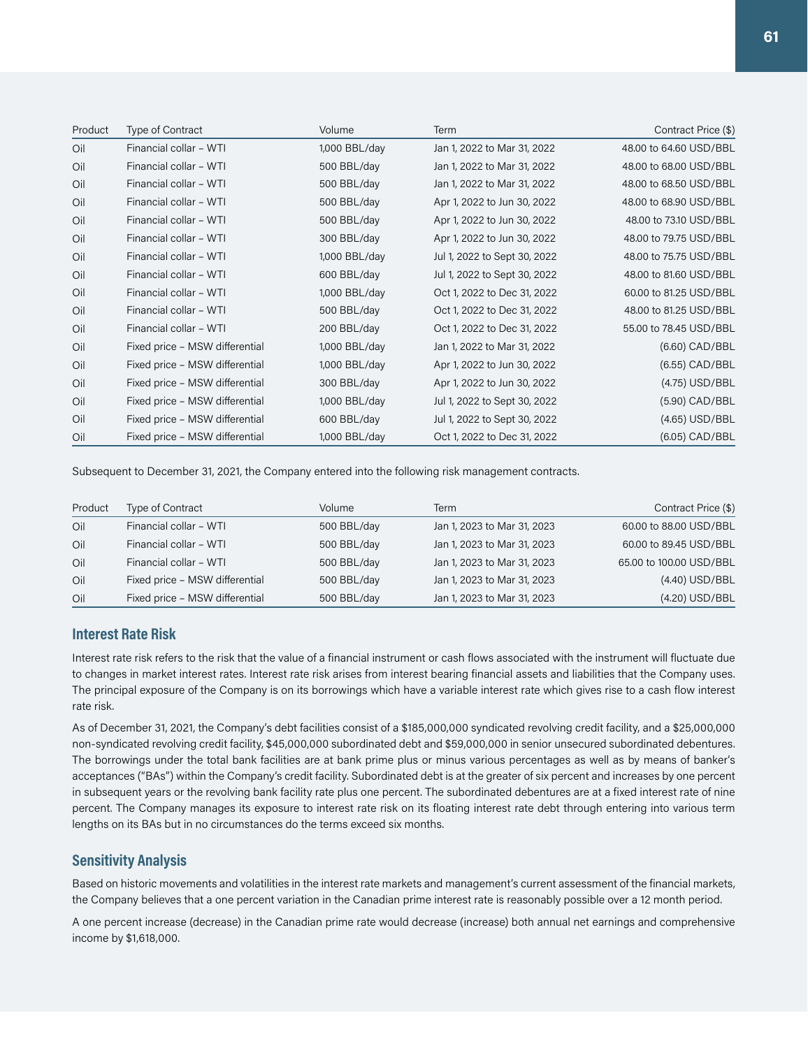| Product | Type of Contract | Volume | Term | Contract Price ($) |
| --- | --- | --- | --- | --- |
| Oil | Financial collar – WTI | 1,000 BBL/day | Jan 1, 2022 to Mar 31, 2022 | 48.00 to 64.60 USD/BBL |
| Oil | Financial collar – WTI | 500 BBL/day | Jan 1, 2022 to Mar 31, 2022 | 48.00 to 68.00 USD/BBL |
| Oil | Financial collar – WTI | 500 BBL/day | Jan 1, 2022 to Mar 31, 2022 | 48.00 to 68.50 USD/BBL |
| Oil | Financial collar – WTI | 500 BBL/day | Apr 1, 2022 to Jun 30, 2022 | 48.00 to 68.90 USD/BBL |
| Oil | Financial collar – WTI | 500 BBL/day | Apr 1, 2022 to Jun 30, 2022 | 48.00 to 73.10 USD/BBL |
| Oil | Financial collar – WTI | 300 BBL/day | Apr 1, 2022 to Jun 30, 2022 | 48.00 to 79.75 USD/BBL |
| Oil | Financial collar – WTI | 1,000 BBL/day | Jul 1, 2022 to Sept 30, 2022 | 48.00 to 75.75 USD/BBL |
| Oil | Financial collar – WTI | 600 BBL/day | Jul 1, 2022 to Sept 30, 2022 | 48.00 to 81.60 USD/BBL |
| Oil | Financial collar – WTI | 1,000 BBL/day | Oct 1, 2022 to Dec 31, 2022 | 60.00 to 81.25 USD/BBL |
| Oil | Financial collar – WTI | 500 BBL/day | Oct 1, 2022 to Dec 31, 2022 | 48.00 to 81.25 USD/BBL |
| Oil | Financial collar – WTI | 200 BBL/day | Oct 1, 2022 to Dec 31, 2022 | 55.00 to 78.45 USD/BBL |
| Oil | Fixed price – MSW differential | 1,000 BBL/day | Jan 1, 2022 to Mar 31, 2022 | (6.60) CAD/BBL |
| Oil | Fixed price – MSW differential | 1,000 BBL/day | Apr 1, 2022 to Jun 30, 2022 | (6.55) CAD/BBL |
| Oil | Fixed price – MSW differential | 300 BBL/day | Apr 1, 2022 to Jun 30, 2022 | (4.75) USD/BBL |
| Oil | Fixed price – MSW differential | 1,000 BBL/day | Jul 1, 2022 to Sept 30, 2022 | (5.90) CAD/BBL |
| Oil | Fixed price – MSW differential | 600 BBL/day | Jul 1, 2022 to Sept 30, 2022 | (4.65) USD/BBL |
| Oil | Fixed price – MSW differential | 1,000 BBL/day | Oct 1, 2022 to Dec 31, 2022 | (6.05) CAD/BBL |

Subsequent to December 31, 2021, the Company entered into the following risk management contracts.

| Product | Type of Contract | Volume | Term | Contract Price ($) |
| --- | --- | --- | --- | --- |
| Oil | Financial collar – WTI | 500 BBL/day | Jan 1, 2023 to Mar 31, 2023 | 60.00 to 88.00 USD/BBL |
| Oil | Financial collar – WTI | 500 BBL/day | Jan 1, 2023 to Mar 31, 2023 | 60.00 to 89.45 USD/BBL |
| Oil | Financial collar – WTI | 500 BBL/day | Jan 1, 2023 to Mar 31, 2023 | 65.00 to 100.00 USD/BBL |
| Oil | Fixed price – MSW differential | 500 BBL/day | Jan 1, 2023 to Mar 31, 2023 | (4.40) USD/BBL |
| Oil | Fixed price – MSW differential | 500 BBL/day | Jan 1, 2023 to Mar 31, 2023 | (4.20) USD/BBL |

## Interest Rate Risk

Interest rate risk refers to the risk that the value of a financial instrument or cash flows associated with the instrument will fluctuate due to changes in market interest rates. Interest rate risk arises from interest bearing financial assets and liabilities that the Company uses. The principal exposure of the Company is on its borrowings which have a variable interest rate which gives rise to a cash flow interest rate risk.

As of December 31, 2021, the Company's debt facilities consist of a $185,000,000 syndicated revolving credit facility, and a $25,000,000 non-syndicated revolving credit facility, $45,000,000 subordinated debt and $59,000,000 in senior unsecured subordinated debentures. The borrowings under the total bank facilities are at bank prime plus or minus various percentages as well as by means of banker's acceptances ("BAs") within the Company's credit facility. Subordinated debt is at the greater of six percent and increases by one percent in subsequent years or the revolving bank facility rate plus one percent. The subordinated debentures are at a fixed interest rate of nine percent. The Company manages its exposure to interest rate risk on its floating interest rate debt through entering into various term lengths on its BAs but in no circumstances do the terms exceed six months.

## Sensitivity Analysis

Based on historic movements and volatilities in the interest rate markets and management's current assessment of the financial markets, the Company believes that a one percent variation in the Canadian prime interest rate is reasonably possible over a 12 month period.

A one percent increase (decrease) in the Canadian prime rate would decrease (increase) both annual net earnings and comprehensive income by $1,618,000.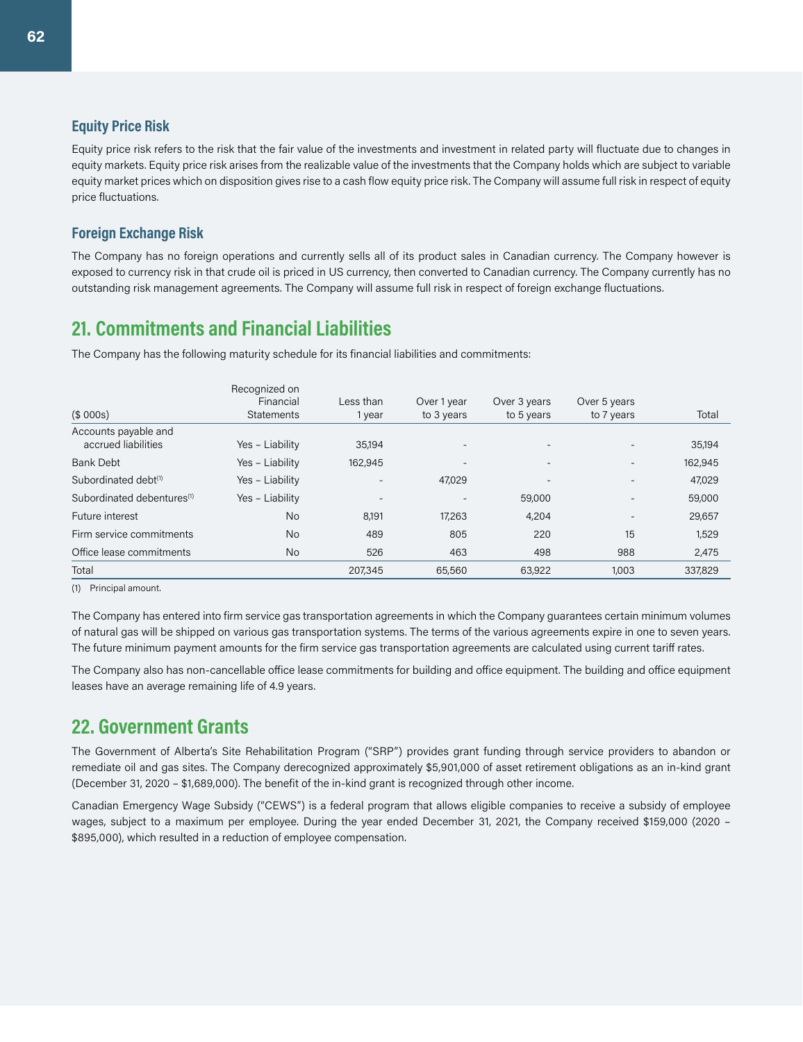### Equity Price Risk

Equity price risk refers to the risk that the fair value of the investments and investment in related party will fluctuate due to changes in equity markets. Equity price risk arises from the realizable value of the investments that the Company holds which are subject to variable equity market prices which on disposition gives rise to a cash flow equity price risk. The Company will assume full risk in respect of equity price fluctuations.

### Foreign Exchange Risk

The Company has no foreign operations and currently sells all of its product sales in Canadian currency. The Company however is exposed to currency risk in that crude oil is priced in US currency, then converted to Canadian currency. The Company currently has no outstanding risk management agreements. The Company will assume full risk in respect of foreign exchange fluctuations.

## 21. Commitments and Financial Liabilities

The Company has the following maturity schedule for its financial liabilities and commitments:

| ($ 000s) | Recognized on Financial Statements | Less than 1 year | Over 1 year to 3 years | Over 3 years to 5 years | Over 5 years to 7 years | Total |
|---|---|---|---|---|---|---|
| Accounts payable and accrued liabilities | Yes – Liability | 35,194 | - | - | - | 35,194 |
| Bank Debt | Yes – Liability | 162,945 | - | - | - | 162,945 |
| Subordinated debt[(1)] | Yes – Liability | - | 47,029 | - | - | 47,029 |
| Subordinated debentures[(1)] | Yes – Liability | - | - | 59,000 | - | 59,000 |
| Future interest | No | 8,191 | 17,263 | 4,204 | - | 29,657 |
| Firm service commitments | No | 489 | 805 | 220 | 15 | 1,529 |
| Office lease commitments | No | 526 | 463 | 498 | 988 | 2,475 |
| Total | | 207,345 | 65,560 | 63,922 | 1,003 | 337,829 |

(1) Principal amount.

The Company has entered into firm service gas transportation agreements in which the Company guarantees certain minimum volumes of natural gas will be shipped on various gas transportation systems. The terms of the various agreements expire in one to seven years. The future minimum payment amounts for the firm service gas transportation agreements are calculated using current tariff rates.

The Company also has non-cancellable office lease commitments for building and office equipment. The building and office equipment leases have an average remaining life of 4.9 years.

## 22. Government Grants

The Government of Alberta's Site Rehabilitation Program ("SRP") provides grant funding through service providers to abandon or remediate oil and gas sites. The Company derecognized approximately $5,901,000 of asset retirement obligations as an in-kind grant (December 31, 2020 – $1,689,000). The benefit of the in-kind grant is recognized through other income.

Canadian Emergency Wage Subsidy ("CEWS") is a federal program that allows eligible companies to receive a subsidy of employee wages, subject to a maximum per employee. During the year ended December 31, 2021, the Company received $159,000 (2020 – $895,000), which resulted in a reduction of employee compensation.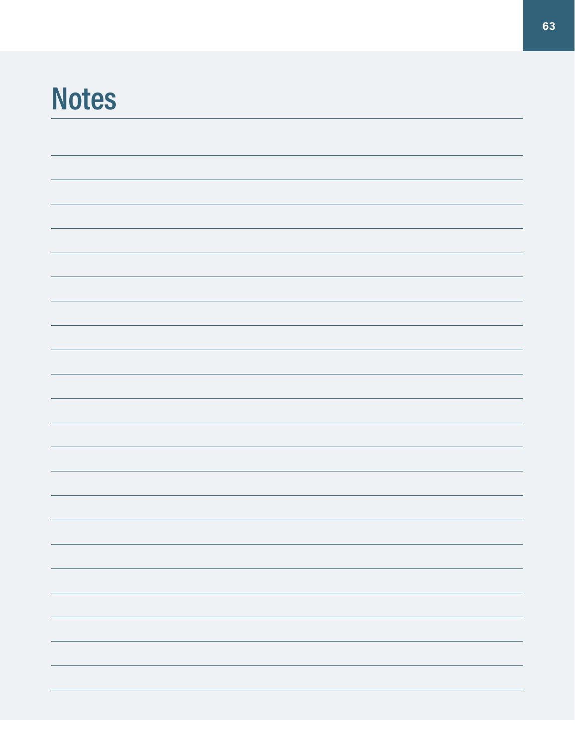# Notes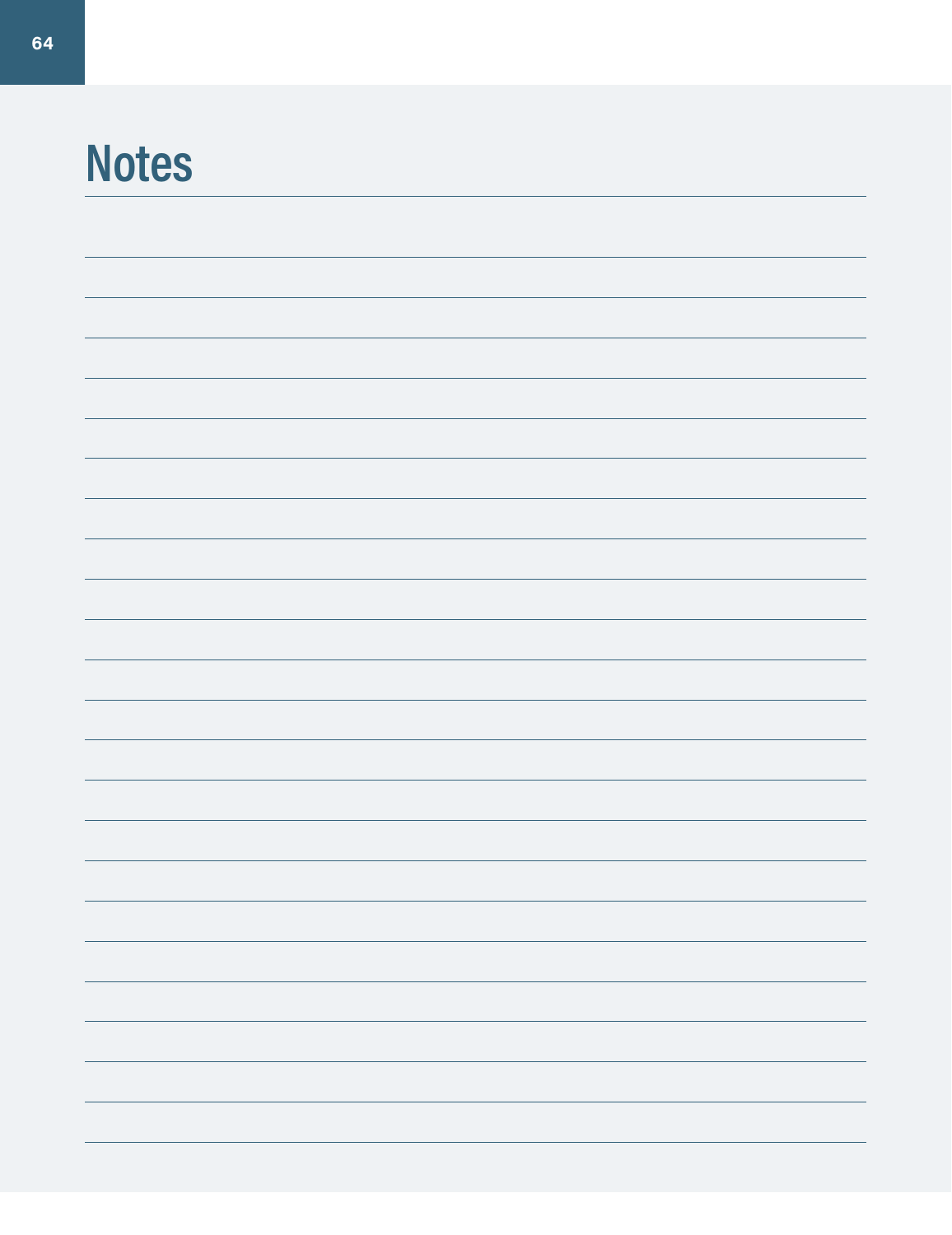# Notes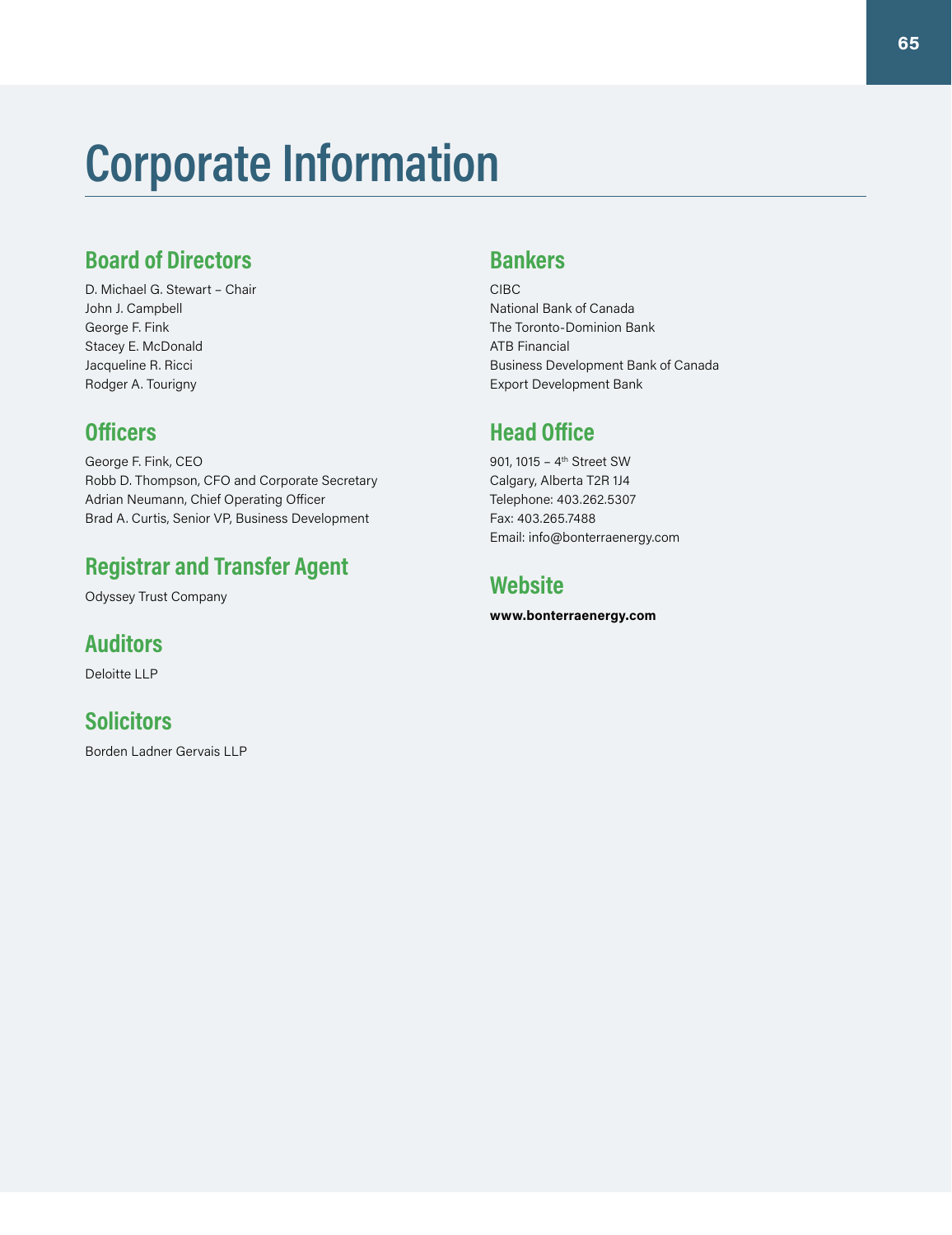# Corporate Information

## Board of Directors

D. Michael G. Stewart – Chair
John J. Campbell
George F. Fink
Stacey E. McDonald
Jacqueline R. Ricci
Rodger A. Tourigny

## Officers

George F. Fink, CEO
Robb D. Thompson, CFO and Corporate Secretary
Adrian Neumann, Chief Operating Officer
Brad A. Curtis, Senior VP, Business Development

## Registrar and Transfer Agent

Odyssey Trust Company

## Auditors

Deloitte LLP

## Solicitors

Borden Ladner Gervais LLP

## Bankers

CIBC
National Bank of Canada
The Toronto-Dominion Bank
ATB Financial
Business Development Bank of Canada
Export Development Bank

## Head Office

901, 1015 – 4th Street SW
Calgary, Alberta T2R 1J4
Telephone: 403.262.5307
Fax: 403.265.7488
Email: info@bonterraenergy.com

## Website

**www.bonterraenergy.com**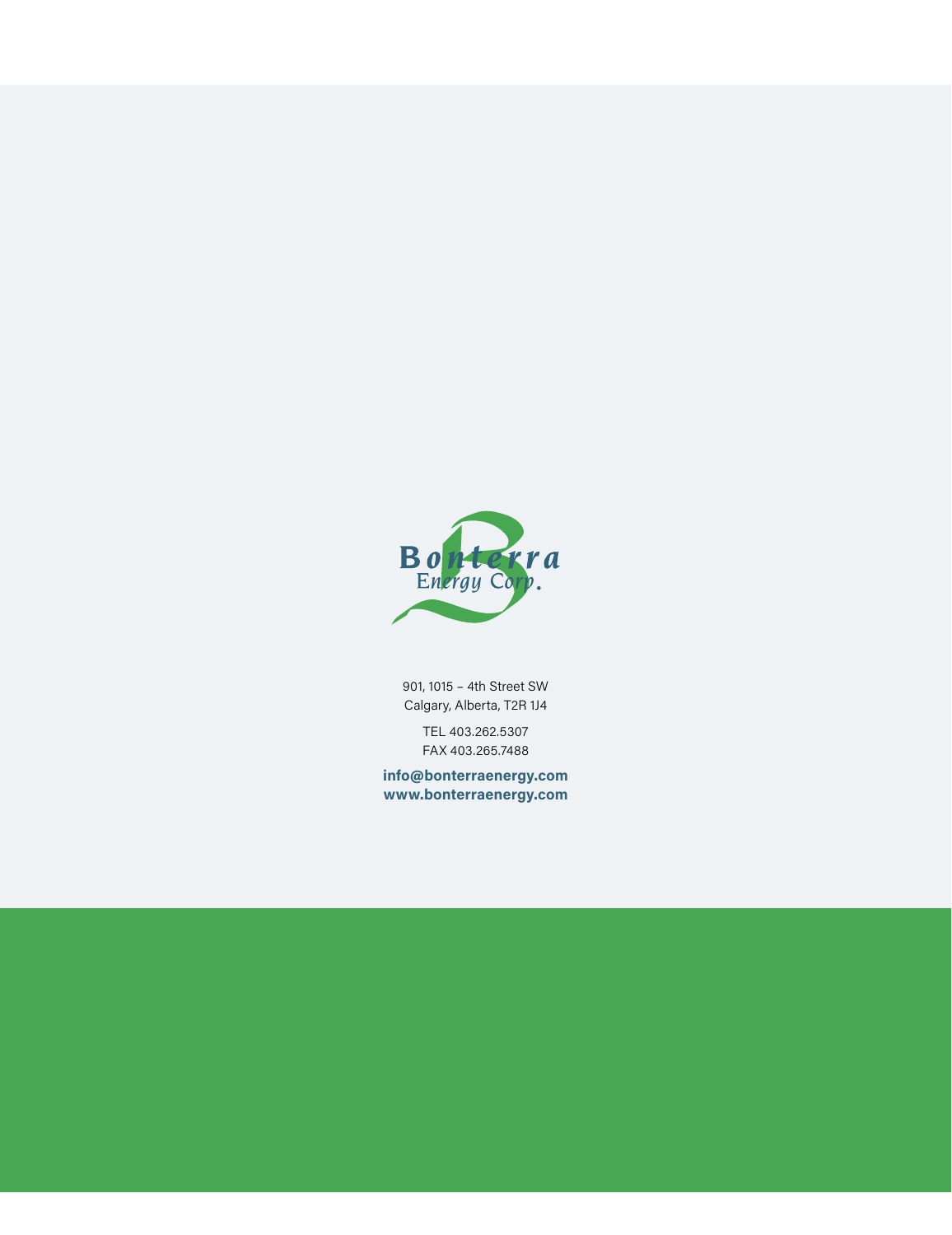Bonterra Energy Corp.

901, 1015 – 4th Street SW
Calgary, Alberta, T2R 1J4

TEL 403.262.5307
FAX 403.265.7488

**info@bonterraenergy.com**
**www.bonterraenergy.com**